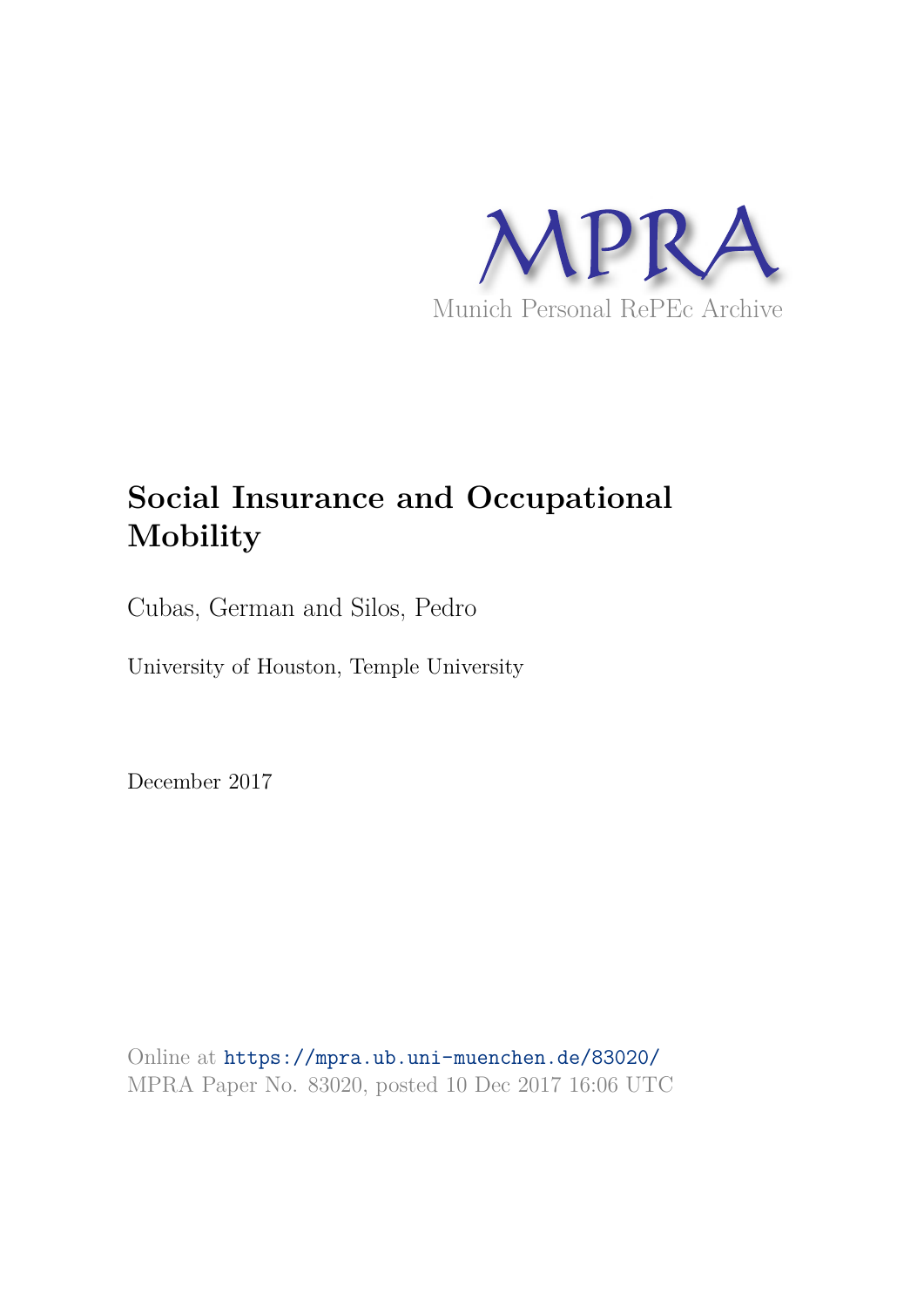MPRA

Munich Personal RePEc Archive

# Social Insurance and Occupational Mobility

Cubas, German and Silos, Pedro

University of Houston, Temple University

December 2017

Online at https://mpra.ub.uni-muenchen.de/83020/
MPRA Paper No. 83020, posted 10 Dec 2017 16:06 UTC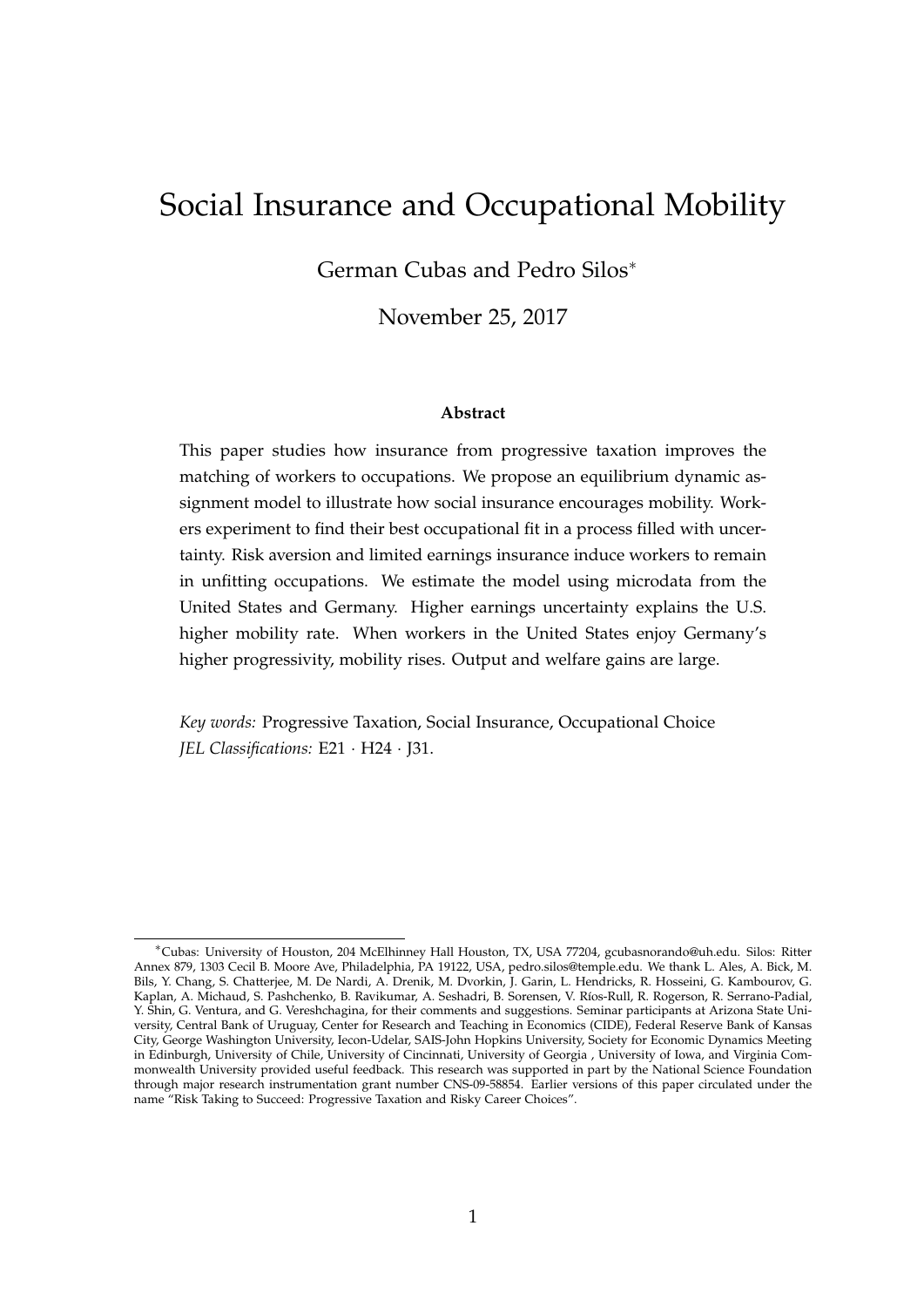# Social Insurance and Occupational Mobility

German Cubas and Pedro Silos*

November 25, 2017

**Abstract**

This paper studies how insurance from progressive taxation improves the matching of workers to occupations. We propose an equilibrium dynamic assignment model to illustrate how social insurance encourages mobility. Workers experiment to find their best occupational fit in a process filled with uncertainty. Risk aversion and limited earnings insurance induce workers to remain in unfitting occupations. We estimate the model using microdata from the United States and Germany. Higher earnings uncertainty explains the U.S. higher mobility rate. When workers in the United States enjoy Germany's higher progressivity, mobility rises. Output and welfare gains are large.

*Key words:* Progressive Taxation, Social Insurance, Occupational Choice
*JEL Classifications:* E21 · H24 · J31.

---

*Cubas: University of Houston, 204 McElhinney Hall Houston, TX, USA 77204, gcubasnorando@uh.edu. Silos: Ritter Annex 879, 1303 Cecil B. Moore Ave, Philadelphia, PA 19122, USA, pedro.silos@temple.edu. We thank L. Ales, A. Bick, M. Bils, Y. Chang, S. Chatterjee, M. De Nardi, A. Drenik, M. Dvorkin, J. Garin, L. Hendricks, R. Hosseini, G. Kambourov, G. Kaplan, A. Michaud, S. Pashchenko, B. Ravikumar, A. Seshadri, B. Sorensen, V. Ríos-Rull, R. Rogerson, R. Serrano-Padial, Y. Shin, G. Ventura, and G. Vereshchagina, for their comments and suggestions. Seminar participants at Arizona State University, Central Bank of Uruguay, Center for Research and Teaching in Economics (CIDE), Federal Reserve Bank of Kansas City, George Washington University, Iecon-Udelar, SAIS-John Hopkins University, Society for Economic Dynamics Meeting in Edinburgh, University of Chile, University of Cincinnati, University of Georgia , University of Iowa, and Virginia Commonwealth University provided useful feedback. This research was supported in part by the National Science Foundation through major research instrumentation grant number CNS-09-58854. Earlier versions of this paper circulated under the name "Risk Taking to Succeed: Progressive Taxation and Risky Career Choices".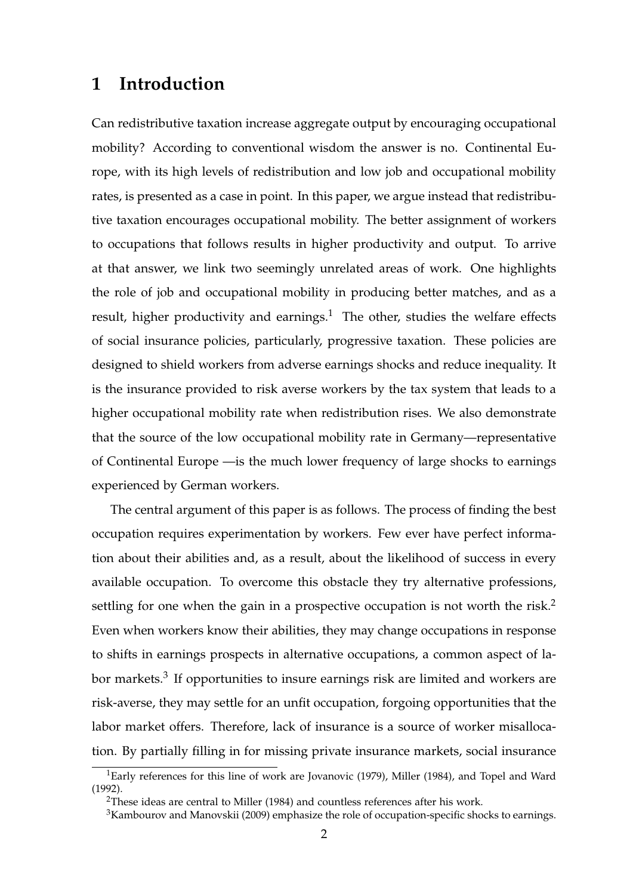# 1 Introduction

Can redistributive taxation increase aggregate output by encouraging occupational mobility? According to conventional wisdom the answer is no. Continental Europe, with its high levels of redistribution and low job and occupational mobility rates, is presented as a case in point. In this paper, we argue instead that redistributive taxation encourages occupational mobility. The better assignment of workers to occupations that follows results in higher productivity and output. To arrive at that answer, we link two seemingly unrelated areas of work. One highlights the role of job and occupational mobility in producing better matches, and as a result, higher productivity and earnings.[1] The other, studies the welfare effects of social insurance policies, particularly, progressive taxation. These policies are designed to shield workers from adverse earnings shocks and reduce inequality. It is the insurance provided to risk averse workers by the tax system that leads to a higher occupational mobility rate when redistribution rises. We also demonstrate that the source of the low occupational mobility rate in Germany—representative of Continental Europe —is the much lower frequency of large shocks to earnings experienced by German workers.

The central argument of this paper is as follows. The process of finding the best occupation requires experimentation by workers. Few ever have perfect information about their abilities and, as a result, about the likelihood of success in every available occupation. To overcome this obstacle they try alternative professions, settling for one when the gain in a prospective occupation is not worth the risk.[2] Even when workers know their abilities, they may change occupations in response to shifts in earnings prospects in alternative occupations, a common aspect of labor markets.[3] If opportunities to insure earnings risk are limited and workers are risk-averse, they may settle for an unfit occupation, forgoing opportunities that the labor market offers. Therefore, lack of insurance is a source of worker misallocation. By partially filling in for missing private insurance markets, social insurance

[1] Early references for this line of work are Jovanovic (1979), Miller (1984), and Topel and Ward (1992).

[2] These ideas are central to Miller (1984) and countless references after his work.

[3] Kambourov and Manovskii (2009) emphasize the role of occupation-specific shocks to earnings.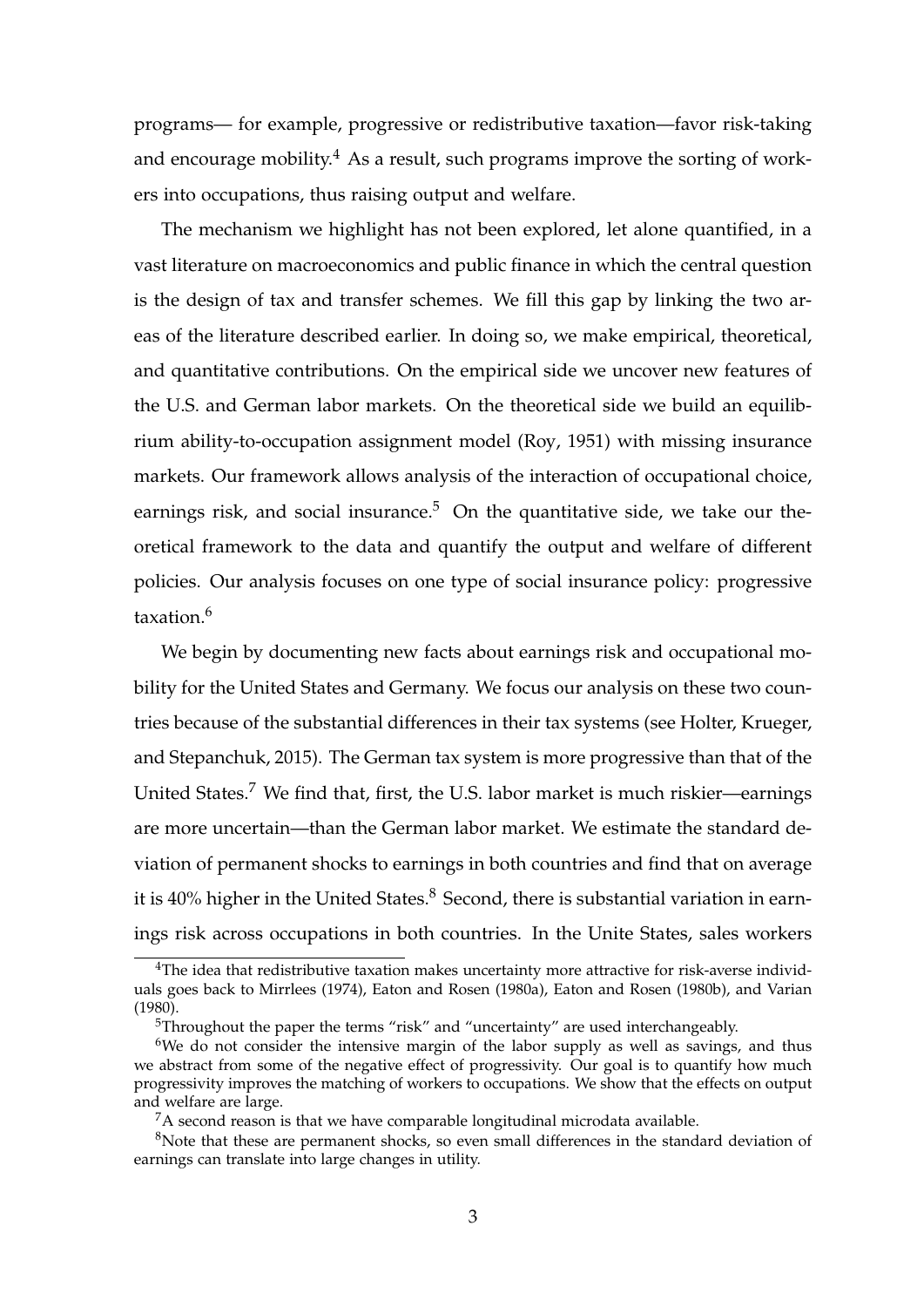programs— for example, progressive or redistributive taxation—favor risk-taking and encourage mobility.[4] As a result, such programs improve the sorting of workers into occupations, thus raising output and welfare.

The mechanism we highlight has not been explored, let alone quantified, in a vast literature on macroeconomics and public finance in which the central question is the design of tax and transfer schemes. We fill this gap by linking the two areas of the literature described earlier. In doing so, we make empirical, theoretical, and quantitative contributions. On the empirical side we uncover new features of the U.S. and German labor markets. On the theoretical side we build an equilibrium ability-to-occupation assignment model (Roy, 1951) with missing insurance markets. Our framework allows analysis of the interaction of occupational choice, earnings risk, and social insurance.[5] On the quantitative side, we take our theoretical framework to the data and quantify the output and welfare of different policies. Our analysis focuses on one type of social insurance policy: progressive taxation.[6]

We begin by documenting new facts about earnings risk and occupational mobility for the United States and Germany. We focus our analysis on these two countries because of the substantial differences in their tax systems (see Holter, Krueger, and Stepanchuk, 2015). The German tax system is more progressive than that of the United States.[7] We find that, first, the U.S. labor market is much riskier—earnings are more uncertain—than the German labor market. We estimate the standard deviation of permanent shocks to earnings in both countries and find that on average it is 40% higher in the United States.[8] Second, there is substantial variation in earnings risk across occupations in both countries. In the Unite States, sales workers

[4]The idea that redistributive taxation makes uncertainty more attractive for risk-averse individuals goes back to Mirrlees (1974), Eaton and Rosen (1980a), Eaton and Rosen (1980b), and Varian (1980).

[5]Throughout the paper the terms "risk" and "uncertainty" are used interchangeably.

[6]We do not consider the intensive margin of the labor supply as well as savings, and thus we abstract from some of the negative effect of progressivity. Our goal is to quantify how much progressivity improves the matching of workers to occupations. We show that the effects on output and welfare are large.

[7]A second reason is that we have comparable longitudinal microdata available.

[8]Note that these are permanent shocks, so even small differences in the standard deviation of earnings can translate into large changes in utility.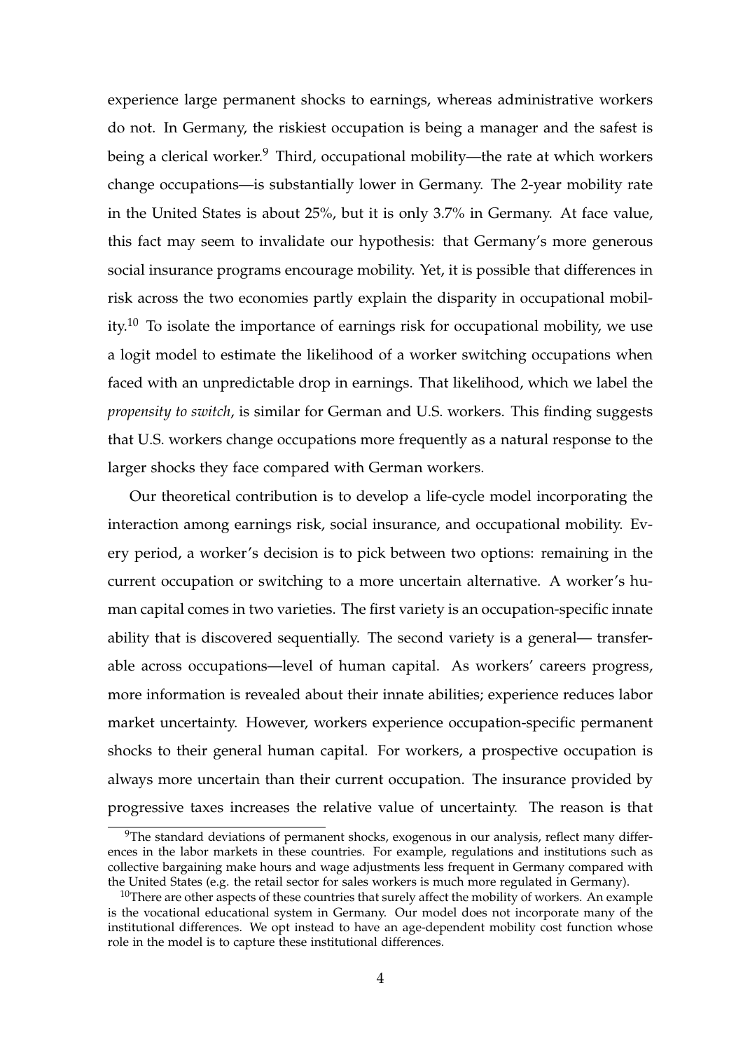experience large permanent shocks to earnings, whereas administrative workers do not. In Germany, the riskiest occupation is being a manager and the safest is being a clerical worker.[9] Third, occupational mobility—the rate at which workers change occupations—is substantially lower in Germany. The 2-year mobility rate in the United States is about 25%, but it is only 3.7% in Germany. At face value, this fact may seem to invalidate our hypothesis: that Germany's more generous social insurance programs encourage mobility. Yet, it is possible that differences in risk across the two economies partly explain the disparity in occupational mobility.[10] To isolate the importance of earnings risk for occupational mobility, we use a logit model to estimate the likelihood of a worker switching occupations when faced with an unpredictable drop in earnings. That likelihood, which we label the *propensity to switch*, is similar for German and U.S. workers. This finding suggests that U.S. workers change occupations more frequently as a natural response to the larger shocks they face compared with German workers.

Our theoretical contribution is to develop a life-cycle model incorporating the interaction among earnings risk, social insurance, and occupational mobility. Every period, a worker's decision is to pick between two options: remaining in the current occupation or switching to a more uncertain alternative. A worker's human capital comes in two varieties. The first variety is an occupation-specific innate ability that is discovered sequentially. The second variety is a general— transferable across occupations—level of human capital. As workers' careers progress, more information is revealed about their innate abilities; experience reduces labor market uncertainty. However, workers experience occupation-specific permanent shocks to their general human capital. For workers, a prospective occupation is always more uncertain than their current occupation. The insurance provided by progressive taxes increases the relative value of uncertainty. The reason is that

[9] The standard deviations of permanent shocks, exogenous in our analysis, reflect many differences in the labor markets in these countries. For example, regulations and institutions such as collective bargaining make hours and wage adjustments less frequent in Germany compared with the United States (e.g. the retail sector for sales workers is much more regulated in Germany).

[10] There are other aspects of these countries that surely affect the mobility of workers. An example is the vocational educational system in Germany. Our model does not incorporate many of the institutional differences. We opt instead to have an age-dependent mobility cost function whose role in the model is to capture these institutional differences.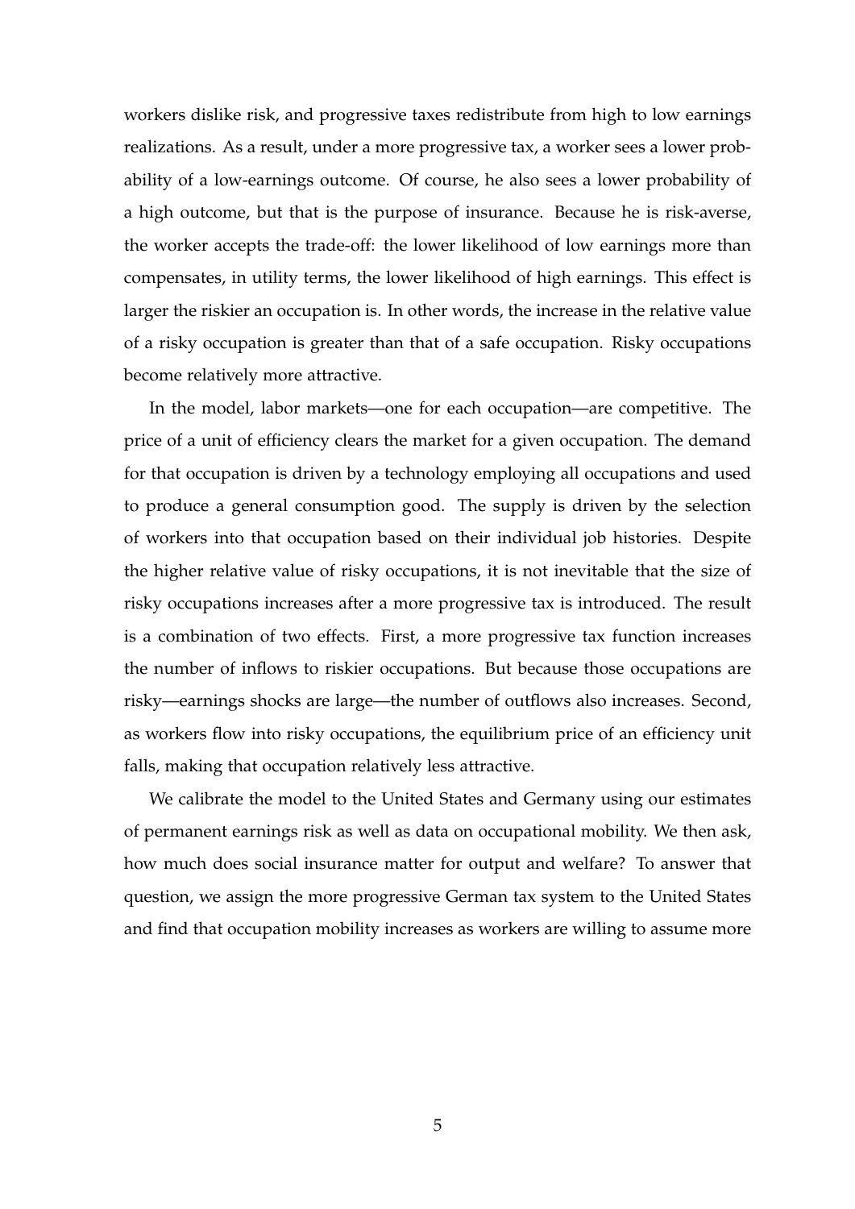workers dislike risk, and progressive taxes redistribute from high to low earnings realizations. As a result, under a more progressive tax, a worker sees a lower probability of a low-earnings outcome. Of course, he also sees a lower probability of a high outcome, but that is the purpose of insurance. Because he is risk-averse, the worker accepts the trade-off: the lower likelihood of low earnings more than compensates, in utility terms, the lower likelihood of high earnings. This effect is larger the riskier an occupation is. In other words, the increase in the relative value of a risky occupation is greater than that of a safe occupation. Risky occupations become relatively more attractive.

In the model, labor markets—one for each occupation—are competitive. The price of a unit of efficiency clears the market for a given occupation. The demand for that occupation is driven by a technology employing all occupations and used to produce a general consumption good. The supply is driven by the selection of workers into that occupation based on their individual job histories. Despite the higher relative value of risky occupations, it is not inevitable that the size of risky occupations increases after a more progressive tax is introduced. The result is a combination of two effects. First, a more progressive tax function increases the number of inflows to riskier occupations. But because those occupations are risky—earnings shocks are large—the number of outflows also increases. Second, as workers flow into risky occupations, the equilibrium price of an efficiency unit falls, making that occupation relatively less attractive.

We calibrate the model to the United States and Germany using our estimates of permanent earnings risk as well as data on occupational mobility. We then ask, how much does social insurance matter for output and welfare? To answer that question, we assign the more progressive German tax system to the United States and find that occupation mobility increases as workers are willing to assume more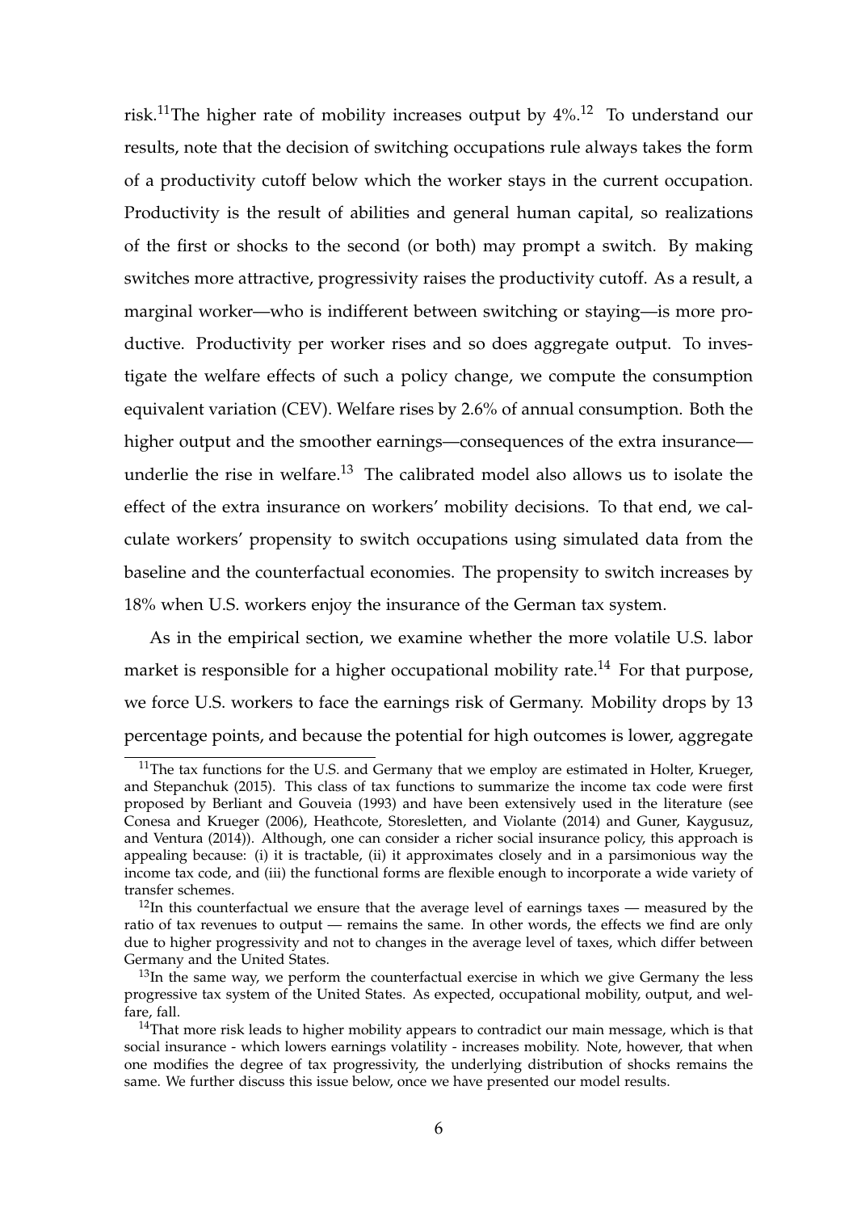risk.[11]The higher rate of mobility increases output by 4%.[12] To understand our results, note that the decision of switching occupations rule always takes the form of a productivity cutoff below which the worker stays in the current occupation. Productivity is the result of abilities and general human capital, so realizations of the first or shocks to the second (or both) may prompt a switch. By making switches more attractive, progressivity raises the productivity cutoff. As a result, a marginal worker—who is indifferent between switching or staying—is more productive. Productivity per worker rises and so does aggregate output. To investigate the welfare effects of such a policy change, we compute the consumption equivalent variation (CEV). Welfare rises by 2.6% of annual consumption. Both the higher output and the smoother earnings—consequences of the extra insurance—underlie the rise in welfare.[13] The calibrated model also allows us to isolate the effect of the extra insurance on workers' mobility decisions. To that end, we calculate workers' propensity to switch occupations using simulated data from the baseline and the counterfactual economies. The propensity to switch increases by 18% when U.S. workers enjoy the insurance of the German tax system.

As in the empirical section, we examine whether the more volatile U.S. labor market is responsible for a higher occupational mobility rate.[14] For that purpose, we force U.S. workers to face the earnings risk of Germany. Mobility drops by 13 percentage points, and because the potential for high outcomes is lower, aggregate

[11]The tax functions for the U.S. and Germany that we employ are estimated in Holter, Krueger, and Stepanchuk (2015). This class of tax functions to summarize the income tax code were first proposed by Berliant and Gouveia (1993) and have been extensively used in the literature (see Conesa and Krueger (2006), Heathcote, Storesletten, and Violante (2014) and Guner, Kaygusuz, and Ventura (2014)). Although, one can consider a richer social insurance policy, this approach is appealing because: (i) it is tractable, (ii) it approximates closely and in a parsimonious way the income tax code, and (iii) the functional forms are flexible enough to incorporate a wide variety of transfer schemes.

[12]In this counterfactual we ensure that the average level of earnings taxes — measured by the ratio of tax revenues to output — remains the same. In other words, the effects we find are only due to higher progressivity and not to changes in the average level of taxes, which differ between Germany and the United States.

[13]In the same way, we perform the counterfactual exercise in which we give Germany the less progressive tax system of the United States. As expected, occupational mobility, output, and welfare, fall.

[14]That more risk leads to higher mobility appears to contradict our main message, which is that social insurance - which lowers earnings volatility - increases mobility. Note, however, that when one modifies the degree of tax progressivity, the underlying distribution of shocks remains the same. We further discuss this issue below, once we have presented our model results.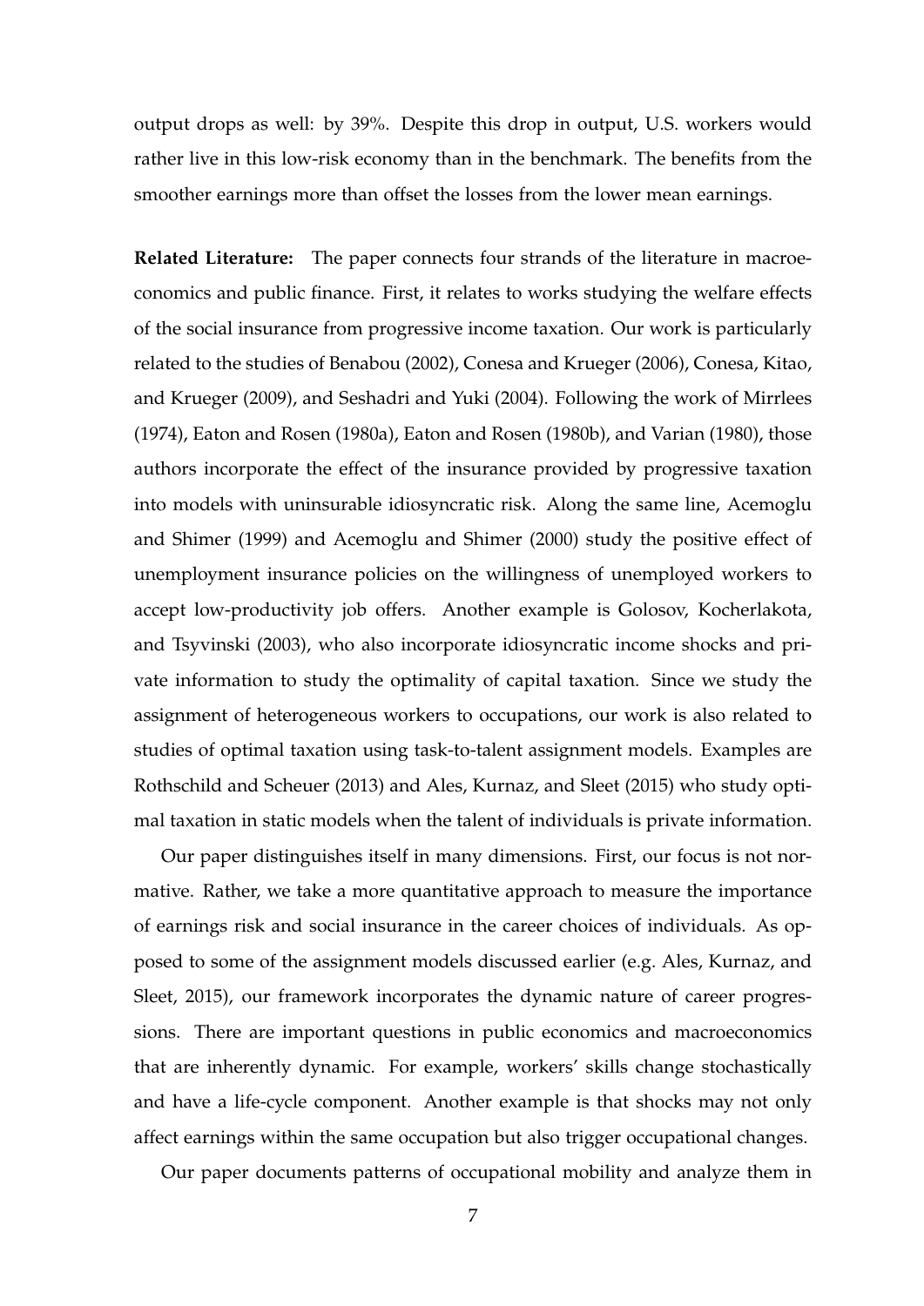output drops as well: by 39%. Despite this drop in output, U.S. workers would rather live in this low-risk economy than in the benchmark. The benefits from the smoother earnings more than offset the losses from the lower mean earnings.

**Related Literature:** The paper connects four strands of the literature in macroeconomics and public finance. First, it relates to works studying the welfare effects of the social insurance from progressive income taxation. Our work is particularly related to the studies of Benabou (2002), Conesa and Krueger (2006), Conesa, Kitao, and Krueger (2009), and Seshadri and Yuki (2004). Following the work of Mirrlees (1974), Eaton and Rosen (1980a), Eaton and Rosen (1980b), and Varian (1980), those authors incorporate the effect of the insurance provided by progressive taxation into models with uninsurable idiosyncratic risk. Along the same line, Acemoglu and Shimer (1999) and Acemoglu and Shimer (2000) study the positive effect of unemployment insurance policies on the willingness of unemployed workers to accept low-productivity job offers. Another example is Golosov, Kocherlakota, and Tsyvinski (2003), who also incorporate idiosyncratic income shocks and private information to study the optimality of capital taxation. Since we study the assignment of heterogeneous workers to occupations, our work is also related to studies of optimal taxation using task-to-talent assignment models. Examples are Rothschild and Scheuer (2013) and Ales, Kurnaz, and Sleet (2015) who study optimal taxation in static models when the talent of individuals is private information.

Our paper distinguishes itself in many dimensions. First, our focus is not normative. Rather, we take a more quantitative approach to measure the importance of earnings risk and social insurance in the career choices of individuals. As opposed to some of the assignment models discussed earlier (e.g. Ales, Kurnaz, and Sleet, 2015), our framework incorporates the dynamic nature of career progressions. There are important questions in public economics and macroeconomics that are inherently dynamic. For example, workers' skills change stochastically and have a life-cycle component. Another example is that shocks may not only affect earnings within the same occupation but also trigger occupational changes.

Our paper documents patterns of occupational mobility and analyze them in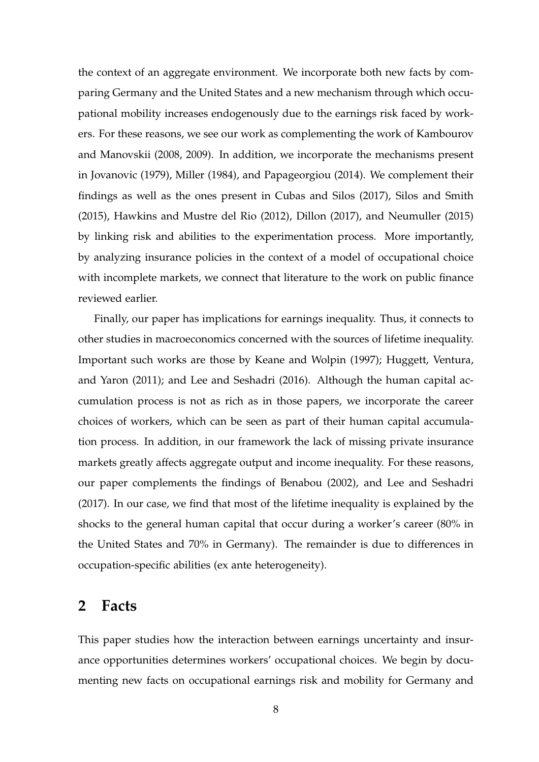the context of an aggregate environment. We incorporate both new facts by comparing Germany and the United States and a new mechanism through which occupational mobility increases endogenously due to the earnings risk faced by workers. For these reasons, we see our work as complementing the work of Kambourov and Manovskii (2008, 2009). In addition, we incorporate the mechanisms present in Jovanovic (1979), Miller (1984), and Papageorgiou (2014). We complement their findings as well as the ones present in Cubas and Silos (2017), Silos and Smith (2015), Hawkins and Mustre del Rio (2012), Dillon (2017), and Neumuller (2015) by linking risk and abilities to the experimentation process. More importantly, by analyzing insurance policies in the context of a model of occupational choice with incomplete markets, we connect that literature to the work on public finance reviewed earlier.

Finally, our paper has implications for earnings inequality. Thus, it connects to other studies in macroeconomics concerned with the sources of lifetime inequality. Important such works are those by Keane and Wolpin (1997); Huggett, Ventura, and Yaron (2011); and Lee and Seshadri (2016). Although the human capital accumulation process is not as rich as in those papers, we incorporate the career choices of workers, which can be seen as part of their human capital accumulation process. In addition, in our framework the lack of missing private insurance markets greatly affects aggregate output and income inequality. For these reasons, our paper complements the findings of Benabou (2002), and Lee and Seshadri (2017). In our case, we find that most of the lifetime inequality is explained by the shocks to the general human capital that occur during a worker's career (80% in the United States and 70% in Germany). The remainder is due to differences in occupation-specific abilities (ex ante heterogeneity).

## 2 Facts

This paper studies how the interaction between earnings uncertainty and insurance opportunities determines workers' occupational choices. We begin by documenting new facts on occupational earnings risk and mobility for Germany and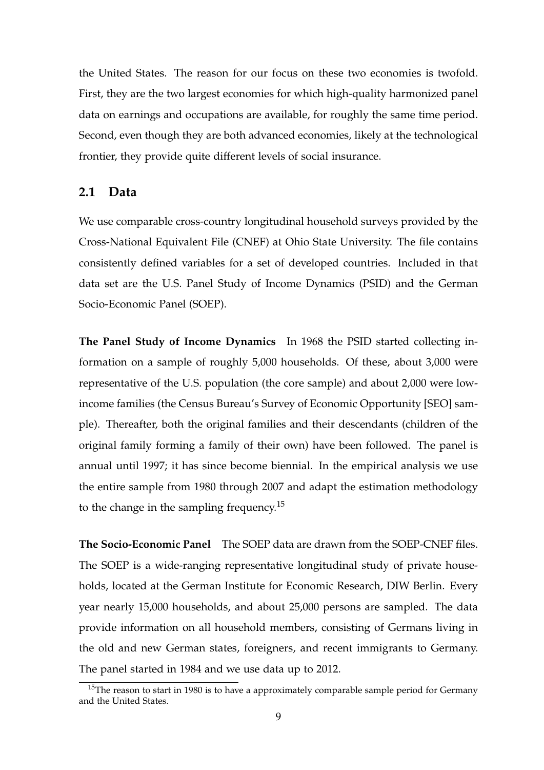the United States. The reason for our focus on these two economies is twofold. First, they are the two largest economies for which high-quality harmonized panel data on earnings and occupations are available, for roughly the same time period. Second, even though they are both advanced economies, likely at the technological frontier, they provide quite different levels of social insurance.

## 2.1 Data

We use comparable cross-country longitudinal household surveys provided by the Cross-National Equivalent File (CNEF) at Ohio State University. The file contains consistently defined variables for a set of developed countries. Included in that data set are the U.S. Panel Study of Income Dynamics (PSID) and the German Socio-Economic Panel (SOEP).

**The Panel Study of Income Dynamics** In 1968 the PSID started collecting information on a sample of roughly 5,000 households. Of these, about 3,000 were representative of the U.S. population (the core sample) and about 2,000 were low-income families (the Census Bureau's Survey of Economic Opportunity [SEO] sample). Thereafter, both the original families and their descendants (children of the original family forming a family of their own) have been followed. The panel is annual until 1997; it has since become biennial. In the empirical analysis we use the entire sample from 1980 through 2007 and adapt the estimation methodology to the change in the sampling frequency.[15]

**The Socio-Economic Panel** The SOEP data are drawn from the SOEP-CNEF files. The SOEP is a wide-ranging representative longitudinal study of private households, located at the German Institute for Economic Research, DIW Berlin. Every year nearly 15,000 households, and about 25,000 persons are sampled. The data provide information on all household members, consisting of Germans living in the old and new German states, foreigners, and recent immigrants to Germany. The panel started in 1984 and we use data up to 2012.

[15]The reason to start in 1980 is to have a approximately comparable sample period for Germany and the United States.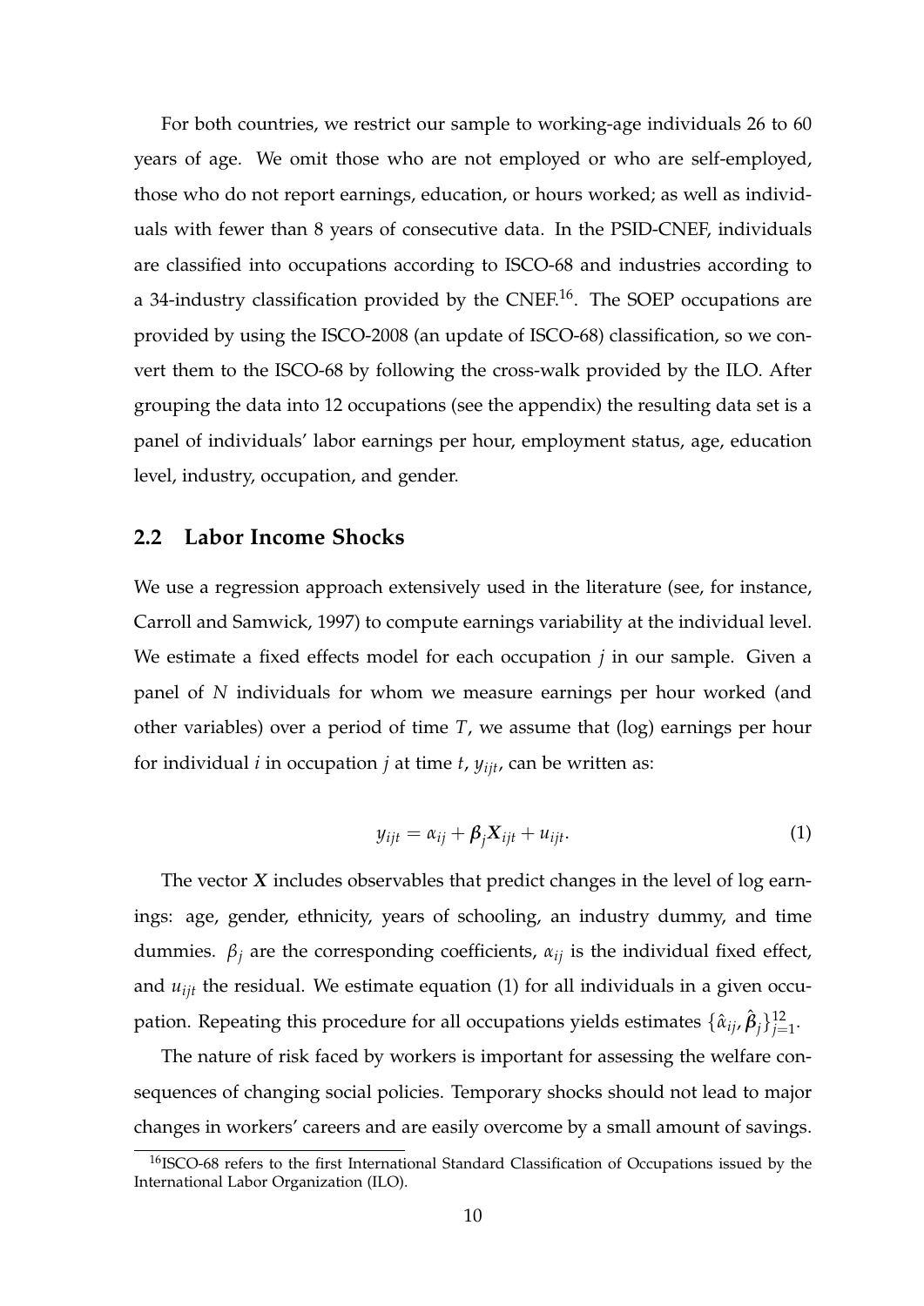For both countries, we restrict our sample to working-age individuals 26 to 60 years of age. We omit those who are not employed or who are self-employed, those who do not report earnings, education, or hours worked; as well as individuals with fewer than 8 years of consecutive data. In the PSID-CNEF, individuals are classified into occupations according to ISCO-68 and industries according to a 34-industry classification provided by the CNEF.[16]. The SOEP occupations are provided by using the ISCO-2008 (an update of ISCO-68) classification, so we convert them to the ISCO-68 by following the cross-walk provided by the ILO. After grouping the data into 12 occupations (see the appendix) the resulting data set is a panel of individuals' labor earnings per hour, employment status, age, education level, industry, occupation, and gender.

## 2.2 Labor Income Shocks

We use a regression approach extensively used in the literature (see, for instance, Carroll and Samwick, 1997) to compute earnings variability at the individual level. We estimate a fixed effects model for each occupation $j$ in our sample. Given a panel of $N$ individuals for whom we measure earnings per hour worked (and other variables) over a period of time $T$, we assume that (log) earnings per hour for individual $i$ in occupation $j$ at time $t$, $y_{ijt}$, can be written as:

$$y_{ijt} = \alpha_{ij} + \boldsymbol{\beta}_j \boldsymbol{X}_{ijt} + u_{ijt}. \tag{1}$$

The vector $\boldsymbol{X}$ includes observables that predict changes in the level of log earnings: age, gender, ethnicity, years of schooling, an industry dummy, and time dummies. $\beta_j$ are the corresponding coefficients, $\alpha_{ij}$ is the individual fixed effect, and $u_{ijt}$ the residual. We estimate equation (1) for all individuals in a given occupation. Repeating this procedure for all occupations yields estimates $\{\hat{\alpha}_{ij}, \hat{\boldsymbol{\beta}}_j\}_{j=1}^{12}$.

The nature of risk faced by workers is important for assessing the welfare consequences of changing social policies. Temporary shocks should not lead to major changes in workers' careers and are easily overcome by a small amount of savings.

[16]ISCO-68 refers to the first International Standard Classification of Occupations issued by the International Labor Organization (ILO).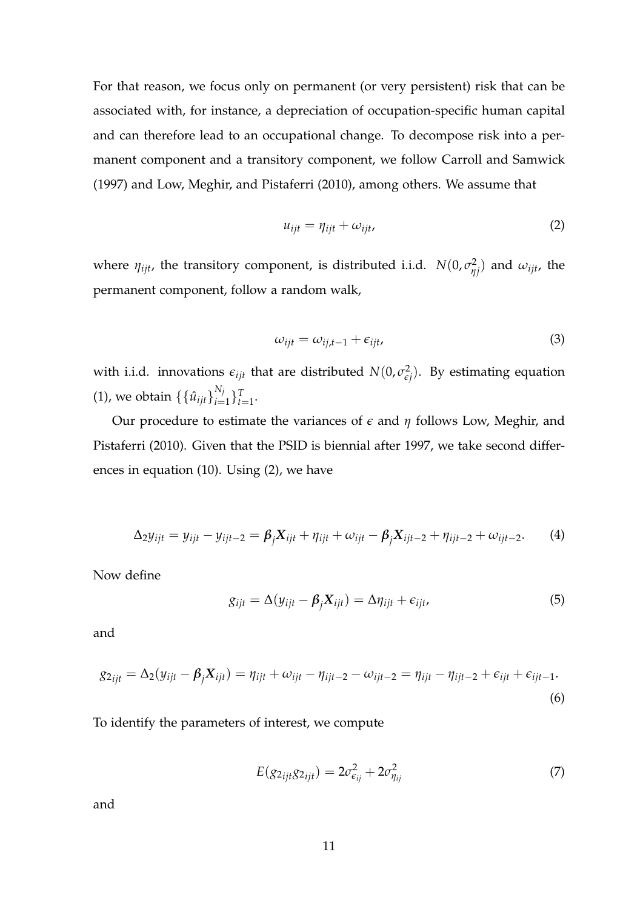For that reason, we focus only on permanent (or very persistent) risk that can be associated with, for instance, a depreciation of occupation-specific human capital and can therefore lead to an occupational change. To decompose risk into a permanent component and a transitory component, we follow Carroll and Samwick (1997) and Low, Meghir, and Pistaferri (2010), among others. We assume that

$$u_{ijt} = \eta_{ijt} + \omega_{ijt}, \tag{2}$$

where $\eta_{ijt}$, the transitory component, is distributed i.i.d. $N(0, \sigma^2_{\eta j})$ and $\omega_{ijt}$, the permanent component, follow a random walk,

$$\omega_{ijt} = \omega_{ij,t-1} + \epsilon_{ijt}, \tag{3}$$

with i.i.d. innovations $\epsilon_{ijt}$ that are distributed $N(0, \sigma^2_{\epsilon j})$. By estimating equation (1), we obtain $\{\{\hat{u}_{ijt}\}_{i=1}^{N_j}\}_{t=1}^{T}$.

Our procedure to estimate the variances of $\epsilon$ and $\eta$ follows Low, Meghir, and Pistaferri (2010). Given that the PSID is biennial after 1997, we take second differences in equation (10). Using (2), we have

$$\Delta_2 y_{ijt} = y_{ijt} - y_{ijt-2} = \boldsymbol{\beta}_j \boldsymbol{X}_{ijt} + \eta_{ijt} + \omega_{ijt} - \boldsymbol{\beta}_j \boldsymbol{X}_{ijt-2} + \eta_{ijt-2} + \omega_{ijt-2}. \tag{4}$$

Now define

$$g_{ijt} = \Delta(y_{ijt} - \boldsymbol{\beta}_j \boldsymbol{X}_{ijt}) = \Delta\eta_{ijt} + \epsilon_{ijt}, \tag{5}$$

and

$$g_{2_{ijt}} = \Delta_2(y_{ijt} - \boldsymbol{\beta}_j \boldsymbol{X}_{ijt}) = \eta_{ijt} + \omega_{ijt} - \eta_{ijt-2} - \omega_{ijt-2} = \eta_{ijt} - \eta_{ijt-2} + \epsilon_{ijt} + \epsilon_{ijt-1}. \tag{6}$$

To identify the parameters of interest, we compute

$$E(g_{2_{ijt}} g_{2_{ijt}}) = 2\sigma^2_{\epsilon_{ij}} + 2\sigma^2_{\eta_{ij}} \tag{7}$$

and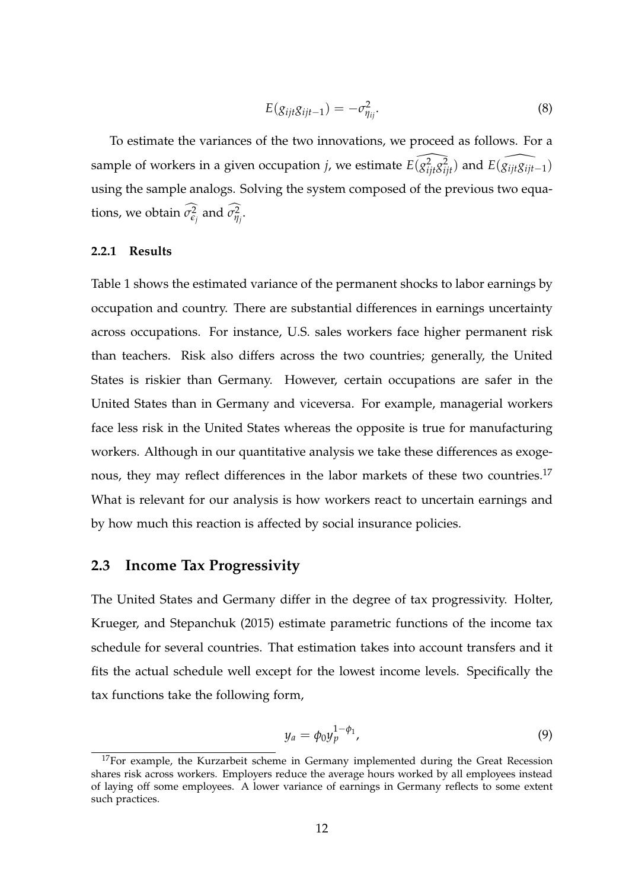$$E(g_{ijt}g_{ijt-1}) = -\sigma^2_{\eta_{ij}}. \tag{8}$$

To estimate the variances of the two innovations, we proceed as follows. For a sample of workers in a given occupation $j$, we estimate $\widehat{E(g^2_{ijt}g^2_{ijt})}$ and $\widehat{E(g_{ijt}g_{ijt-1})}$ using the sample analogs. Solving the system composed of the previous two equations, we obtain $\widehat{\sigma^2_{\epsilon_j}}$ and $\widehat{\sigma^2_{\eta_j}}$.

#### 2.2.1 Results

Table 1 shows the estimated variance of the permanent shocks to labor earnings by occupation and country. There are substantial differences in earnings uncertainty across occupations. For instance, U.S. sales workers face higher permanent risk than teachers. Risk also differs across the two countries; generally, the United States is riskier than Germany. However, certain occupations are safer in the United States than in Germany and viceversa. For example, managerial workers face less risk in the United States whereas the opposite is true for manufacturing workers. Although in our quantitative analysis we take these differences as exogenous, they may reflect differences in the labor markets of these two countries.[17] What is relevant for our analysis is how workers react to uncertain earnings and by how much this reaction is affected by social insurance policies.

## 2.3 Income Tax Progressivity

The United States and Germany differ in the degree of tax progressivity. Holter, Krueger, and Stepanchuk (2015) estimate parametric functions of the income tax schedule for several countries. That estimation takes into account transfers and it fits the actual schedule well except for the lowest income levels. Specifically the tax functions take the following form,

$$y_a = \phi_0 y_p^{1-\phi_1}, \tag{9}$$

[17] For example, the Kurzarbeit scheme in Germany implemented during the Great Recession shares risk across workers. Employers reduce the average hours worked by all employees instead of laying off some employees. A lower variance of earnings in Germany reflects to some extent such practices.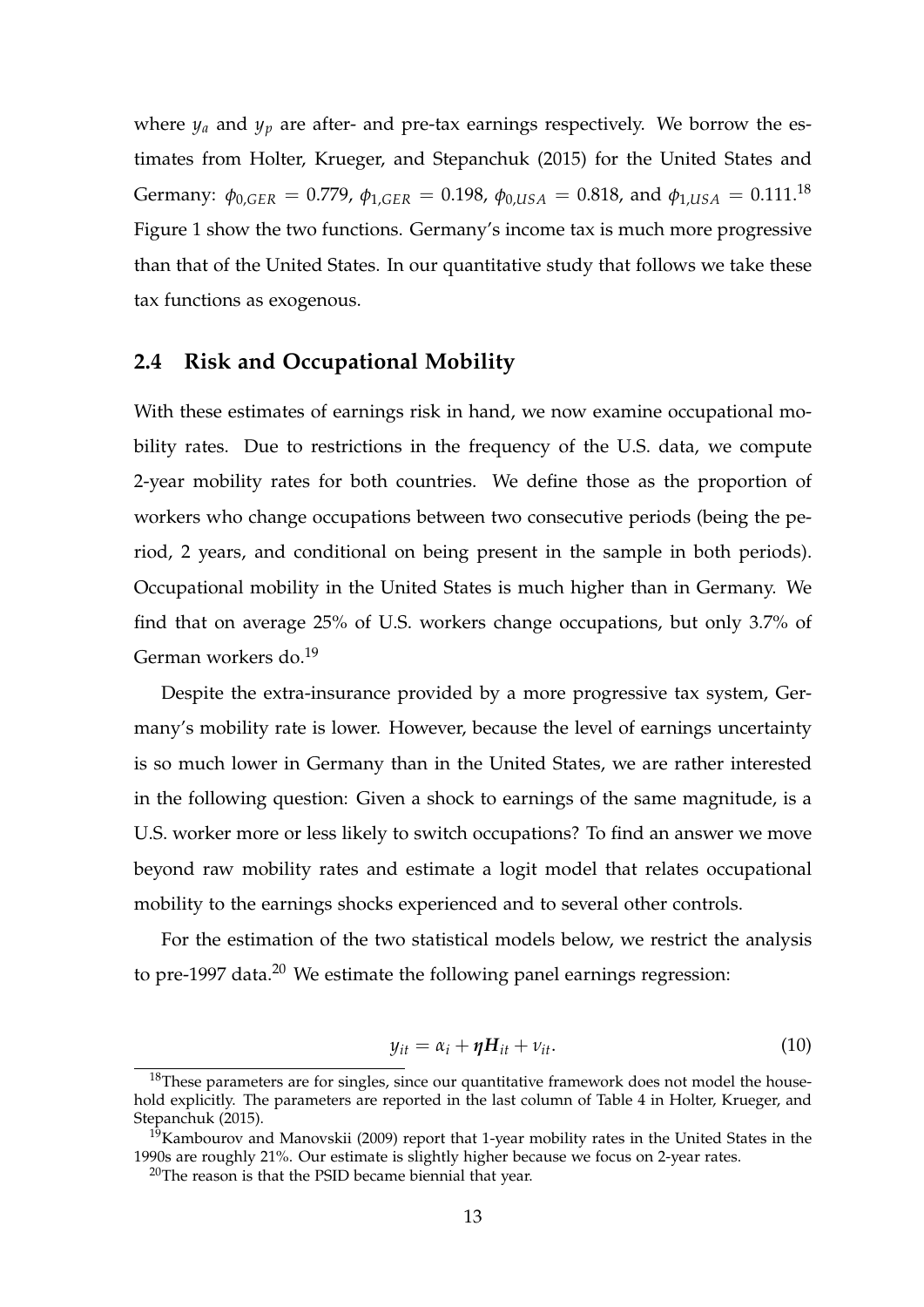where $y_a$ and $y_p$ are after- and pre-tax earnings respectively. We borrow the estimates from Holter, Krueger, and Stepanchuk (2015) for the United States and Germany: $\phi_{0,GER} = 0.779$, $\phi_{1,GER} = 0.198$, $\phi_{0,USA} = 0.818$, and $\phi_{1,USA} = 0.111$.[18] Figure 1 show the two functions. Germany's income tax is much more progressive than that of the United States. In our quantitative study that follows we take these tax functions as exogenous.

## 2.4 Risk and Occupational Mobility

With these estimates of earnings risk in hand, we now examine occupational mobility rates. Due to restrictions in the frequency of the U.S. data, we compute 2-year mobility rates for both countries. We define those as the proportion of workers who change occupations between two consecutive periods (being the period, 2 years, and conditional on being present in the sample in both periods). Occupational mobility in the United States is much higher than in Germany. We find that on average 25% of U.S. workers change occupations, but only 3.7% of German workers do.[19]

Despite the extra-insurance provided by a more progressive tax system, Germany's mobility rate is lower. However, because the level of earnings uncertainty is so much lower in Germany than in the United States, we are rather interested in the following question: Given a shock to earnings of the same magnitude, is a U.S. worker more or less likely to switch occupations? To find an answer we move beyond raw mobility rates and estimate a logit model that relates occupational mobility to the earnings shocks experienced and to several other controls.

For the estimation of the two statistical models below, we restrict the analysis to pre-1997 data.[20] We estimate the following panel earnings regression:

$$y_{it} = \alpha_i + \boldsymbol{\eta} \boldsymbol{H}_{it} + \nu_{it}. \tag{10}$$

[18] These parameters are for singles, since our quantitative framework does not model the household explicitly. The parameters are reported in the last column of Table 4 in Holter, Krueger, and Stepanchuk (2015).

[19] Kambourov and Manovskii (2009) report that 1-year mobility rates in the United States in the 1990s are roughly 21%. Our estimate is slightly higher because we focus on 2-year rates.

[20] The reason is that the PSID became biennial that year.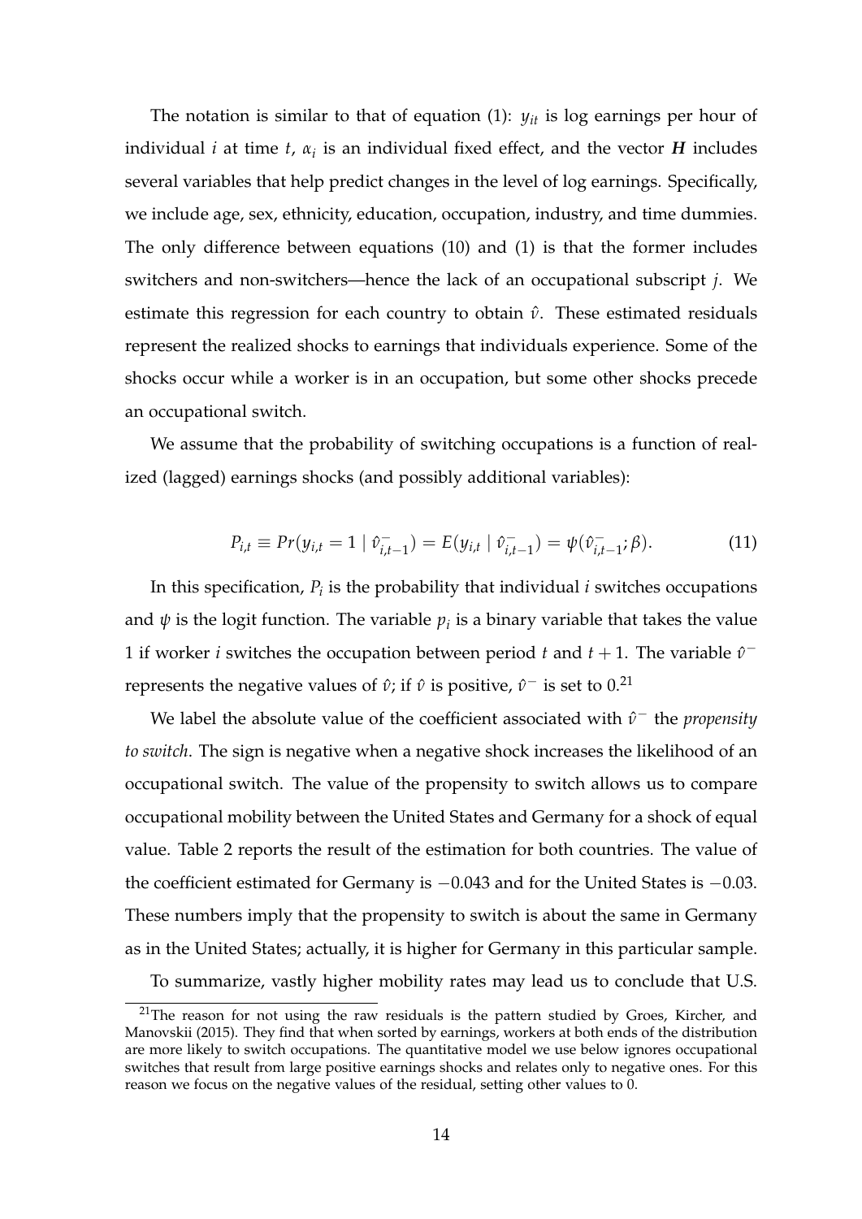The notation is similar to that of equation (1): $y_{it}$ is log earnings per hour of individual $i$ at time $t$, $\alpha_i$ is an individual fixed effect, and the vector $\boldsymbol{H}$ includes several variables that help predict changes in the level of log earnings. Specifically, we include age, sex, ethnicity, education, occupation, industry, and time dummies. The only difference between equations (10) and (1) is that the former includes switchers and non-switchers—hence the lack of an occupational subscript $j$. We estimate this regression for each country to obtain $\hat{v}$. These estimated residuals represent the realized shocks to earnings that individuals experience. Some of the shocks occur while a worker is in an occupation, but some other shocks precede an occupational switch.

We assume that the probability of switching occupations is a function of realized (lagged) earnings shocks (and possibly additional variables):

$$P_{i,t} \equiv Pr(y_{i,t} = 1 \mid \hat{v}^{-}_{i,t-1}) = E(y_{i,t} \mid \hat{v}^{-}_{i,t-1}) = \psi(\hat{v}^{-}_{i,t-1}; \beta). \tag{11}$$

In this specification, $P_i$ is the probability that individual $i$ switches occupations and $\psi$ is the logit function. The variable $p_i$ is a binary variable that takes the value 1 if worker $i$ switches the occupation between period $t$ and $t+1$. The variable $\hat{v}^{-}$ represents the negative values of $\hat{v}$; if $\hat{v}$ is positive, $\hat{v}^{-}$ is set to 0.[21]

We label the absolute value of the coefficient associated with $\hat{v}^{-}$ the *propensity to switch*. The sign is negative when a negative shock increases the likelihood of an occupational switch. The value of the propensity to switch allows us to compare occupational mobility between the United States and Germany for a shock of equal value. Table 2 reports the result of the estimation for both countries. The value of the coefficient estimated for Germany is $-0.043$ and for the United States is $-0.03$. These numbers imply that the propensity to switch is about the same in Germany as in the United States; actually, it is higher for Germany in this particular sample.

To summarize, vastly higher mobility rates may lead us to conclude that U.S.

[21] The reason for not using the raw residuals is the pattern studied by Groes, Kircher, and Manovskii (2015). They find that when sorted by earnings, workers at both ends of the distribution are more likely to switch occupations. The quantitative model we use below ignores occupational switches that result from large positive earnings shocks and relates only to negative ones. For this reason we focus on the negative values of the residual, setting other values to 0.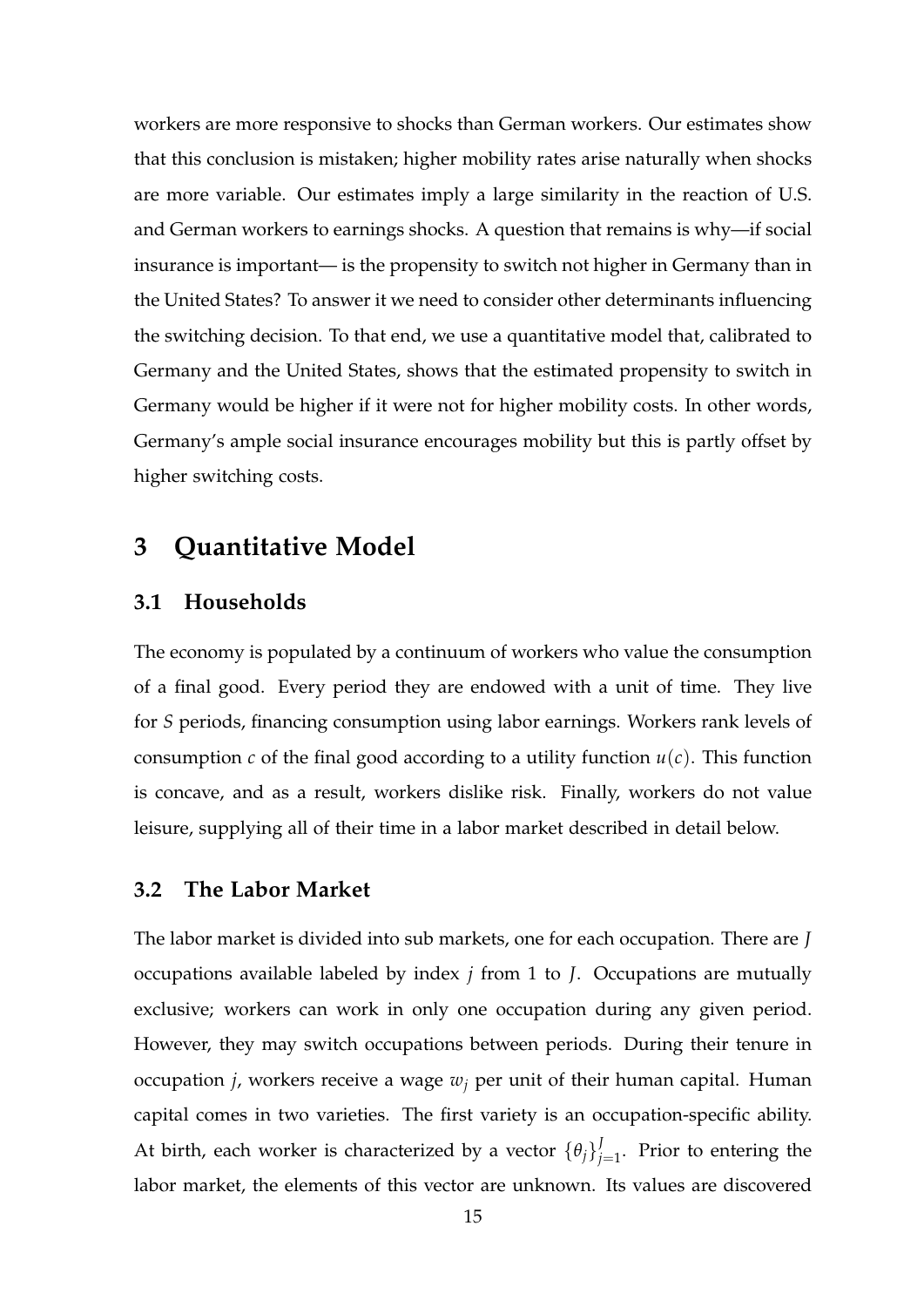workers are more responsive to shocks than German workers. Our estimates show that this conclusion is mistaken; higher mobility rates arise naturally when shocks are more variable. Our estimates imply a large similarity in the reaction of U.S. and German workers to earnings shocks. A question that remains is why—if social insurance is important— is the propensity to switch not higher in Germany than in the United States? To answer it we need to consider other determinants influencing the switching decision. To that end, we use a quantitative model that, calibrated to Germany and the United States, shows that the estimated propensity to switch in Germany would be higher if it were not for higher mobility costs. In other words, Germany's ample social insurance encourages mobility but this is partly offset by higher switching costs.

# 3 Quantitative Model

## 3.1 Households

The economy is populated by a continuum of workers who value the consumption of a final good. Every period they are endowed with a unit of time. They live for $S$ periods, financing consumption using labor earnings. Workers rank levels of consumption $c$ of the final good according to a utility function $u(c)$. This function is concave, and as a result, workers dislike risk. Finally, workers do not value leisure, supplying all of their time in a labor market described in detail below.

## 3.2 The Labor Market

The labor market is divided into sub markets, one for each occupation. There are $J$ occupations available labeled by index $j$ from 1 to $J$. Occupations are mutually exclusive; workers can work in only one occupation during any given period. However, they may switch occupations between periods. During their tenure in occupation $j$, workers receive a wage $w_j$ per unit of their human capital. Human capital comes in two varieties. The first variety is an occupation-specific ability. At birth, each worker is characterized by a vector $\{\theta_j\}_{j=1}^{J}$. Prior to entering the labor market, the elements of this vector are unknown. Its values are discovered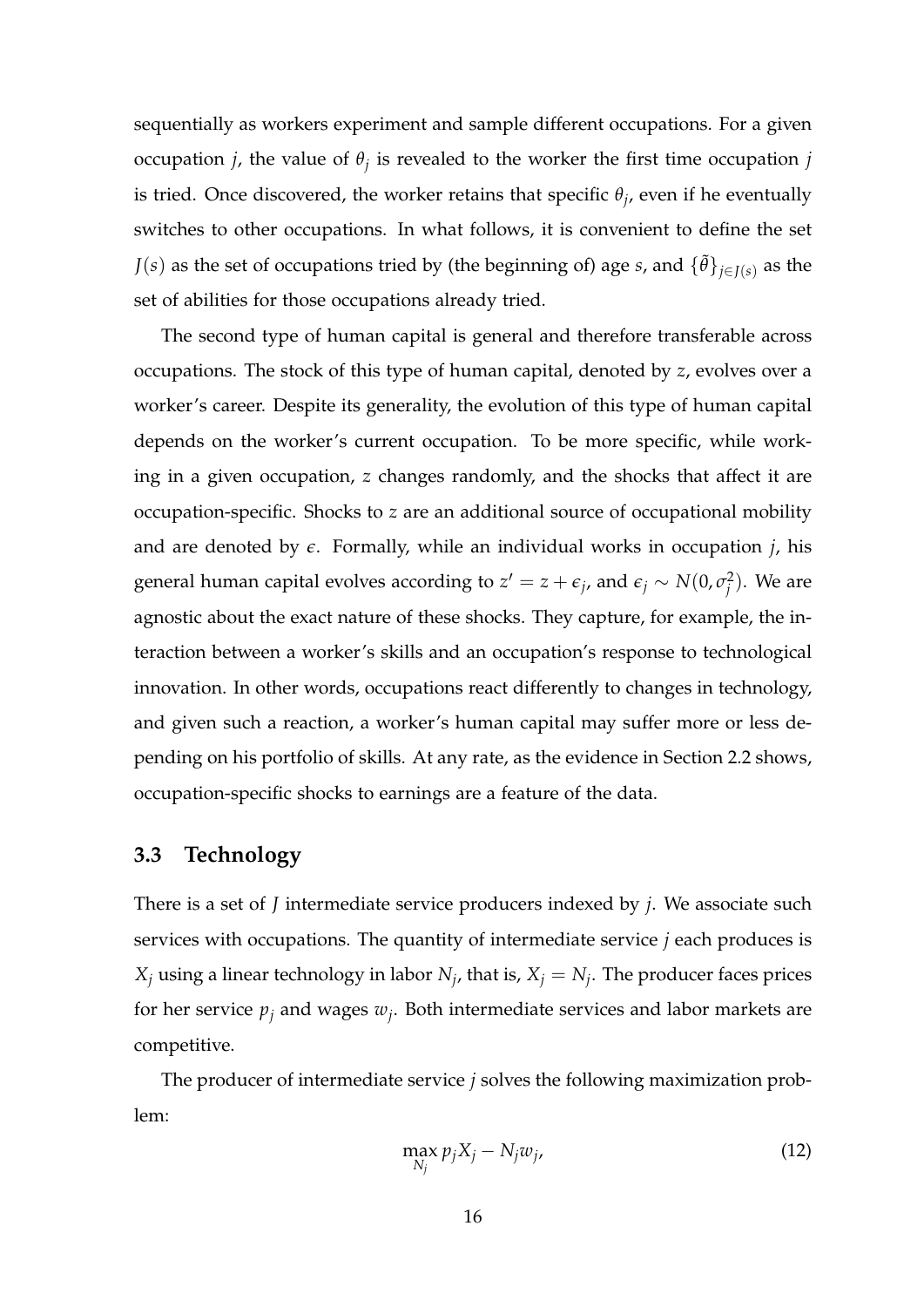sequentially as workers experiment and sample different occupations. For a given occupation $j$, the value of $\theta_j$ is revealed to the worker the first time occupation $j$ is tried. Once discovered, the worker retains that specific $\theta_j$, even if he eventually switches to other occupations. In what follows, it is convenient to define the set $J(s)$ as the set of occupations tried by (the beginning of) age $s$, and $\{\tilde{\theta}\}_{j \in J(s)}$ as the set of abilities for those occupations already tried.

The second type of human capital is general and therefore transferable across occupations. The stock of this type of human capital, denoted by $z$, evolves over a worker's career. Despite its generality, the evolution of this type of human capital depends on the worker's current occupation. To be more specific, while working in a given occupation, $z$ changes randomly, and the shocks that affect it are occupation-specific. Shocks to $z$ are an additional source of occupational mobility and are denoted by $\epsilon$. Formally, while an individual works in occupation $j$, his general human capital evolves according to $z' = z + \epsilon_j$, and $\epsilon_j \sim N(0, \sigma_j^2)$. We are agnostic about the exact nature of these shocks. They capture, for example, the interaction between a worker's skills and an occupation's response to technological innovation. In other words, occupations react differently to changes in technology, and given such a reaction, a worker's human capital may suffer more or less depending on his portfolio of skills. At any rate, as the evidence in Section 2.2 shows, occupation-specific shocks to earnings are a feature of the data.

## 3.3 Technology

There is a set of $J$ intermediate service producers indexed by $j$. We associate such services with occupations. The quantity of intermediate service $j$ each produces is $X_j$ using a linear technology in labor $N_j$, that is, $X_j = N_j$. The producer faces prices for her service $p_j$ and wages $w_j$. Both intermediate services and labor markets are competitive.

The producer of intermediate service $j$ solves the following maximization problem:

$$\max_{N_j} p_j X_j - N_j w_j, \tag{12}$$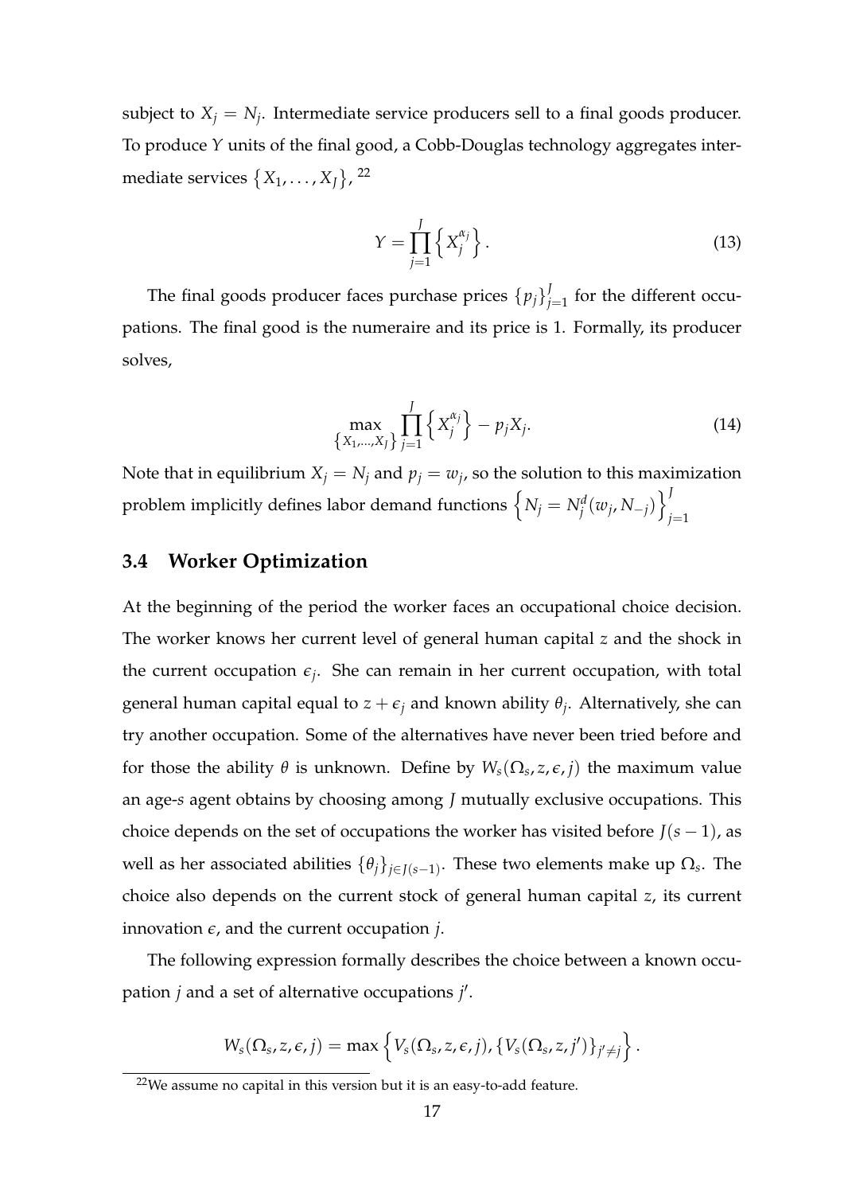subject to $X_j = N_j$. Intermediate service producers sell to a final goods producer. To produce $Y$ units of the final good, a Cobb-Douglas technology aggregates intermediate services $\{X_1, \ldots, X_J\}$, [22]

$$Y = \prod_{j=1}^{J} \left\{ X_j^{\alpha_j} \right\}. \tag{13}$$

The final goods producer faces purchase prices $\{p_j\}_{j=1}^{J}$ for the different occupations. The final good is the numeraire and its price is 1. Formally, its producer solves,

$$\max_{\{X_1,\ldots,X_J\}} \prod_{j=1}^{J} \left\{ X_j^{\alpha_j} \right\} - p_j X_j. \tag{14}$$

Note that in equilibrium $X_j = N_j$ and $p_j = w_j$, so the solution to this maximization problem implicitly defines labor demand functions $\left\{ N_j = N_j^d(w_j, N_{-j}) \right\}_{j=1}^{J}$

## 3.4 Worker Optimization

At the beginning of the period the worker faces an occupational choice decision. The worker knows her current level of general human capital $z$ and the shock in the current occupation $\epsilon_j$. She can remain in her current occupation, with total general human capital equal to $z + \epsilon_j$ and known ability $\theta_j$. Alternatively, she can try another occupation. Some of the alternatives have never been tried before and for those the ability $\theta$ is unknown. Define by $W_s(\Omega_s, z, \epsilon, j)$ the maximum value an age-$s$ agent obtains by choosing among $J$ mutually exclusive occupations. This choice depends on the set of occupations the worker has visited before $J(s-1)$, as well as her associated abilities $\{\theta_j\}_{j \in J(s-1)}$. These two elements make up $\Omega_s$. The choice also depends on the current stock of general human capital $z$, its current innovation $\epsilon$, and the current occupation $j$.

The following expression formally describes the choice between a known occupation $j$ and a set of alternative occupations $j'$.

$$W_s(\Omega_s, z, \epsilon, j) = \max \left\{ V_s(\Omega_s, z, \epsilon, j), \{V_s(\Omega_s, z, j')\}_{j' \neq j} \right\}.$$

[22] We assume no capital in this version but it is an easy-to-add feature.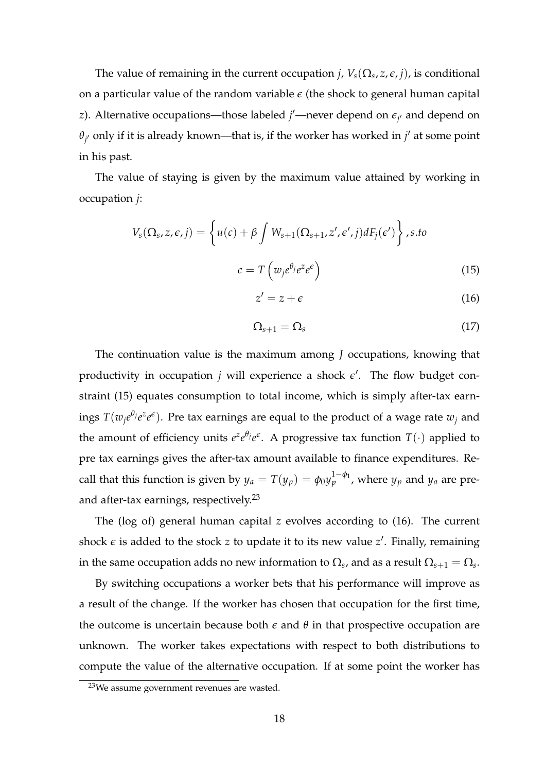The value of remaining in the current occupation $j$, $V_s(\Omega_s, z, \epsilon, j)$, is conditional on a particular value of the random variable $\epsilon$ (the shock to general human capital $z$). Alternative occupations—those labeled $j'$—never depend on $\epsilon_{j'}$ and depend on $\theta_{j'}$ only if it is already known—that is, if the worker has worked in $j'$ at some point in his past.

The value of staying is given by the maximum value attained by working in occupation $j$:

$$V_s(\Omega_s, z, \epsilon, j) = \left\{ u(c) + \beta \int W_{s+1}(\Omega_{s+1}, z', \epsilon', j) dF_j(\epsilon') \right\}, s.to$$

$$c = T\left(w_j e^{\theta_j} e^z e^\epsilon\right) \tag{15}$$

$$z' = z + \epsilon \tag{16}$$

$$\Omega_{s+1} = \Omega_s \tag{17}$$

The continuation value is the maximum among $J$ occupations, knowing that productivity in occupation $j$ will experience a shock $\epsilon'$. The flow budget constraint (15) equates consumption to total income, which is simply after-tax earnings $T(w_j e^{\theta_j} e^z e^\epsilon)$. Pre tax earnings are equal to the product of a wage rate $w_j$ and the amount of efficiency units $e^z e^{\theta_j} e^\epsilon$. A progressive tax function $T(\cdot)$ applied to pre tax earnings gives the after-tax amount available to finance expenditures. Recall that this function is given by $y_a = T(y_p) = \phi_0 y_p^{1-\phi_1}$, where $y_p$ and $y_a$ are pre- and after-tax earnings, respectively.[23]

The (log of) general human capital $z$ evolves according to (16). The current shock $\epsilon$ is added to the stock $z$ to update it to its new value $z'$. Finally, remaining in the same occupation adds no new information to $\Omega_s$, and as a result $\Omega_{s+1} = \Omega_s$.

By switching occupations a worker bets that his performance will improve as a result of the change. If the worker has chosen that occupation for the first time, the outcome is uncertain because both $\epsilon$ and $\theta$ in that prospective occupation are unknown. The worker takes expectations with respect to both distributions to compute the value of the alternative occupation. If at some point the worker has

[23] We assume government revenues are wasted.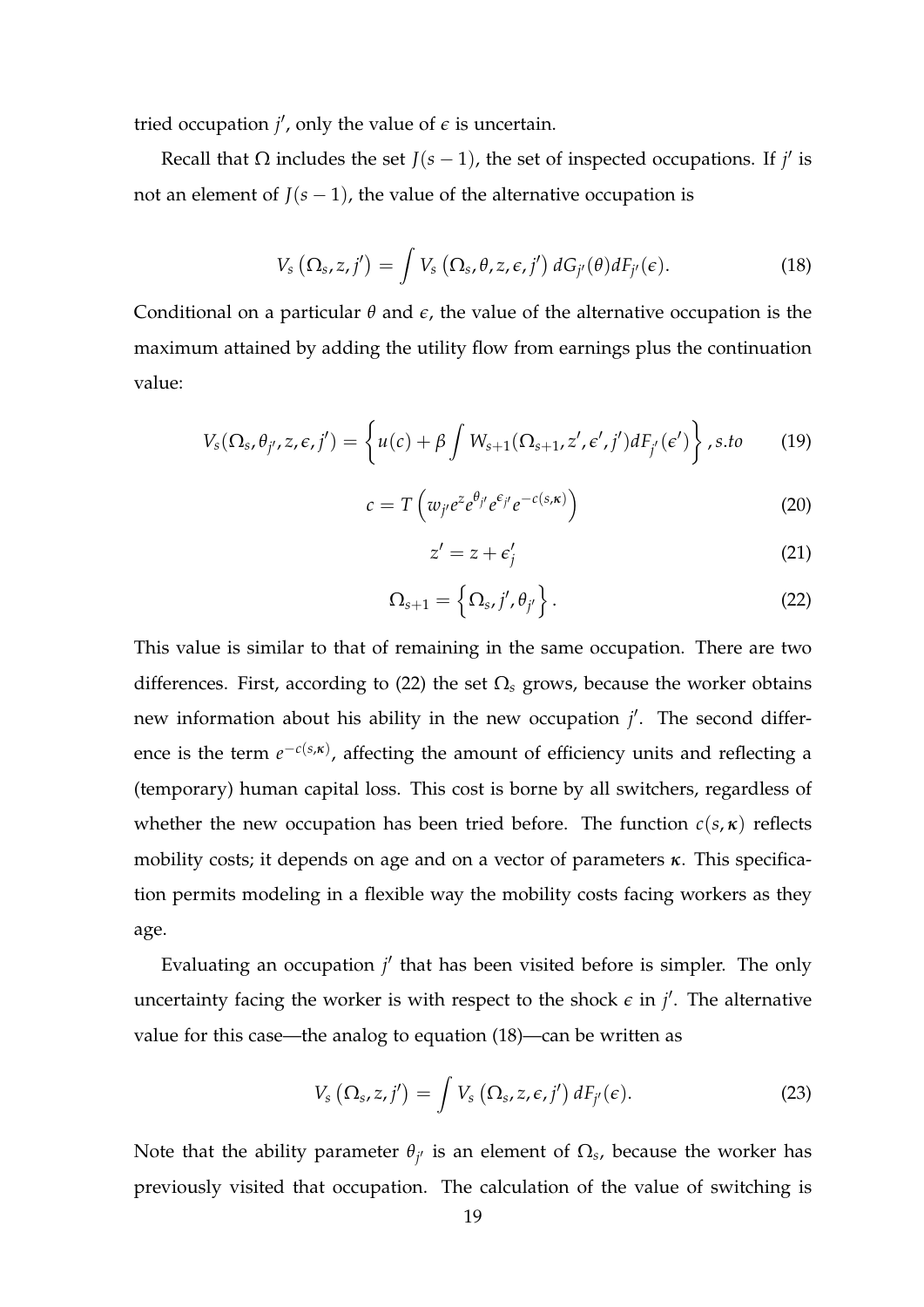tried occupation $j'$, only the value of $\epsilon$ is uncertain.

Recall that $\Omega$ includes the set $J(s-1)$, the set of inspected occupations. If $j'$ is not an element of $J(s-1)$, the value of the alternative occupation is

$$V_s\left(\Omega_s, z, j'\right) = \int V_s\left(\Omega_s, \theta, z, \epsilon, j'\right) dG_{j'}(\theta) dF_{j'}(\epsilon). \tag{18}$$

Conditional on a particular $\theta$ and $\epsilon$, the value of the alternative occupation is the maximum attained by adding the utility flow from earnings plus the continuation value:

$$V_s(\Omega_s, \theta_{j'}, z, \epsilon, j') = \left\{ u(c) + \beta \int W_{s+1}(\Omega_{s+1}, z', \epsilon', j') dF_{j'}(\epsilon') \right\}, s.to \tag{19}$$

$$c = T\left(w_{j'} e^{z} e^{\theta_{j'}} e^{\epsilon_{j'}} e^{-c(s,\boldsymbol{\kappa})}\right) \tag{20}$$

$$z' = z + \epsilon_j' \tag{21}$$

$$\Omega_{s+1} = \left\{ \Omega_s, j', \theta_{j'} \right\}. \tag{22}$$

This value is similar to that of remaining in the same occupation. There are two differences. First, according to (22) the set $\Omega_s$ grows, because the worker obtains new information about his ability in the new occupation $j'$. The second difference is the term $e^{-c(s,\boldsymbol{\kappa})}$, affecting the amount of efficiency units and reflecting a (temporary) human capital loss. This cost is borne by all switchers, regardless of whether the new occupation has been tried before. The function $c(s, \boldsymbol{\kappa})$ reflects mobility costs; it depends on age and on a vector of parameters $\boldsymbol{\kappa}$. This specification permits modeling in a flexible way the mobility costs facing workers as they age.

Evaluating an occupation $j'$ that has been visited before is simpler. The only uncertainty facing the worker is with respect to the shock $\epsilon$ in $j'$. The alternative value for this case—the analog to equation (18)—can be written as

$$V_s\left(\Omega_s, z, j'\right) = \int V_s\left(\Omega_s, z, \epsilon, j'\right) dF_{j'}(\epsilon). \tag{23}$$

Note that the ability parameter $\theta_{j'}$ is an element of $\Omega_s$, because the worker has previously visited that occupation. The calculation of the value of switching is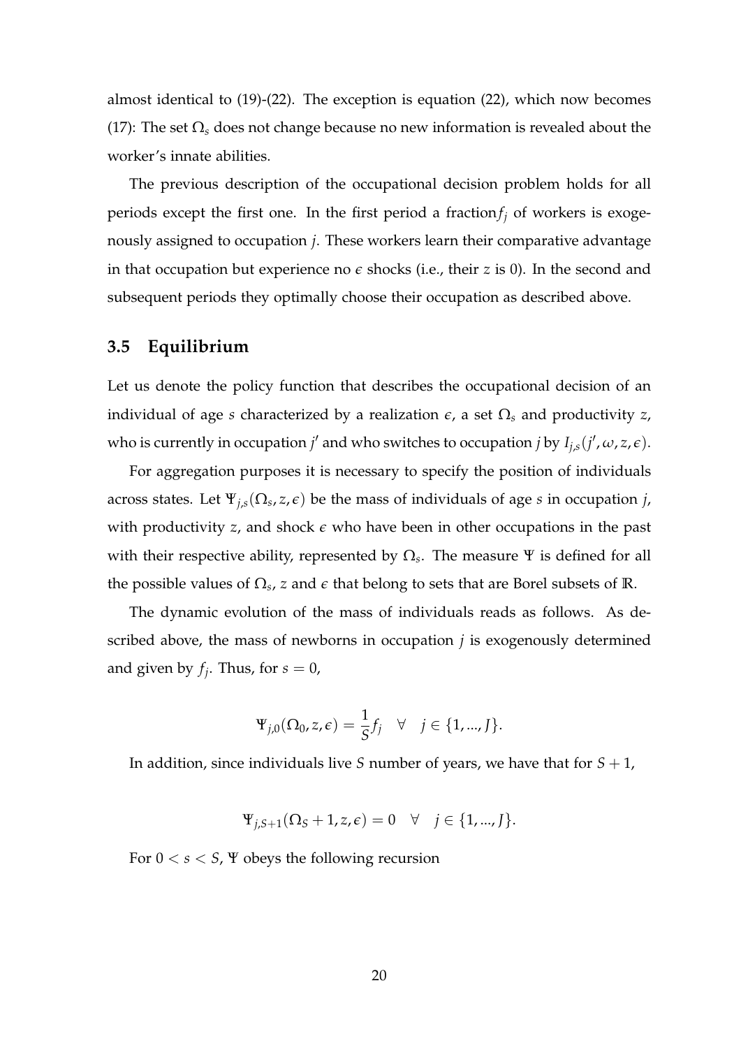almost identical to (19)-(22). The exception is equation (22), which now becomes (17): The set $\Omega_s$ does not change because no new information is revealed about the worker's innate abilities.

The previous description of the occupational decision problem holds for all periods except the first one. In the first period a fraction$f_j$ of workers is exogenously assigned to occupation $j$. These workers learn their comparative advantage in that occupation but experience no $\epsilon$ shocks (i.e., their $z$ is 0). In the second and subsequent periods they optimally choose their occupation as described above.

### 3.5 Equilibrium

Let us denote the policy function that describes the occupational decision of an individual of age $s$ characterized by a realization $\epsilon$, a set $\Omega_s$ and productivity $z$, who is currently in occupation $j'$ and who switches to occupation $j$ by $I_{j,s}(j', \omega, z, \epsilon)$.

For aggregation purposes it is necessary to specify the position of individuals across states. Let $\Psi_{j,s}(\Omega_s, z, \epsilon)$ be the mass of individuals of age $s$ in occupation $j$, with productivity $z$, and shock $\epsilon$ who have been in other occupations in the past with their respective ability, represented by $\Omega_s$. The measure $\Psi$ is defined for all the possible values of $\Omega_s$, $z$ and $\epsilon$ that belong to sets that are Borel subsets of $\mathbb{R}$.

The dynamic evolution of the mass of individuals reads as follows. As described above, the mass of newborns in occupation $j$ is exogenously determined and given by $f_j$. Thus, for $s = 0$,

$$\Psi_{j,0}(\Omega_0, z, \epsilon) = \frac{1}{S} f_j \quad \forall \quad j \in \{1, ..., J\}.$$

In addition, since individuals live $S$ number of years, we have that for $S + 1$,

$$\Psi_{j,S+1}(\Omega_S + 1, z, \epsilon) = 0 \quad \forall \quad j \in \{1, ..., J\}.$$

For $0 < s < S$, $\Psi$ obeys the following recursion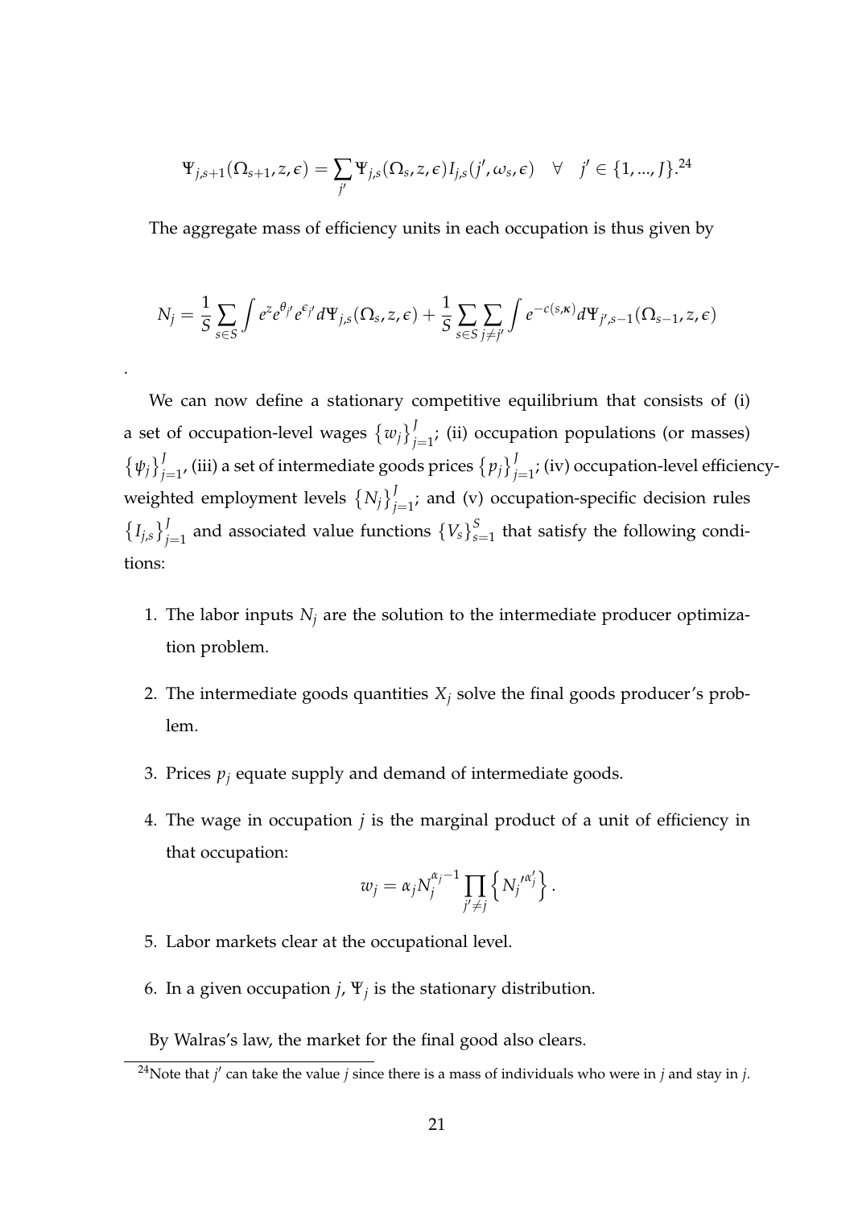$$\Psi_{j,s+1}(\Omega_{s+1}, z, \epsilon) = \sum_{j'} \Psi_{j,s}(\Omega_s, z, \epsilon) I_{j,s}(j', \omega_s, \epsilon) \quad \forall \quad j' \in \{1, ..., J\}.$$[24]

The aggregate mass of efficiency units in each occupation is thus given by

$$N_j = \frac{1}{S} \sum_{s \in S} \int e^z e^{\theta_{j'}} e^{\epsilon_{j'}} d\Psi_{j,s}(\Omega_s, z, \epsilon) + \frac{1}{S} \sum_{s \in S} \sum_{j \neq j'} \int e^{-c(s,\kappa)} d\Psi_{j',s-1}(\Omega_{s-1}, z, \epsilon)$$

.

We can now define a stationary competitive equilibrium that consists of (i) a set of occupation-level wages $\{w_j\}_{j=1}^J$; (ii) occupation populations (or masses) $\{\psi_j\}_{j=1}^J$, (iii) a set of intermediate goods prices $\{p_j\}_{j=1}^J$; (iv) occupation-level efficiency-weighted employment levels $\{N_j\}_{j=1}^J$; and (v) occupation-specific decision rules $\{I_{j,s}\}_{j=1}^J$ and associated value functions $\{V_s\}_{s=1}^S$ that satisfy the following conditions:

1. The labor inputs $N_j$ are the solution to the intermediate producer optimization problem.

2. The intermediate goods quantities $X_j$ solve the final goods producer's problem.

3. Prices $p_j$ equate supply and demand of intermediate goods.

4. The wage in occupation $j$ is the marginal product of a unit of efficiency in that occupation:
$$w_j = \alpha_j N_j^{\alpha_j - 1} \prod_{j' \neq j} \left\{ N_j'^{\alpha_j'} \right\}.$$

5. Labor markets clear at the occupational level.

6. In a given occupation $j$, $\Psi_j$ is the stationary distribution.

By Walras's law, the market for the final good also clears.

[24] Note that $j'$ can take the value $j$ since there is a mass of individuals who were in $j$ and stay in $j$.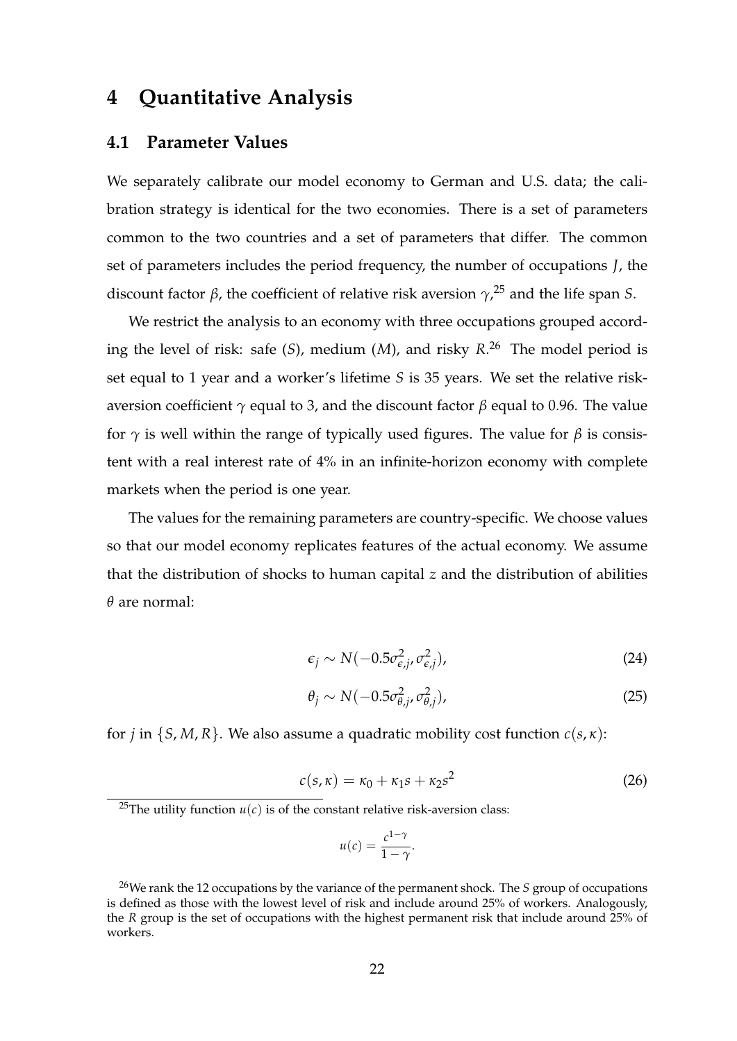# 4 Quantitative Analysis

## 4.1 Parameter Values

We separately calibrate our model economy to German and U.S. data; the calibration strategy is identical for the two economies. There is a set of parameters common to the two countries and a set of parameters that differ. The common set of parameters includes the period frequency, the number of occupations $J$, the discount factor $\beta$, the coefficient of relative risk aversion $\gamma$,[25] and the life span $S$.

We restrict the analysis to an economy with three occupations grouped according the level of risk: safe ($S$), medium ($M$), and risky $R$.[26] The model period is set equal to 1 year and a worker's lifetime $S$ is 35 years. We set the relative risk-aversion coefficient $\gamma$ equal to 3, and the discount factor $\beta$ equal to 0.96. The value for $\gamma$ is well within the range of typically used figures. The value for $\beta$ is consistent with a real interest rate of 4% in an infinite-horizon economy with complete markets when the period is one year.

The values for the remaining parameters are country-specific. We choose values so that our model economy replicates features of the actual economy. We assume that the distribution of shocks to human capital $z$ and the distribution of abilities $\theta$ are normal:

$$\epsilon_j \sim N(-0.5\sigma_{\epsilon,j}^2, \sigma_{\epsilon,j}^2), \tag{24}$$

$$\theta_j \sim N(-0.5\sigma_{\theta,j}^2, \sigma_{\theta,j}^2), \tag{25}$$

for $j$ in $\{S, M, R\}$. We also assume a quadratic mobility cost function $c(s, \kappa)$:

$$c(s, \kappa) = \kappa_0 + \kappa_1 s + \kappa_2 s^2 \tag{26}$$

[25] The utility function $u(c)$ is of the constant relative risk-aversion class:

$$u(c) = \frac{c^{1-\gamma}}{1-\gamma}.$$

[26] We rank the 12 occupations by the variance of the permanent shock. The $S$ group of occupations is defined as those with the lowest level of risk and include around 25% of workers. Analogously, the $R$ group is the set of occupations with the highest permanent risk that include around 25% of workers.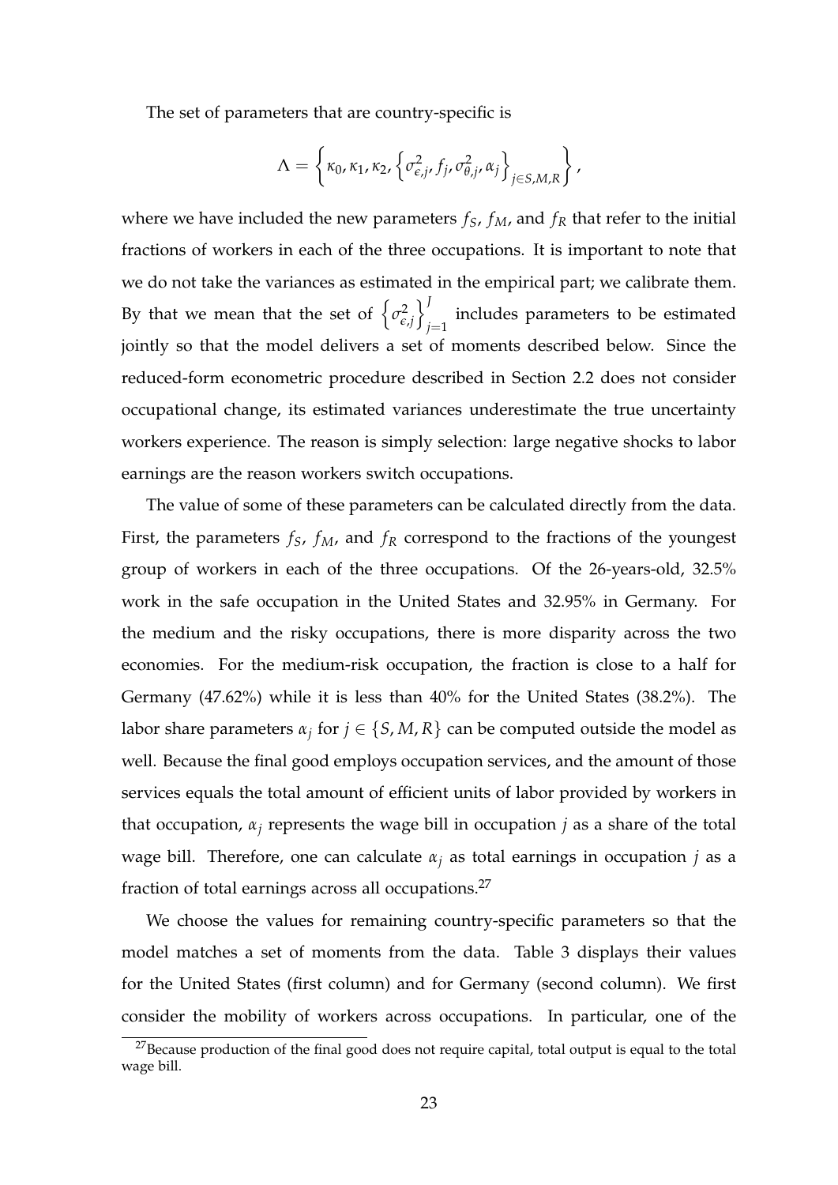The set of parameters that are country-specific is

$$\Lambda = \left\{ \kappa_0, \kappa_1, \kappa_2, \left\{ \sigma^2_{\epsilon,j}, f_j, \sigma^2_{\theta,j}, \alpha_j \right\}_{j \in S,M,R} \right\},$$

where we have included the new parameters $f_S$, $f_M$, and $f_R$ that refer to the initial fractions of workers in each of the three occupations. It is important to note that we do not take the variances as estimated in the empirical part; we calibrate them. By that we mean that the set of $\left\{ \sigma^2_{\epsilon,j} \right\}_{j=1}^{J}$ includes parameters to be estimated jointly so that the model delivers a set of moments described below. Since the reduced-form econometric procedure described in Section 2.2 does not consider occupational change, its estimated variances underestimate the true uncertainty workers experience. The reason is simply selection: large negative shocks to labor earnings are the reason workers switch occupations.

The value of some of these parameters can be calculated directly from the data. First, the parameters $f_S$, $f_M$, and $f_R$ correspond to the fractions of the youngest group of workers in each of the three occupations. Of the 26-years-old, 32.5% work in the safe occupation in the United States and 32.95% in Germany. For the medium and the risky occupations, there is more disparity across the two economies. For the medium-risk occupation, the fraction is close to a half for Germany (47.62%) while it is less than 40% for the United States (38.2%). The labor share parameters $\alpha_j$ for $j \in \{S, M, R\}$ can be computed outside the model as well. Because the final good employs occupation services, and the amount of those services equals the total amount of efficient units of labor provided by workers in that occupation, $\alpha_j$ represents the wage bill in occupation $j$ as a share of the total wage bill. Therefore, one can calculate $\alpha_j$ as total earnings in occupation $j$ as a fraction of total earnings across all occupations.[27]

We choose the values for remaining country-specific parameters so that the model matches a set of moments from the data. Table 3 displays their values for the United States (first column) and for Germany (second column). We first consider the mobility of workers across occupations. In particular, one of the

[27] Because production of the final good does not require capital, total output is equal to the total wage bill.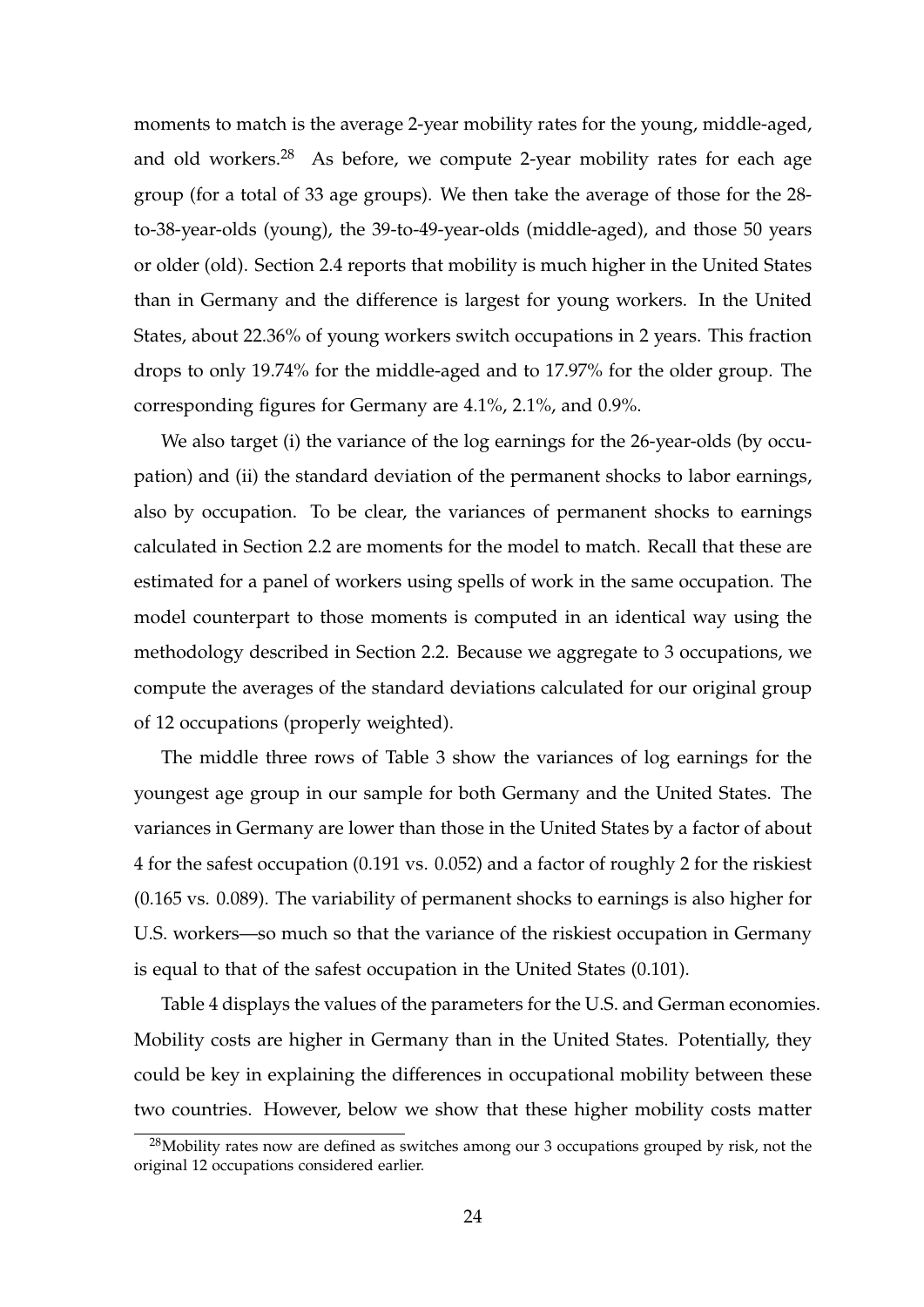moments to match is the average 2-year mobility rates for the young, middle-aged, and old workers.[28] As before, we compute 2-year mobility rates for each age group (for a total of 33 age groups). We then take the average of those for the 28-to-38-year-olds (young), the 39-to-49-year-olds (middle-aged), and those 50 years or older (old). Section 2.4 reports that mobility is much higher in the United States than in Germany and the difference is largest for young workers. In the United States, about 22.36% of young workers switch occupations in 2 years. This fraction drops to only 19.74% for the middle-aged and to 17.97% for the older group. The corresponding figures for Germany are 4.1%, 2.1%, and 0.9%.

We also target (i) the variance of the log earnings for the 26-year-olds (by occupation) and (ii) the standard deviation of the permanent shocks to labor earnings, also by occupation. To be clear, the variances of permanent shocks to earnings calculated in Section 2.2 are moments for the model to match. Recall that these are estimated for a panel of workers using spells of work in the same occupation. The model counterpart to those moments is computed in an identical way using the methodology described in Section 2.2. Because we aggregate to 3 occupations, we compute the averages of the standard deviations calculated for our original group of 12 occupations (properly weighted).

The middle three rows of Table 3 show the variances of log earnings for the youngest age group in our sample for both Germany and the United States. The variances in Germany are lower than those in the United States by a factor of about 4 for the safest occupation (0.191 vs. 0.052) and a factor of roughly 2 for the riskiest (0.165 vs. 0.089). The variability of permanent shocks to earnings is also higher for U.S. workers—so much so that the variance of the riskiest occupation in Germany is equal to that of the safest occupation in the United States (0.101).

Table 4 displays the values of the parameters for the U.S. and German economies. Mobility costs are higher in Germany than in the United States. Potentially, they could be key in explaining the differences in occupational mobility between these two countries. However, below we show that these higher mobility costs matter

[28] Mobility rates now are defined as switches among our 3 occupations grouped by risk, not the original 12 occupations considered earlier.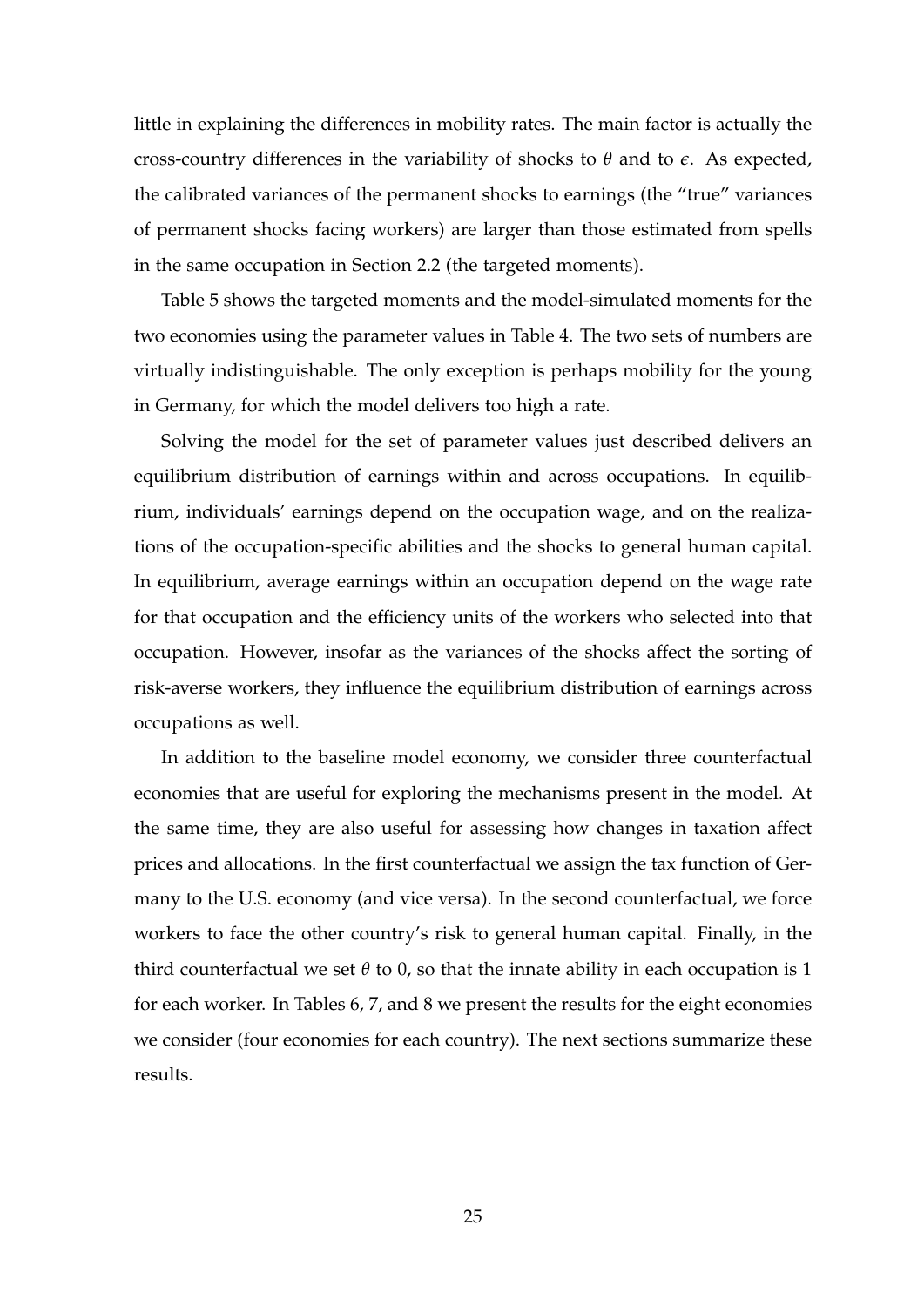little in explaining the differences in mobility rates. The main factor is actually the cross-country differences in the variability of shocks to $\theta$ and to $\epsilon$. As expected, the calibrated variances of the permanent shocks to earnings (the "true" variances of permanent shocks facing workers) are larger than those estimated from spells in the same occupation in Section 2.2 (the targeted moments).

Table 5 shows the targeted moments and the model-simulated moments for the two economies using the parameter values in Table 4. The two sets of numbers are virtually indistinguishable. The only exception is perhaps mobility for the young in Germany, for which the model delivers too high a rate.

Solving the model for the set of parameter values just described delivers an equilibrium distribution of earnings within and across occupations. In equilibrium, individuals' earnings depend on the occupation wage, and on the realizations of the occupation-specific abilities and the shocks to general human capital. In equilibrium, average earnings within an occupation depend on the wage rate for that occupation and the efficiency units of the workers who selected into that occupation. However, insofar as the variances of the shocks affect the sorting of risk-averse workers, they influence the equilibrium distribution of earnings across occupations as well.

In addition to the baseline model economy, we consider three counterfactual economies that are useful for exploring the mechanisms present in the model. At the same time, they are also useful for assessing how changes in taxation affect prices and allocations. In the first counterfactual we assign the tax function of Germany to the U.S. economy (and vice versa). In the second counterfactual, we force workers to face the other country's risk to general human capital. Finally, in the third counterfactual we set $\theta$ to 0, so that the innate ability in each occupation is 1 for each worker. In Tables 6, 7, and 8 we present the results for the eight economies we consider (four economies for each country). The next sections summarize these results.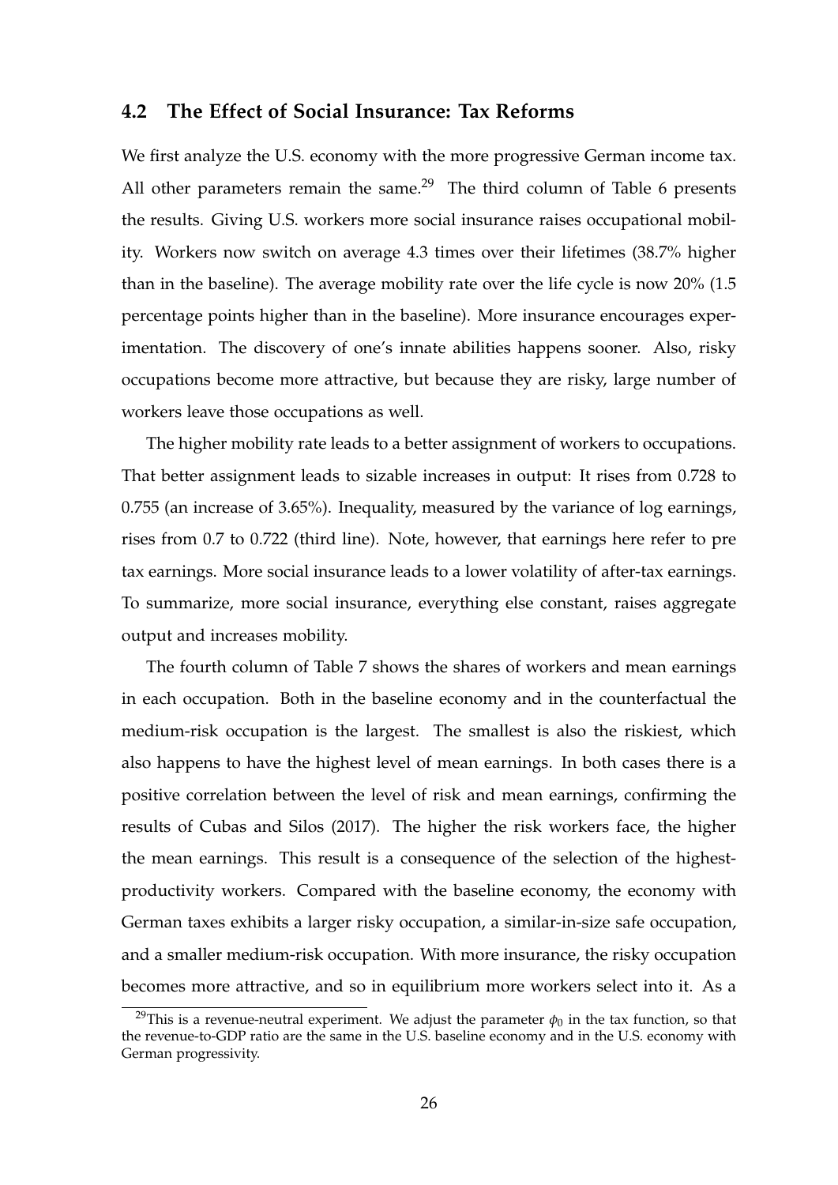## 4.2 The Effect of Social Insurance: Tax Reforms

We first analyze the U.S. economy with the more progressive German income tax. All other parameters remain the same.[29] The third column of Table 6 presents the results. Giving U.S. workers more social insurance raises occupational mobility. Workers now switch on average 4.3 times over their lifetimes (38.7% higher than in the baseline). The average mobility rate over the life cycle is now 20% (1.5 percentage points higher than in the baseline). More insurance encourages experimentation. The discovery of one's innate abilities happens sooner. Also, risky occupations become more attractive, but because they are risky, large number of workers leave those occupations as well.

The higher mobility rate leads to a better assignment of workers to occupations. That better assignment leads to sizable increases in output: It rises from 0.728 to 0.755 (an increase of 3.65%). Inequality, measured by the variance of log earnings, rises from 0.7 to 0.722 (third line). Note, however, that earnings here refer to pre tax earnings. More social insurance leads to a lower volatility of after-tax earnings. To summarize, more social insurance, everything else constant, raises aggregate output and increases mobility.

The fourth column of Table 7 shows the shares of workers and mean earnings in each occupation. Both in the baseline economy and in the counterfactual the medium-risk occupation is the largest. The smallest is also the riskiest, which also happens to have the highest level of mean earnings. In both cases there is a positive correlation between the level of risk and mean earnings, confirming the results of Cubas and Silos (2017). The higher the risk workers face, the higher the mean earnings. This result is a consequence of the selection of the highest-productivity workers. Compared with the baseline economy, the economy with German taxes exhibits a larger risky occupation, a similar-in-size safe occupation, and a smaller medium-risk occupation. With more insurance, the risky occupation becomes more attractive, and so in equilibrium more workers select into it. As a

[29]This is a revenue-neutral experiment. We adjust the parameter $\phi_0$ in the tax function, so that the revenue-to-GDP ratio are the same in the U.S. baseline economy and in the U.S. economy with German progressivity.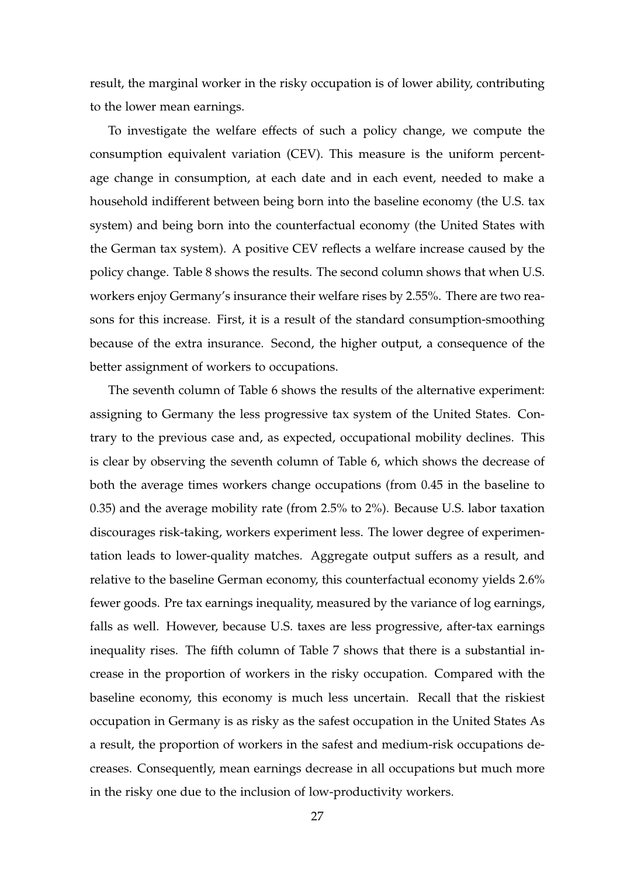result, the marginal worker in the risky occupation is of lower ability, contributing to the lower mean earnings.

To investigate the welfare effects of such a policy change, we compute the consumption equivalent variation (CEV). This measure is the uniform percentage change in consumption, at each date and in each event, needed to make a household indifferent between being born into the baseline economy (the U.S. tax system) and being born into the counterfactual economy (the United States with the German tax system). A positive CEV reflects a welfare increase caused by the policy change. Table 8 shows the results. The second column shows that when U.S. workers enjoy Germany's insurance their welfare rises by 2.55%. There are two reasons for this increase. First, it is a result of the standard consumption-smoothing because of the extra insurance. Second, the higher output, a consequence of the better assignment of workers to occupations.

The seventh column of Table 6 shows the results of the alternative experiment: assigning to Germany the less progressive tax system of the United States. Contrary to the previous case and, as expected, occupational mobility declines. This is clear by observing the seventh column of Table 6, which shows the decrease of both the average times workers change occupations (from 0.45 in the baseline to 0.35) and the average mobility rate (from 2.5% to 2%). Because U.S. labor taxation discourages risk-taking, workers experiment less. The lower degree of experimentation leads to lower-quality matches. Aggregate output suffers as a result, and relative to the baseline German economy, this counterfactual economy yields 2.6% fewer goods. Pre tax earnings inequality, measured by the variance of log earnings, falls as well. However, because U.S. taxes are less progressive, after-tax earnings inequality rises. The fifth column of Table 7 shows that there is a substantial increase in the proportion of workers in the risky occupation. Compared with the baseline economy, this economy is much less uncertain. Recall that the riskiest occupation in Germany is as risky as the safest occupation in the United States As a result, the proportion of workers in the safest and medium-risk occupations decreases. Consequently, mean earnings decrease in all occupations but much more in the risky one due to the inclusion of low-productivity workers.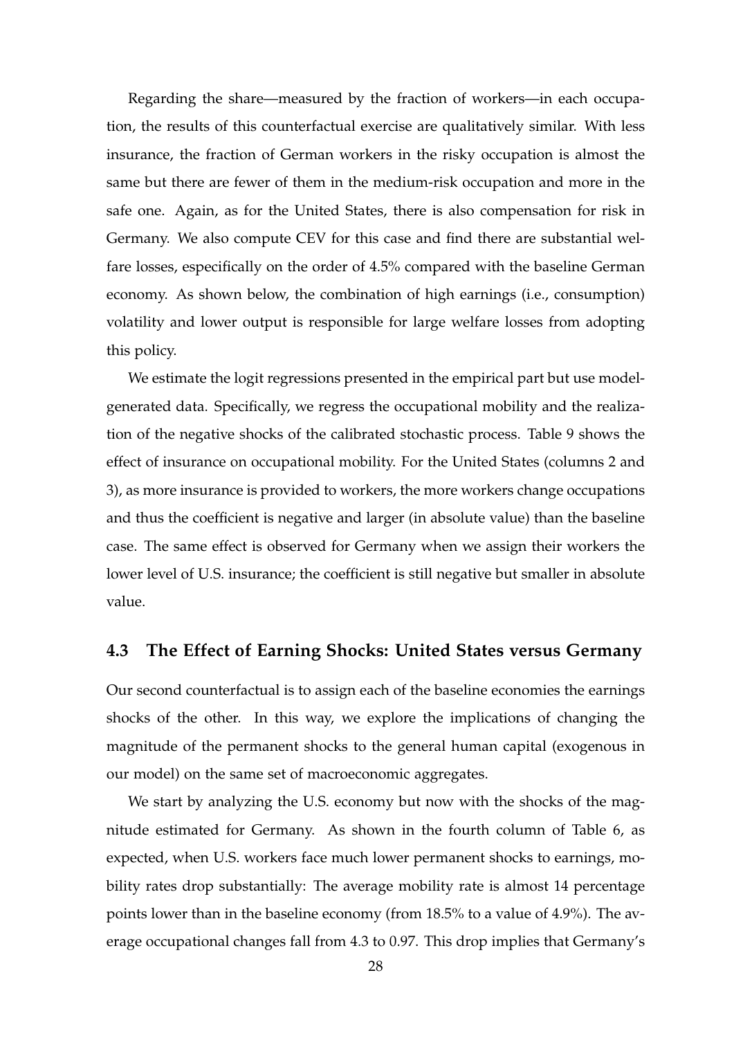Regarding the share—measured by the fraction of workers—in each occupation, the results of this counterfactual exercise are qualitatively similar. With less insurance, the fraction of German workers in the risky occupation is almost the same but there are fewer of them in the medium-risk occupation and more in the safe one. Again, as for the United States, there is also compensation for risk in Germany. We also compute CEV for this case and find there are substantial welfare losses, especifically on the order of 4.5% compared with the baseline German economy. As shown below, the combination of high earnings (i.e., consumption) volatility and lower output is responsible for large welfare losses from adopting this policy.

We estimate the logit regressions presented in the empirical part but use model-generated data. Specifically, we regress the occupational mobility and the realization of the negative shocks of the calibrated stochastic process. Table 9 shows the effect of insurance on occupational mobility. For the United States (columns 2 and 3), as more insurance is provided to workers, the more workers change occupations and thus the coefficient is negative and larger (in absolute value) than the baseline case. The same effect is observed for Germany when we assign their workers the lower level of U.S. insurance; the coefficient is still negative but smaller in absolute value.

## 4.3 The Effect of Earning Shocks: United States versus Germany

Our second counterfactual is to assign each of the baseline economies the earnings shocks of the other. In this way, we explore the implications of changing the magnitude of the permanent shocks to the general human capital (exogenous in our model) on the same set of macroeconomic aggregates.

We start by analyzing the U.S. economy but now with the shocks of the magnitude estimated for Germany. As shown in the fourth column of Table 6, as expected, when U.S. workers face much lower permanent shocks to earnings, mobility rates drop substantially: The average mobility rate is almost 14 percentage points lower than in the baseline economy (from 18.5% to a value of 4.9%). The average occupational changes fall from 4.3 to 0.97. This drop implies that Germany's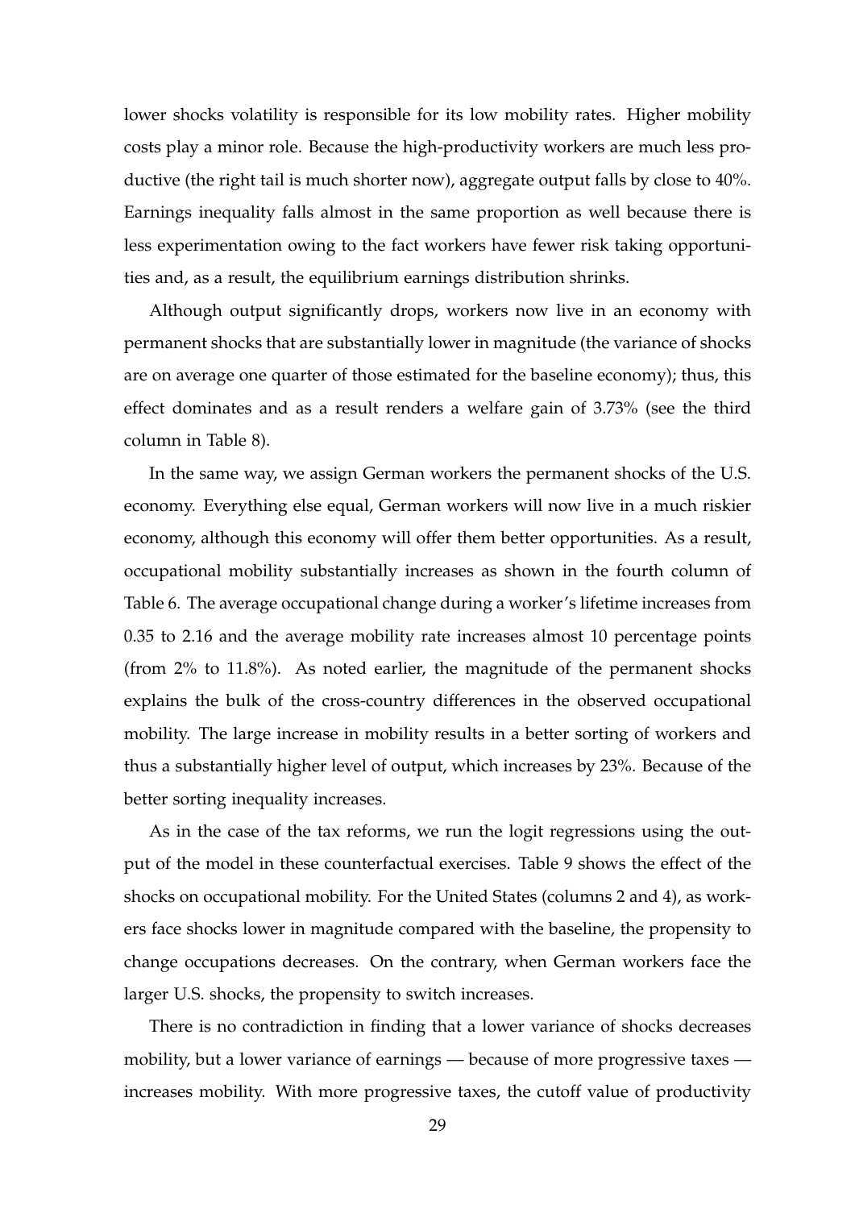lower shocks volatility is responsible for its low mobility rates. Higher mobility costs play a minor role. Because the high-productivity workers are much less productive (the right tail is much shorter now), aggregate output falls by close to 40%. Earnings inequality falls almost in the same proportion as well because there is less experimentation owing to the fact workers have fewer risk taking opportunities and, as a result, the equilibrium earnings distribution shrinks.

Although output significantly drops, workers now live in an economy with permanent shocks that are substantially lower in magnitude (the variance of shocks are on average one quarter of those estimated for the baseline economy); thus, this effect dominates and as a result renders a welfare gain of 3.73% (see the third column in Table 8).

In the same way, we assign German workers the permanent shocks of the U.S. economy. Everything else equal, German workers will now live in a much riskier economy, although this economy will offer them better opportunities. As a result, occupational mobility substantially increases as shown in the fourth column of Table 6. The average occupational change during a worker's lifetime increases from 0.35 to 2.16 and the average mobility rate increases almost 10 percentage points (from 2% to 11.8%). As noted earlier, the magnitude of the permanent shocks explains the bulk of the cross-country differences in the observed occupational mobility. The large increase in mobility results in a better sorting of workers and thus a substantially higher level of output, which increases by 23%. Because of the better sorting inequality increases.

As in the case of the tax reforms, we run the logit regressions using the output of the model in these counterfactual exercises. Table 9 shows the effect of the shocks on occupational mobility. For the United States (columns 2 and 4), as workers face shocks lower in magnitude compared with the baseline, the propensity to change occupations decreases. On the contrary, when German workers face the larger U.S. shocks, the propensity to switch increases.

There is no contradiction in finding that a lower variance of shocks decreases mobility, but a lower variance of earnings — because of more progressive taxes — increases mobility. With more progressive taxes, the cutoff value of productivity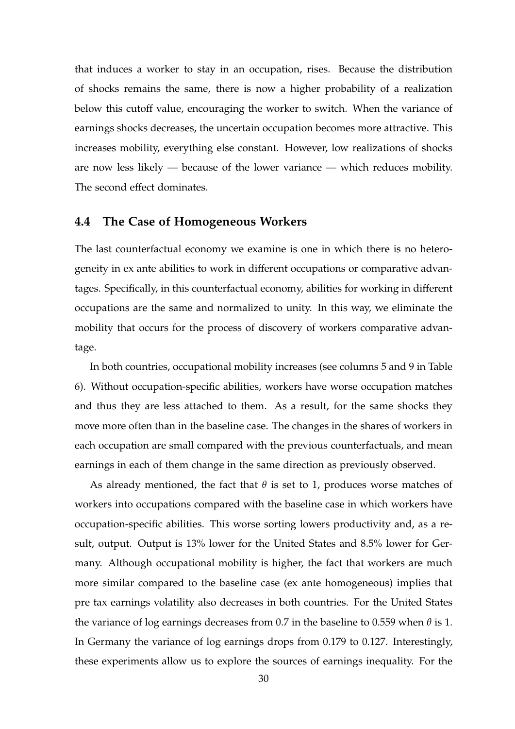that induces a worker to stay in an occupation, rises. Because the distribution of shocks remains the same, there is now a higher probability of a realization below this cutoff value, encouraging the worker to switch. When the variance of earnings shocks decreases, the uncertain occupation becomes more attractive. This increases mobility, everything else constant. However, low realizations of shocks are now less likely — because of the lower variance — which reduces mobility. The second effect dominates.

### 4.4 The Case of Homogeneous Workers

The last counterfactual economy we examine is one in which there is no heterogeneity in ex ante abilities to work in different occupations or comparative advantages. Specifically, in this counterfactual economy, abilities for working in different occupations are the same and normalized to unity. In this way, we eliminate the mobility that occurs for the process of discovery of workers comparative advantage.

In both countries, occupational mobility increases (see columns 5 and 9 in Table 6). Without occupation-specific abilities, workers have worse occupation matches and thus they are less attached to them. As a result, for the same shocks they move more often than in the baseline case. The changes in the shares of workers in each occupation are small compared with the previous counterfactuals, and mean earnings in each of them change in the same direction as previously observed.

As already mentioned, the fact that $\theta$ is set to 1, produces worse matches of workers into occupations compared with the baseline case in which workers have occupation-specific abilities. This worse sorting lowers productivity and, as a result, output. Output is 13% lower for the United States and 8.5% lower for Germany. Although occupational mobility is higher, the fact that workers are much more similar compared to the baseline case (ex ante homogeneous) implies that pre tax earnings volatility also decreases in both countries. For the United States the variance of log earnings decreases from 0.7 in the baseline to 0.559 when $\theta$ is 1. In Germany the variance of log earnings drops from 0.179 to 0.127. Interestingly, these experiments allow us to explore the sources of earnings inequality. For the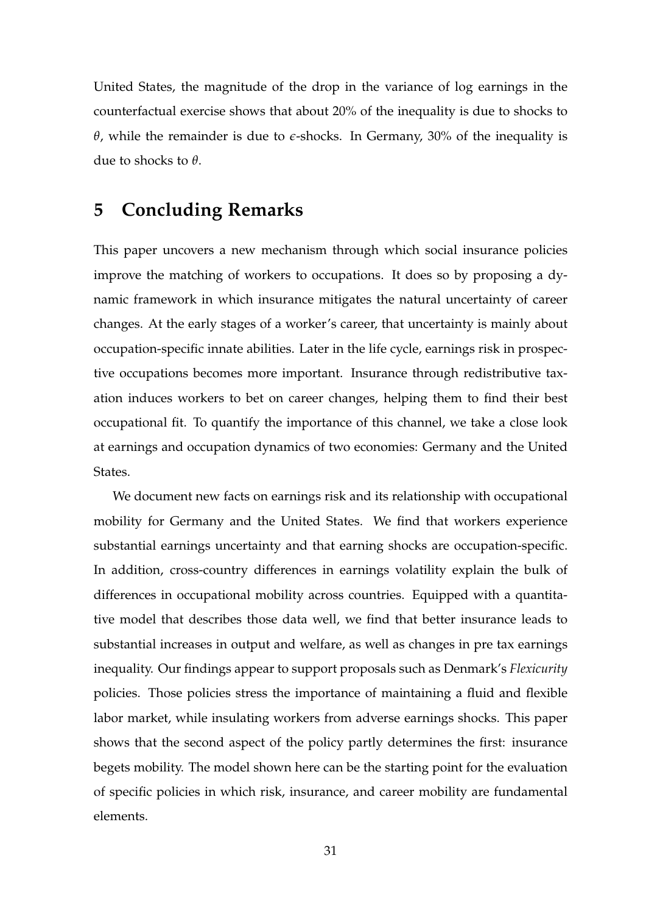United States, the magnitude of the drop in the variance of log earnings in the counterfactual exercise shows that about 20% of the inequality is due to shocks to $\theta$, while the remainder is due to $\epsilon$-shocks. In Germany, 30% of the inequality is due to shocks to $\theta$.

# 5 Concluding Remarks

This paper uncovers a new mechanism through which social insurance policies improve the matching of workers to occupations. It does so by proposing a dynamic framework in which insurance mitigates the natural uncertainty of career changes. At the early stages of a worker's career, that uncertainty is mainly about occupation-specific innate abilities. Later in the life cycle, earnings risk in prospective occupations becomes more important. Insurance through redistributive taxation induces workers to bet on career changes, helping them to find their best occupational fit. To quantify the importance of this channel, we take a close look at earnings and occupation dynamics of two economies: Germany and the United States.

We document new facts on earnings risk and its relationship with occupational mobility for Germany and the United States. We find that workers experience substantial earnings uncertainty and that earning shocks are occupation-specific. In addition, cross-country differences in earnings volatility explain the bulk of differences in occupational mobility across countries. Equipped with a quantitative model that describes those data well, we find that better insurance leads to substantial increases in output and welfare, as well as changes in pre tax earnings inequality. Our findings appear to support proposals such as Denmark's *Flexicurity* policies. Those policies stress the importance of maintaining a fluid and flexible labor market, while insulating workers from adverse earnings shocks. This paper shows that the second aspect of the policy partly determines the first: insurance begets mobility. The model shown here can be the starting point for the evaluation of specific policies in which risk, insurance, and career mobility are fundamental elements.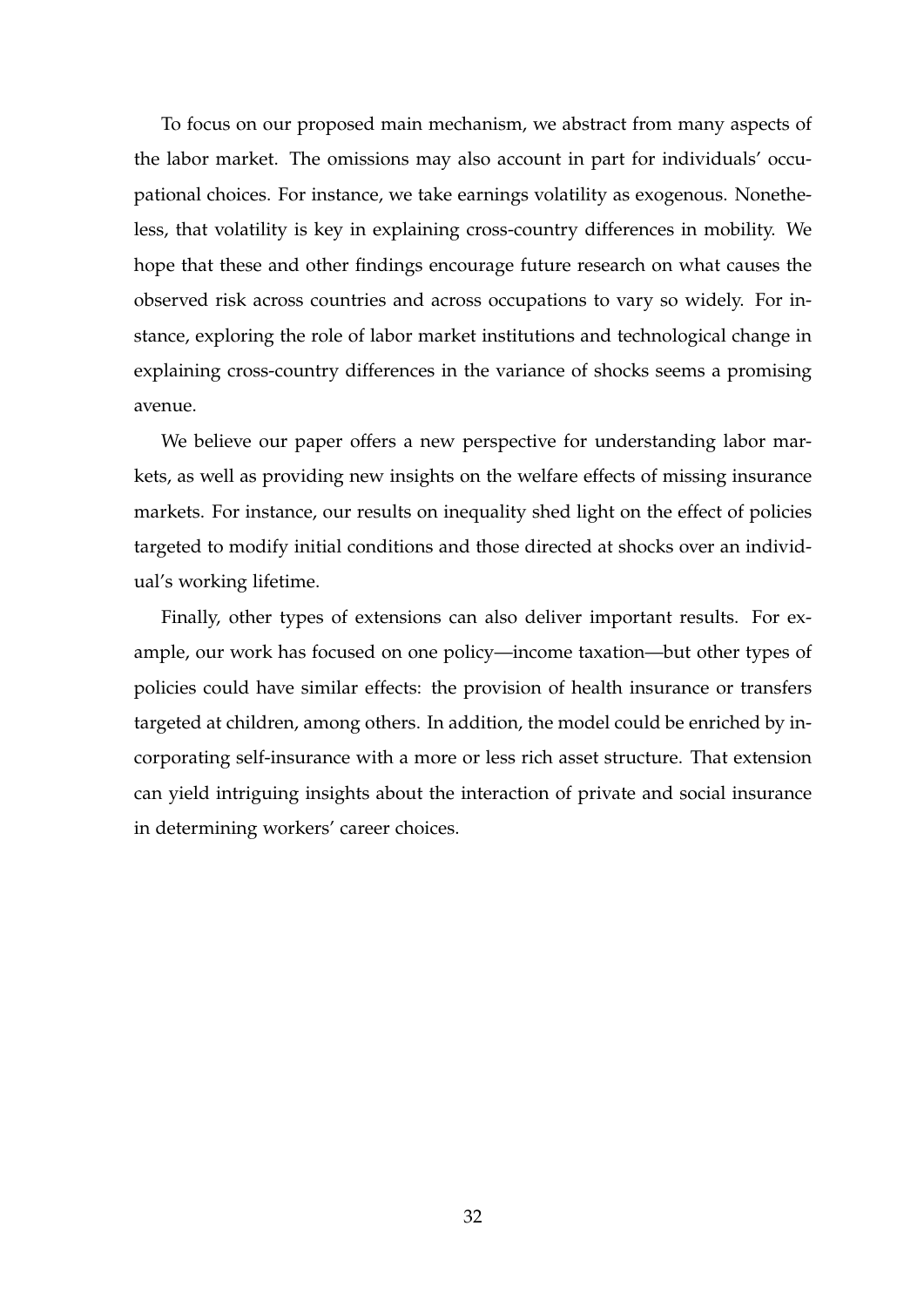To focus on our proposed main mechanism, we abstract from many aspects of the labor market. The omissions may also account in part for individuals' occupational choices. For instance, we take earnings volatility as exogenous. Nonetheless, that volatility is key in explaining cross-country differences in mobility. We hope that these and other findings encourage future research on what causes the observed risk across countries and across occupations to vary so widely. For instance, exploring the role of labor market institutions and technological change in explaining cross-country differences in the variance of shocks seems a promising avenue.

We believe our paper offers a new perspective for understanding labor markets, as well as providing new insights on the welfare effects of missing insurance markets. For instance, our results on inequality shed light on the effect of policies targeted to modify initial conditions and those directed at shocks over an individual's working lifetime.

Finally, other types of extensions can also deliver important results. For example, our work has focused on one policy—income taxation—but other types of policies could have similar effects: the provision of health insurance or transfers targeted at children, among others. In addition, the model could be enriched by incorporating self-insurance with a more or less rich asset structure. That extension can yield intriguing insights about the interaction of private and social insurance in determining workers' career choices.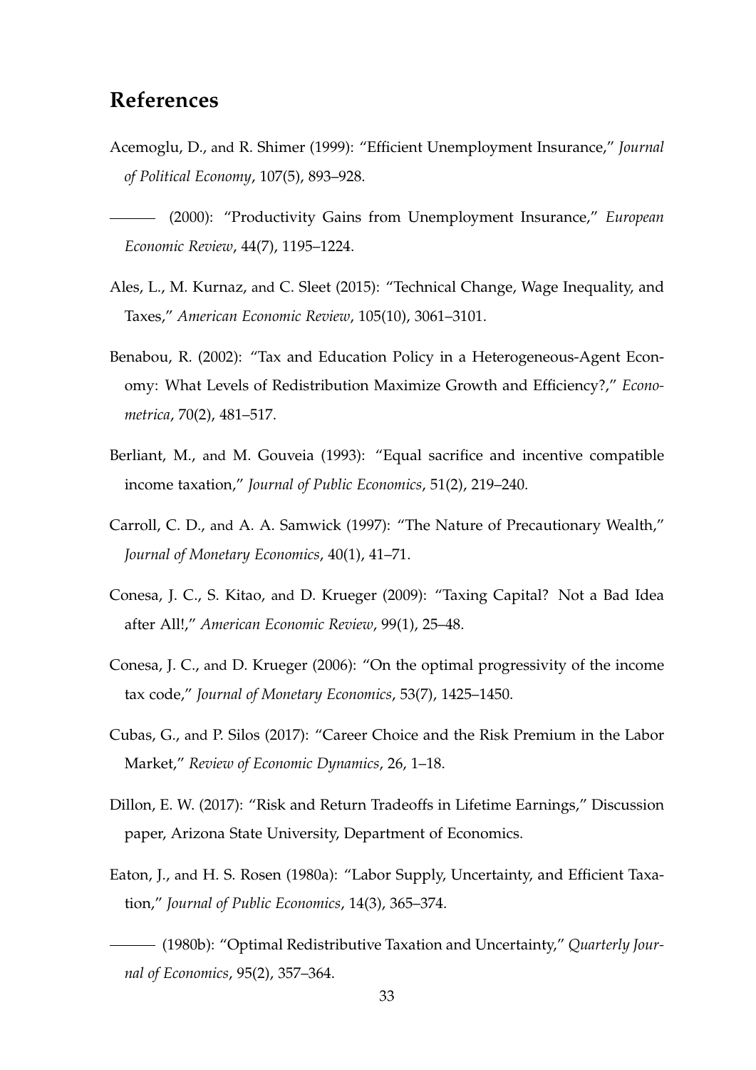## References

Acemoglu, D., and R. Shimer (1999): "Efficient Unemployment Insurance," *Journal of Political Economy*, 107(5), 893–928.

——— (2000): "Productivity Gains from Unemployment Insurance," *European Economic Review*, 44(7), 1195–1224.

Ales, L., M. Kurnaz, and C. Sleet (2015): "Technical Change, Wage Inequality, and Taxes," *American Economic Review*, 105(10), 3061–3101.

Benabou, R. (2002): "Tax and Education Policy in a Heterogeneous-Agent Economy: What Levels of Redistribution Maximize Growth and Efficiency?," *Econometrica*, 70(2), 481–517.

Berliant, M., and M. Gouveia (1993): "Equal sacrifice and incentive compatible income taxation," *Journal of Public Economics*, 51(2), 219–240.

Carroll, C. D., and A. A. Samwick (1997): "The Nature of Precautionary Wealth," *Journal of Monetary Economics*, 40(1), 41–71.

Conesa, J. C., S. Kitao, and D. Krueger (2009): "Taxing Capital? Not a Bad Idea after All!," *American Economic Review*, 99(1), 25–48.

Conesa, J. C., and D. Krueger (2006): "On the optimal progressivity of the income tax code," *Journal of Monetary Economics*, 53(7), 1425–1450.

Cubas, G., and P. Silos (2017): "Career Choice and the Risk Premium in the Labor Market," *Review of Economic Dynamics*, 26, 1–18.

Dillon, E. W. (2017): "Risk and Return Tradeoffs in Lifetime Earnings," Discussion paper, Arizona State University, Department of Economics.

Eaton, J., and H. S. Rosen (1980a): "Labor Supply, Uncertainty, and Efficient Taxation," *Journal of Public Economics*, 14(3), 365–374.

——— (1980b): "Optimal Redistributive Taxation and Uncertainty," *Quarterly Journal of Economics*, 95(2), 357–364.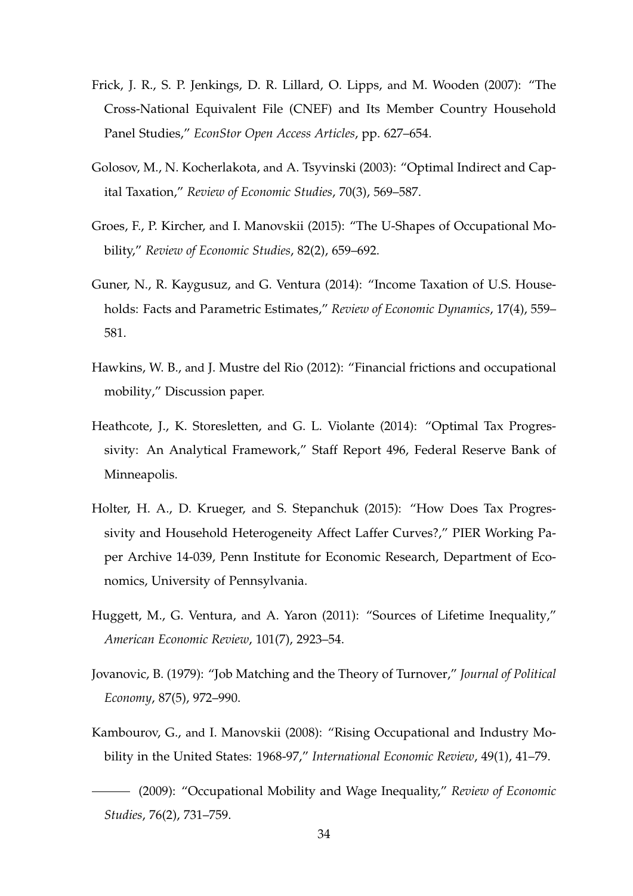Frick, J. R., S. P. Jenkings, D. R. Lillard, O. Lipps, and M. Wooden (2007): "The Cross-National Equivalent File (CNEF) and Its Member Country Household Panel Studies," *EconStor Open Access Articles*, pp. 627–654.

Golosov, M., N. Kocherlakota, and A. Tsyvinski (2003): "Optimal Indirect and Capital Taxation," *Review of Economic Studies*, 70(3), 569–587.

Groes, F., P. Kircher, and I. Manovskii (2015): "The U-Shapes of Occupational Mobility," *Review of Economic Studies*, 82(2), 659–692.

Guner, N., R. Kaygusuz, and G. Ventura (2014): "Income Taxation of U.S. Households: Facts and Parametric Estimates," *Review of Economic Dynamics*, 17(4), 559–581.

Hawkins, W. B., and J. Mustre del Rio (2012): "Financial frictions and occupational mobility," Discussion paper.

Heathcote, J., K. Storesletten, and G. L. Violante (2014): "Optimal Tax Progressivity: An Analytical Framework," Staff Report 496, Federal Reserve Bank of Minneapolis.

Holter, H. A., D. Krueger, and S. Stepanchuk (2015): "How Does Tax Progressivity and Household Heterogeneity Affect Laffer Curves?," PIER Working Paper Archive 14-039, Penn Institute for Economic Research, Department of Economics, University of Pennsylvania.

Huggett, M., G. Ventura, and A. Yaron (2011): "Sources of Lifetime Inequality," *American Economic Review*, 101(7), 2923–54.

Jovanovic, B. (1979): "Job Matching and the Theory of Turnover," *Journal of Political Economy*, 87(5), 972–990.

Kambourov, G., and I. Manovskii (2008): "Rising Occupational and Industry Mobility in the United States: 1968-97," *International Economic Review*, 49(1), 41–79.

——— (2009): "Occupational Mobility and Wage Inequality," *Review of Economic Studies*, 76(2), 731–759.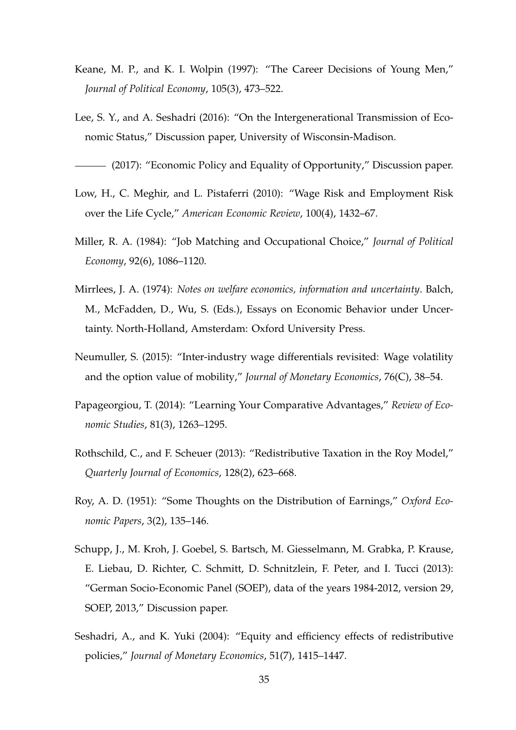Keane, M. P., and K. I. Wolpin (1997): "The Career Decisions of Young Men," *Journal of Political Economy*, 105(3), 473–522.

Lee, S. Y., and A. Seshadri (2016): "On the Intergenerational Transmission of Economic Status," Discussion paper, University of Wisconsin-Madison.

——— (2017): "Economic Policy and Equality of Opportunity," Discussion paper.

Low, H., C. Meghir, and L. Pistaferri (2010): "Wage Risk and Employment Risk over the Life Cycle," *American Economic Review*, 100(4), 1432–67.

Miller, R. A. (1984): "Job Matching and Occupational Choice," *Journal of Political Economy*, 92(6), 1086–1120.

Mirrlees, J. A. (1974): *Notes on welfare economics, information and uncertainty*. Balch, M., McFadden, D., Wu, S. (Eds.), Essays on Economic Behavior under Uncertainty. North-Holland, Amsterdam: Oxford University Press.

Neumuller, S. (2015): "Inter-industry wage differentials revisited: Wage volatility and the option value of mobility," *Journal of Monetary Economics*, 76(C), 38–54.

Papageorgiou, T. (2014): "Learning Your Comparative Advantages," *Review of Economic Studies*, 81(3), 1263–1295.

Rothschild, C., and F. Scheuer (2013): "Redistributive Taxation in the Roy Model," *Quarterly Journal of Economics*, 128(2), 623–668.

Roy, A. D. (1951): "Some Thoughts on the Distribution of Earnings," *Oxford Economic Papers*, 3(2), 135–146.

Schupp, J., M. Kroh, J. Goebel, S. Bartsch, M. Giesselmann, M. Grabka, P. Krause, E. Liebau, D. Richter, C. Schmitt, D. Schnitzlein, F. Peter, and I. Tucci (2013): "German Socio-Economic Panel (SOEP), data of the years 1984-2012, version 29, SOEP, 2013," Discussion paper.

Seshadri, A., and K. Yuki (2004): "Equity and efficiency effects of redistributive policies," *Journal of Monetary Economics*, 51(7), 1415–1447.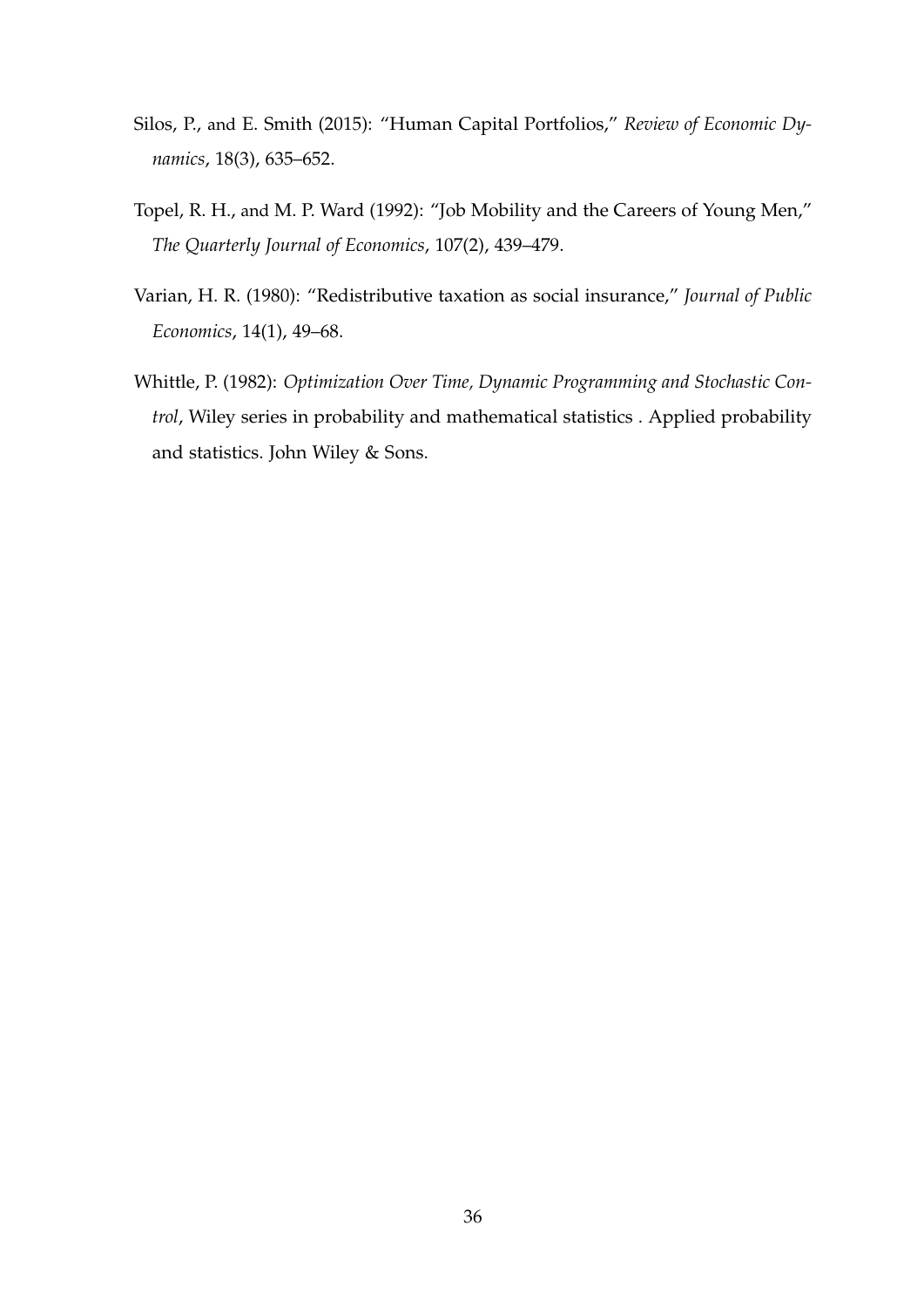Silos, P., and E. Smith (2015): "Human Capital Portfolios," *Review of Economic Dynamics*, 18(3), 635–652.

Topel, R. H., and M. P. Ward (1992): "Job Mobility and the Careers of Young Men," *The Quarterly Journal of Economics*, 107(2), 439–479.

Varian, H. R. (1980): "Redistributive taxation as social insurance," *Journal of Public Economics*, 14(1), 49–68.

Whittle, P. (1982): *Optimization Over Time, Dynamic Programming and Stochastic Control*, Wiley series in probability and mathematical statistics . Applied probability and statistics. John Wiley & Sons.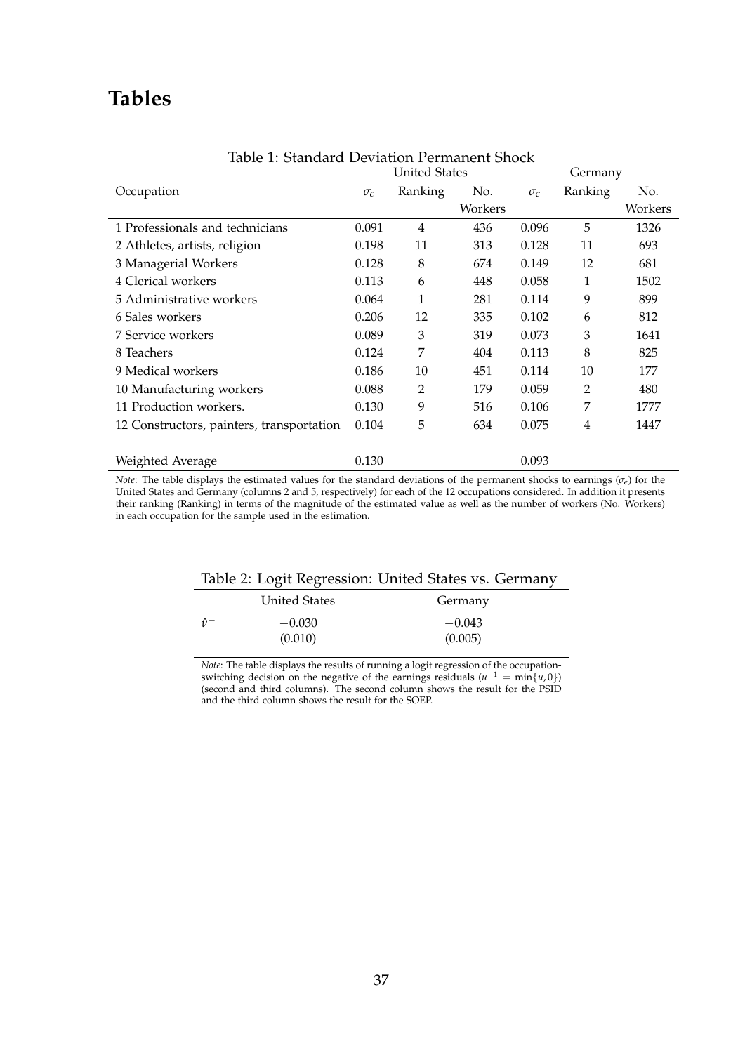# Tables

Table 1: Standard Deviation Permanent Shock

| Occupation | United States | | | Germany | | |
|---|---|---|---|---|---|---|
| | $\sigma_\epsilon$ | Ranking | No. Workers | $\sigma_\epsilon$ | Ranking | No. Workers |
| 1 Professionals and technicians | 0.091 | 4 | 436 | 0.096 | 5 | 1326 |
| 2 Athletes, artists, religion | 0.198 | 11 | 313 | 0.128 | 11 | 693 |
| 3 Managerial Workers | 0.128 | 8 | 674 | 0.149 | 12 | 681 |
| 4 Clerical workers | 0.113 | 6 | 448 | 0.058 | 1 | 1502 |
| 5 Administrative workers | 0.064 | 1 | 281 | 0.114 | 9 | 899 |
| 6 Sales workers | 0.206 | 12 | 335 | 0.102 | 6 | 812 |
| 7 Service workers | 0.089 | 3 | 319 | 0.073 | 3 | 1641 |
| 8 Teachers | 0.124 | 7 | 404 | 0.113 | 8 | 825 |
| 9 Medical workers | 0.186 | 10 | 451 | 0.114 | 10 | 177 |
| 10 Manufacturing workers | 0.088 | 2 | 179 | 0.059 | 2 | 480 |
| 11 Production workers. | 0.130 | 9 | 516 | 0.106 | 7 | 1777 |
| 12 Constructors, painters, transportation | 0.104 | 5 | 634 | 0.075 | 4 | 1447 |
| Weighted Average | 0.130 | | | 0.093 | | |

*Note*: The table displays the estimated values for the standard deviations of the permanent shocks to earnings ($\sigma_\epsilon$) for the United States and Germany (columns 2 and 5, respectively) for each of the 12 occupations considered. In addition it presents their ranking (Ranking) in terms of the magnitude of the estimated value as well as the number of workers (No. Workers) in each occupation for the sample used in the estimation.

Table 2: Logit Regression: United States vs. Germany

| | United States | Germany |
|---|---|---|
| $\hat{v}^-$ | $-0.030$ | $-0.043$ |
| | (0.010) | (0.005) |

*Note*: The table displays the results of running a logit regression of the occupation-switching decision on the negative of the earnings residuals ($u^{-1} = \min\{u, 0\}$) (second and third columns). The second column shows the result for the PSID and the third column shows the result for the SOEP.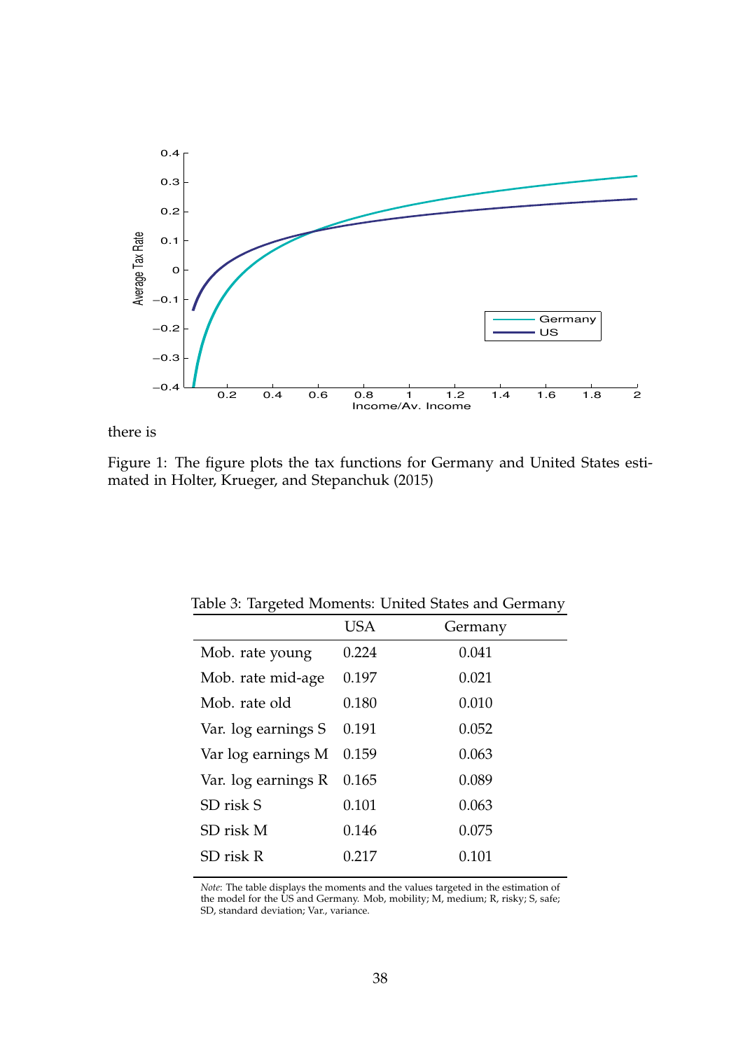there is

Figure 1: The figure plots the tax functions for Germany and United States estimated in Holter, Krueger, and Stepanchuk (2015)

Table 3: Targeted Moments: United States and Germany

| | USA | Germany |
|---|---|---|
| Mob. rate young | 0.224 | 0.041 |
| Mob. rate mid-age | 0.197 | 0.021 |
| Mob. rate old | 0.180 | 0.010 |
| Var. log earnings S | 0.191 | 0.052 |
| Var log earnings M | 0.159 | 0.063 |
| Var. log earnings R | 0.165 | 0.089 |
| SD risk S | 0.101 | 0.063 |
| SD risk M | 0.146 | 0.075 |
| SD risk R | 0.217 | 0.101 |

*Note*: The table displays the moments and the values targeted in the estimation of the model for the US and Germany. Mob, mobility; M, medium; R, risky; S, safe; SD, standard deviation; Var., variance.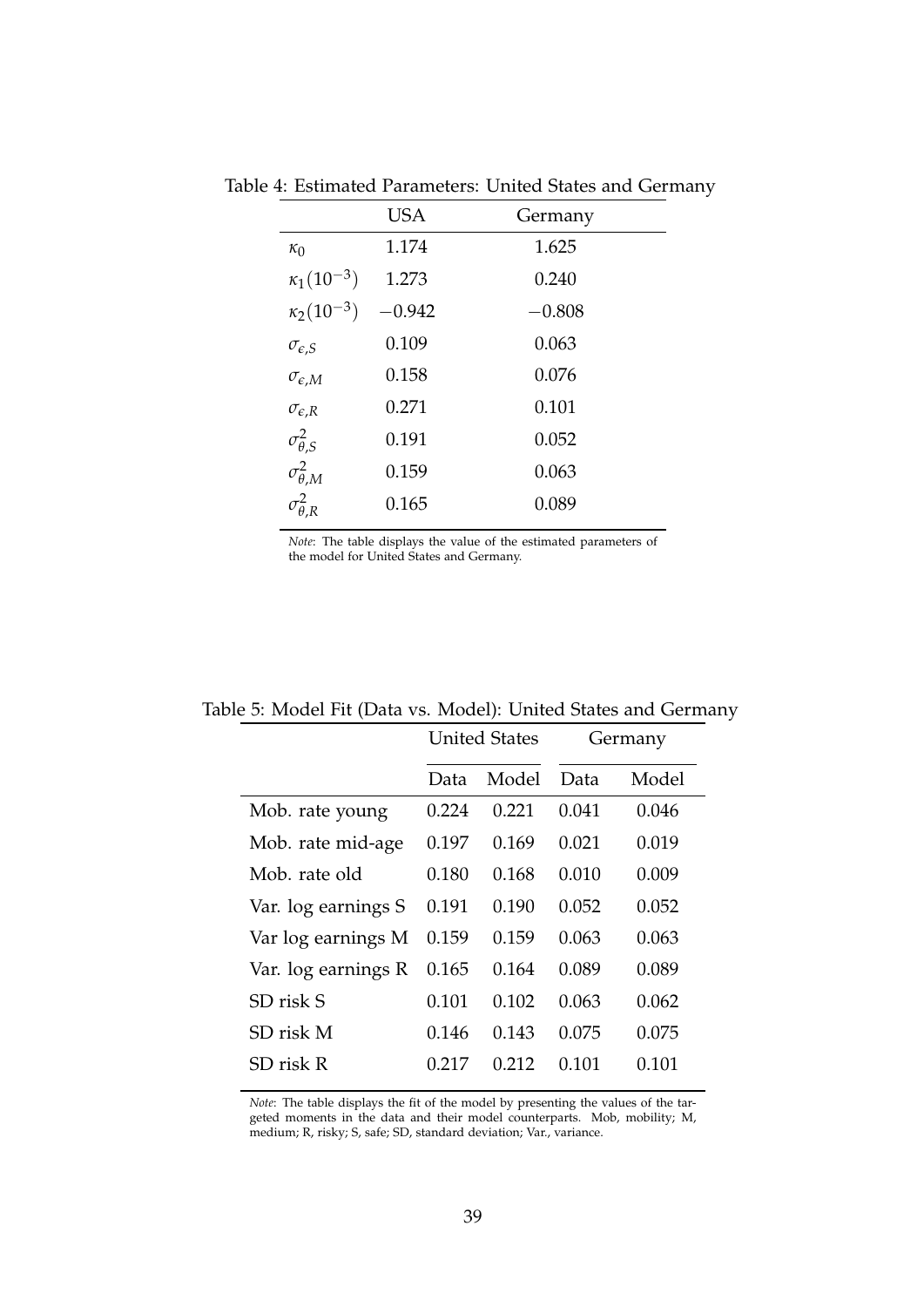Table 4: Estimated Parameters: United States and Germany

| | USA | Germany |
|---|---|---|
| $\kappa_0$ | 1.174 | 1.625 |
| $\kappa_1(10^{-3})$ | 1.273 | 0.240 |
| $\kappa_2(10^{-3})$ | $-0.942$ | $-0.808$ |
| $\sigma_{\epsilon,S}$ | 0.109 | 0.063 |
| $\sigma_{\epsilon,M}$ | 0.158 | 0.076 |
| $\sigma_{\epsilon,R}$ | 0.271 | 0.101 |
| $\sigma^2_{\theta,S}$ | 0.191 | 0.052 |
| $\sigma^2_{\theta,M}$ | 0.159 | 0.063 |
| $\sigma^2_{\theta,R}$ | 0.165 | 0.089 |

*Note*: The table displays the value of the estimated parameters of the model for United States and Germany.

Table 5: Model Fit (Data vs. Model): United States and Germany

| | United States | | Germany | |
|---|---|---|---|---|
| | Data | Model | Data | Model |
| Mob. rate young | 0.224 | 0.221 | 0.041 | 0.046 |
| Mob. rate mid-age | 0.197 | 0.169 | 0.021 | 0.019 |
| Mob. rate old | 0.180 | 0.168 | 0.010 | 0.009 |
| Var. log earnings S | 0.191 | 0.190 | 0.052 | 0.052 |
| Var log earnings M | 0.159 | 0.159 | 0.063 | 0.063 |
| Var. log earnings R | 0.165 | 0.164 | 0.089 | 0.089 |
| SD risk S | 0.101 | 0.102 | 0.063 | 0.062 |
| SD risk M | 0.146 | 0.143 | 0.075 | 0.075 |
| SD risk R | 0.217 | 0.212 | 0.101 | 0.101 |

*Note*: The table displays the fit of the model by presenting the values of the targeted moments in the data and their model counterparts. Mob, mobility; M, medium; R, risky; S, safe; SD, standard deviation; Var., variance.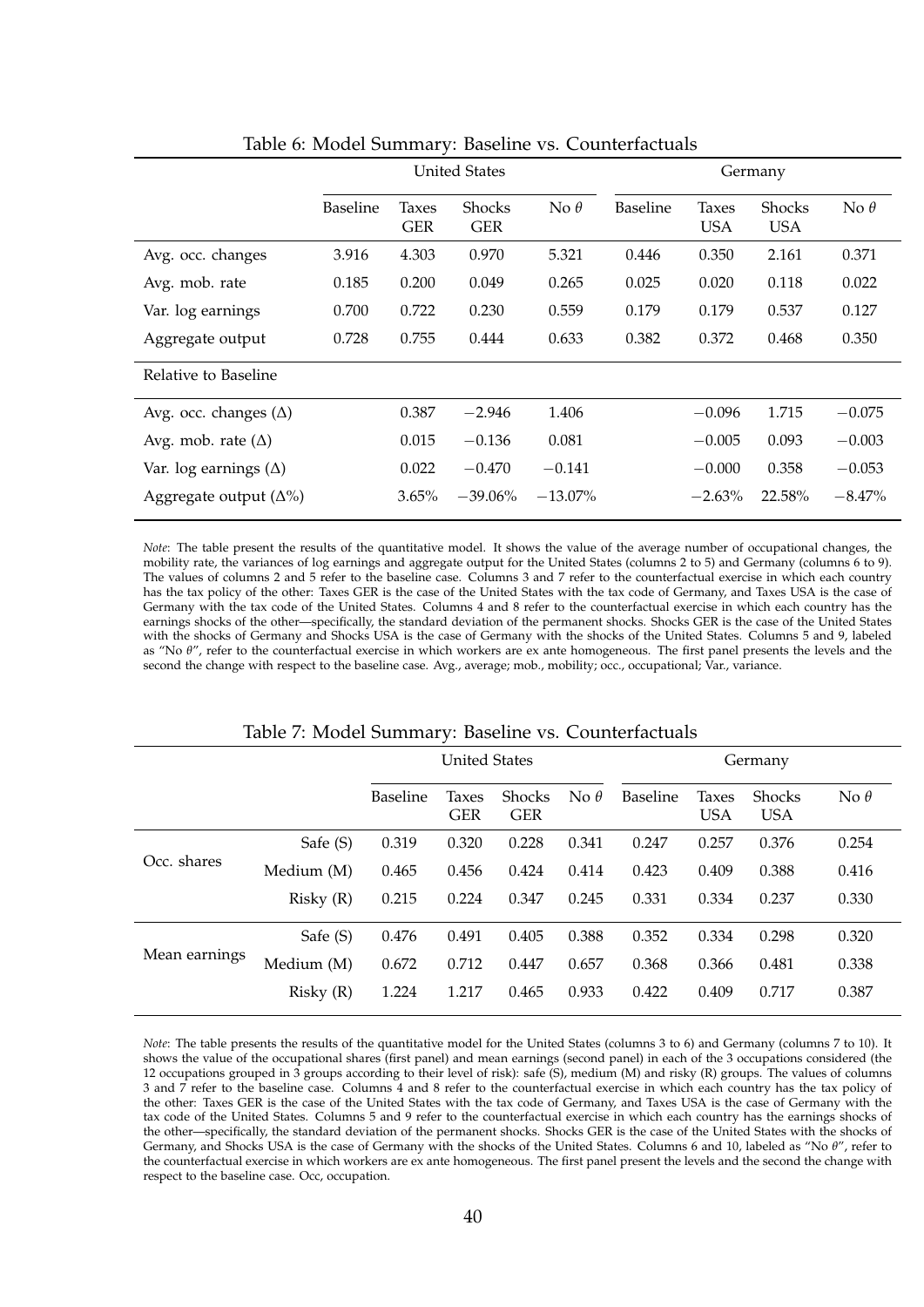Table 6: Model Summary: Baseline vs. Counterfactuals

| | United States | | | | Germany | | | |
|---|---|---|---|---|---|---|---|---|
| | Baseline | Taxes GER | Shocks GER | No $\theta$ | Baseline | Taxes USA | Shocks USA | No $\theta$ |
| Avg. occ. changes | 3.916 | 4.303 | 0.970 | 5.321 | 0.446 | 0.350 | 2.161 | 0.371 |
| Avg. mob. rate | 0.185 | 0.200 | 0.049 | 0.265 | 0.025 | 0.020 | 0.118 | 0.022 |
| Var. log earnings | 0.700 | 0.722 | 0.230 | 0.559 | 0.179 | 0.179 | 0.537 | 0.127 |
| Aggregate output | 0.728 | 0.755 | 0.444 | 0.633 | 0.382 | 0.372 | 0.468 | 0.350 |
| Relative to Baseline | | | | | | | | |
| Avg. occ. changes ($\Delta$) | | 0.387 | $-2.946$ | 1.406 | | $-0.096$ | 1.715 | $-0.075$ |
| Avg. mob. rate ($\Delta$) | | 0.015 | $-0.136$ | 0.081 | | $-0.005$ | 0.093 | $-0.003$ |
| Var. log earnings ($\Delta$) | | 0.022 | $-0.470$ | $-0.141$ | | $-0.000$ | 0.358 | $-0.053$ |
| Aggregate output ($\Delta$%) | | 3.65% | $-39.06$% | $-13.07$% | | $-2.63$% | 22.58% | $-8.47$% |

*Note*: The table present the results of the quantitative model. It shows the value of the average number of occupational changes, the mobility rate, the variances of log earnings and aggregate output for the United States (columns 2 to 5) and Germany (columns 6 to 9). The values of columns 2 and 5 refer to the baseline case. Columns 3 and 7 refer to the counterfactual exercise in which each country has the tax policy of the other: Taxes GER is the case of the United States with the tax code of Germany, and Taxes USA is the case of Germany with the tax code of the United States. Columns 4 and 8 refer to the counterfactual exercise in which each country has the earnings shocks of the other—specifically, the standard deviation of the permanent shocks. Shocks GER is the case of the United States with the shocks of Germany and Shocks USA is the case of Germany with the shocks of the United States. Columns 5 and 9, labeled as "No $\theta$", refer to the counterfactual exercise in which workers are ex ante homogeneous. The first panel presents the levels and the second the change with respect to the baseline case. Avg., average; mob., mobility; occ., occupational; Var., variance.

Table 7: Model Summary: Baseline vs. Counterfactuals

| | | United States | | | | Germany | | | |
|---|---|---|---|---|---|---|---|---|---|
| | | Baseline | Taxes GER | Shocks GER | No $\theta$ | Baseline | Taxes USA | Shocks USA | No $\theta$ |
| Occ. shares | Safe (S) | 0.319 | 0.320 | 0.228 | 0.341 | 0.247 | 0.257 | 0.376 | 0.254 |
| | Medium (M) | 0.465 | 0.456 | 0.424 | 0.414 | 0.423 | 0.409 | 0.388 | 0.416 |
| | Risky (R) | 0.215 | 0.224 | 0.347 | 0.245 | 0.331 | 0.334 | 0.237 | 0.330 |
| Mean earnings | Safe (S) | 0.476 | 0.491 | 0.405 | 0.388 | 0.352 | 0.334 | 0.298 | 0.320 |
| | Medium (M) | 0.672 | 0.712 | 0.447 | 0.657 | 0.368 | 0.366 | 0.481 | 0.338 |
| | Risky (R) | 1.224 | 1.217 | 0.465 | 0.933 | 0.422 | 0.409 | 0.717 | 0.387 |

*Note*: The table presents the results of the quantitative model for the United States (columns 3 to 6) and Germany (columns 7 to 10). It shows the value of the occupational shares (first panel) and mean earnings (second panel) in each of the 3 occupations considered (the 12 occupations grouped in 3 groups according to their level of risk): safe (S), medium (M) and risky (R) groups. The values of columns 3 and 7 refer to the baseline case. Columns 4 and 8 refer to the counterfactual exercise in which each country has the tax policy of the other: Taxes GER is the case of the United States with the tax code of Germany, and Taxes USA is the case of Germany with the tax code of the United States. Columns 5 and 9 refer to the counterfactual exercise in which each country has the earnings shocks of the other—specifically, the standard deviation of the permanent shocks. Shocks GER is the case of the United States with the shocks of Germany, and Shocks USA is the case of Germany with the shocks of the United States. Columns 6 and 10, labeled as "No $\theta$", refer to the counterfactual exercise in which workers are ex ante homogeneous. The first panel present the levels and the second the change with respect to the baseline case. Occ, occupation.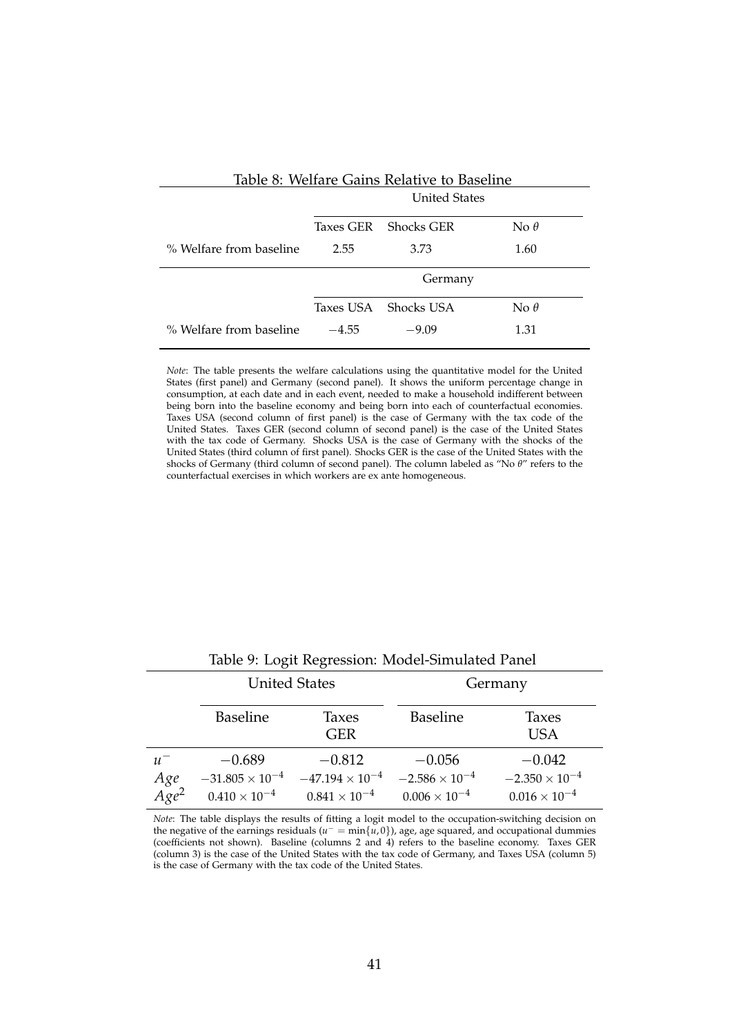Table 8: Welfare Gains Relative to Baseline

| | United States | | |
|---|---|---|---|
| | Taxes GER | Shocks GER | No $\theta$ |
| % Welfare from baseline | 2.55 | 3.73 | 1.60 |
| | Germany | | |
| | Taxes USA | Shocks USA | No $\theta$ |
| % Welfare from baseline | $-4.55$ | $-9.09$ | 1.31 |

*Note*: The table presents the welfare calculations using the quantitative model for the United States (first panel) and Germany (second panel). It shows the uniform percentage change in consumption, at each date and in each event, needed to make a household indifferent between being born into the baseline economy and being born into each of counterfactual economies. Taxes USA (second column of first panel) is the case of Germany with the tax code of the United States. Taxes GER (second column of second panel) is the case of the United States with the tax code of Germany. Shocks USA is the case of Germany with the shocks of the United States (third column of first panel). Shocks GER is the case of the United States with the shocks of Germany (third column of second panel). The column labeled as "No $\theta$" refers to the counterfactual exercises in which workers are ex ante homogeneous.

Table 9: Logit Regression: Model-Simulated Panel

| | United States | | Germany | |
|---|---|---|---|---|
| | Baseline | Taxes GER | Baseline | Taxes USA |
| $u^-$ | $-0.689$ | $-0.812$ | $-0.056$ | $-0.042$ |
| $Age$ | $-31.805 \times 10^{-4}$ | $-47.194 \times 10^{-4}$ | $-2.586 \times 10^{-4}$ | $-2.350 \times 10^{-4}$ |
| $Age^2$ | $0.410 \times 10^{-4}$ | $0.841 \times 10^{-4}$ | $0.006 \times 10^{-4}$ | $0.016 \times 10^{-4}$ |

*Note*: The table displays the results of fitting a logit model to the occupation-switching decision on the negative of the earnings residuals ($u^- = \min\{u, 0\}$), age, age squared, and occupational dummies (coefficients not shown). Baseline (columns 2 and 4) refers to the baseline economy. Taxes GER (column 3) is the case of the United States with the tax code of Germany, and Taxes USA (column 5) is the case of Germany with the tax code of the United States.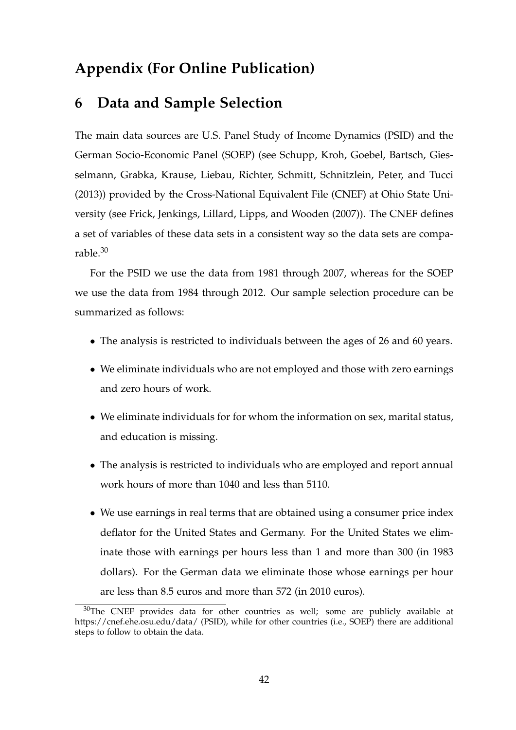# Appendix (For Online Publication)

## 6 Data and Sample Selection

The main data sources are U.S. Panel Study of Income Dynamics (PSID) and the German Socio-Economic Panel (SOEP) (see Schupp, Kroh, Goebel, Bartsch, Giesselmann, Grabka, Krause, Liebau, Richter, Schmitt, Schnitzlein, Peter, and Tucci (2013)) provided by the Cross-National Equivalent File (CNEF) at Ohio State University (see Frick, Jenkings, Lillard, Lipps, and Wooden (2007)). The CNEF defines a set of variables of these data sets in a consistent way so the data sets are comparable.[30]

For the PSID we use the data from 1981 through 2007, whereas for the SOEP we use the data from 1984 through 2012. Our sample selection procedure can be summarized as follows:

- The analysis is restricted to individuals between the ages of 26 and 60 years.
- We eliminate individuals who are not employed and those with zero earnings and zero hours of work.
- We eliminate individuals for for whom the information on sex, marital status, and education is missing.
- The analysis is restricted to individuals who are employed and report annual work hours of more than 1040 and less than 5110.
- We use earnings in real terms that are obtained using a consumer price index deflator for the United States and Germany. For the United States we eliminate those with earnings per hours less than 1 and more than 300 (in 1983 dollars). For the German data we eliminate those whose earnings per hour are less than 8.5 euros and more than 572 (in 2010 euros).

[30]The CNEF provides data for other countries as well; some are publicly available at https://cnef.ehe.osu.edu/data/ (PSID), while for other countries (i.e., SOEP) there are additional steps to follow to obtain the data.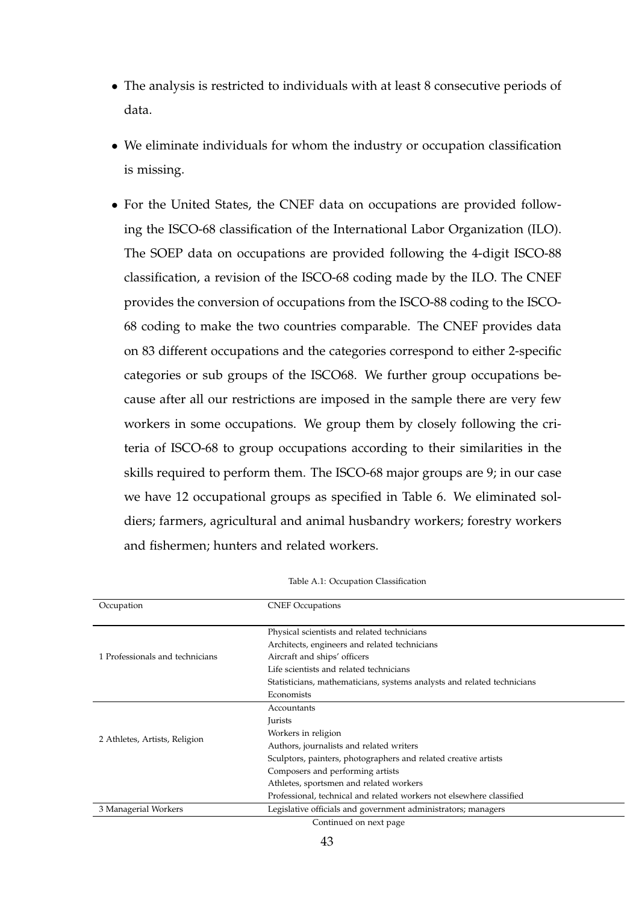- The analysis is restricted to individuals with at least 8 consecutive periods of data.
- We eliminate individuals for whom the industry or occupation classification is missing.
- For the United States, the CNEF data on occupations are provided following the ISCO-68 classification of the International Labor Organization (ILO). The SOEP data on occupations are provided following the 4-digit ISCO-88 classification, a revision of the ISCO-68 coding made by the ILO. The CNEF provides the conversion of occupations from the ISCO-88 coding to the ISCO-68 coding to make the two countries comparable. The CNEF provides data on 83 different occupations and the categories correspond to either 2-specific categories or sub groups of the ISCO68. We further group occupations because after all our restrictions are imposed in the sample there are very few workers in some occupations. We group them by closely following the criteria of ISCO-68 to group occupations according to their similarities in the skills required to perform them. The ISCO-68 major groups are 9; in our case we have 12 occupational groups as specified in Table 6. We eliminated soldiers; farmers, agricultural and animal husbandry workers; forestry workers and fishermen; hunters and related workers.

Table A.1: Occupation Classification

| Occupation | CNEF Occupations |
|---|---|
| 1 Professionals and technicians | Physical scientists and related technicians |
| | Architects, engineers and related technicians |
| | Aircraft and ships' officers |
| | Life scientists and related technicians |
| | Statisticians, mathematicians, systems analysts and related technicians |
| | Economists |
| 2 Athletes, Artists, Religion | Accountants |
| | Jurists |
| | Workers in religion |
| | Authors, journalists and related writers |
| | Sculptors, painters, photographers and related creative artists |
| | Composers and performing artists |
| | Athletes, sportsmen and related workers |
| | Professional, technical and related workers not elsewhere classified |
| 3 Managerial Workers | Legislative officials and government administrators; managers |

Continued on next page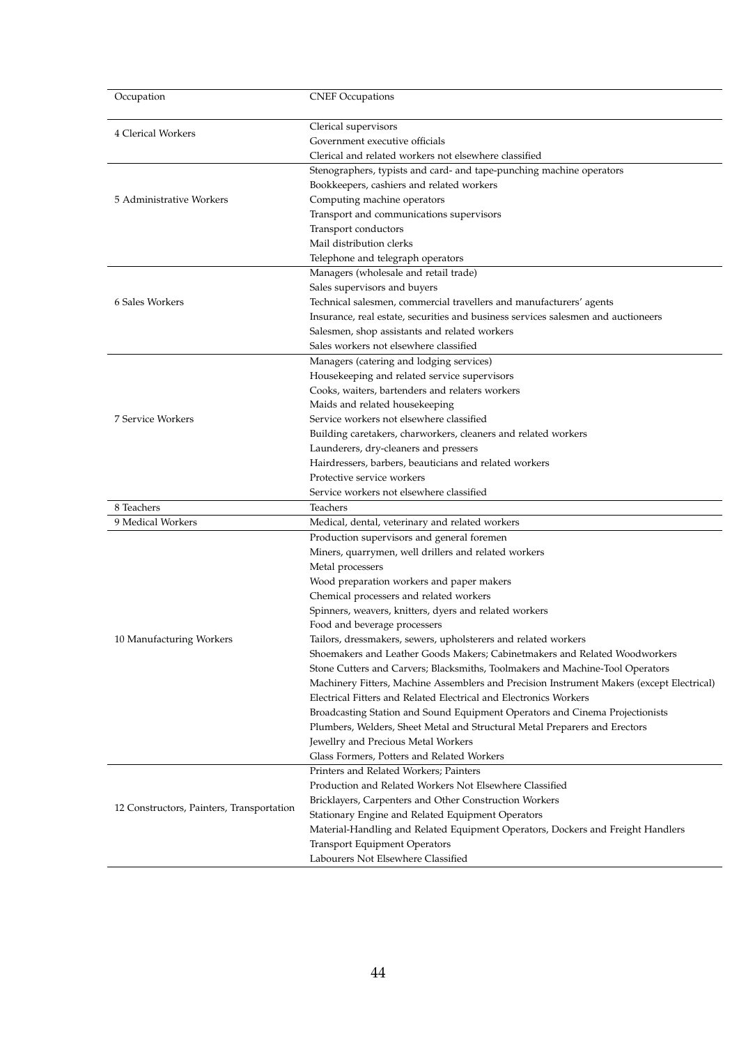| Occupation | CNEF Occupations |
|---|---|
| 4 Clerical Workers | Clerical supervisors |
| | Government executive officials |
| | Clerical and related workers not elsewhere classified |
| 5 Administrative Workers | Stenographers, typists and card- and tape-punching machine operators |
| | Bookkeepers, cashiers and related workers |
| | Computing machine operators |
| | Transport and communications supervisors |
| | Transport conductors |
| | Mail distribution clerks |
| | Telephone and telegraph operators |
| 6 Sales Workers | Managers (wholesale and retail trade) |
| | Sales supervisors and buyers |
| | Technical salesmen, commercial travellers and manufacturers' agents |
| | Insurance, real estate, securities and business services salesmen and auctioneers |
| | Salesmen, shop assistants and related workers |
| | Sales workers not elsewhere classified |
| 7 Service Workers | Managers (catering and lodging services) |
| | Housekeeping and related service supervisors |
| | Cooks, waiters, bartenders and relaters workers |
| | Maids and related housekeeping |
| | Service workers not elsewhere classified |
| | Building caretakers, charworkers, cleaners and related workers |
| | Launderers, dry-cleaners and pressers |
| | Hairdressers, barbers, beauticians and related workers |
| | Protective service workers |
| | Service workers not elsewhere classified |
| 8 Teachers | Teachers |
| 9 Medical Workers | Medical, dental, veterinary and related workers |
| 10 Manufacturing Workers | Production supervisors and general foremen |
| | Miners, quarrymen, well drillers and related workers |
| | Metal processers |
| | Wood preparation workers and paper makers |
| | Chemical processers and related workers |
| | Spinners, weavers, knitters, dyers and related workers |
| | Food and beverage processers |
| | Tailors, dressmakers, sewers, upholsterers and related workers |
| | Shoemakers and Leather Goods Makers; Cabinetmakers and Related Woodworkers |
| | Stone Cutters and Carvers; Blacksmiths, Toolmakers and Machine-Tool Operators |
| | Machinery Fitters, Machine Assemblers and Precision Instrument Makers (except Electrical) |
| | Electrical Fitters and Related Electrical and Electronics Workers |
| | Broadcasting Station and Sound Equipment Operators and Cinema Projectionists |
| | Plumbers, Welders, Sheet Metal and Structural Metal Preparers and Erectors |
| | Jewellry and Precious Metal Workers |
| | Glass Formers, Potters and Related Workers |
| 12 Constructors, Painters, Transportation | Printers and Related Workers; Painters |
| | Production and Related Workers Not Elsewhere Classified |
| | Bricklayers, Carpenters and Other Construction Workers |
| | Stationary Engine and Related Equipment Operators |
| | Material-Handling and Related Equipment Operators, Dockers and Freight Handlers |
| | Transport Equipment Operators |
| | Labourers Not Elsewhere Classified |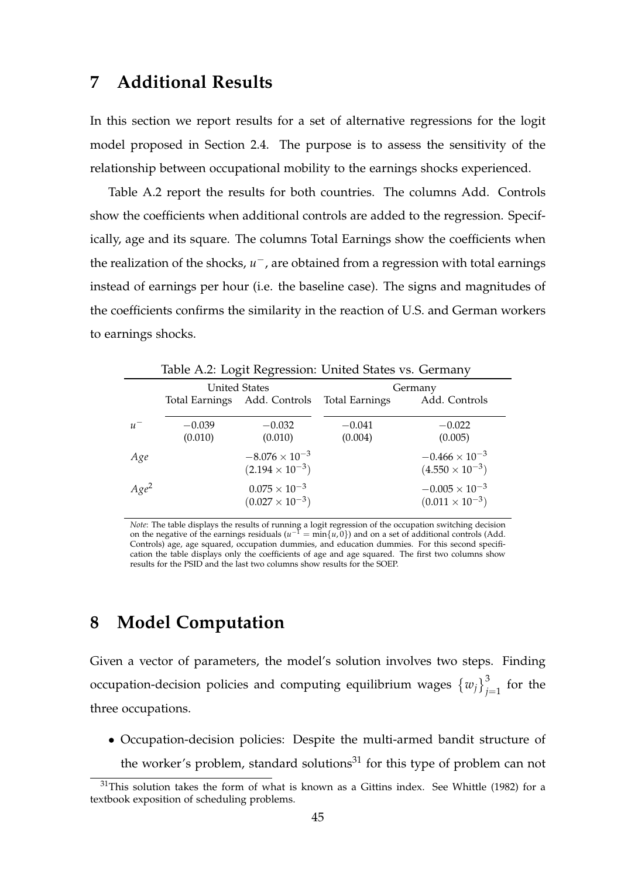# 7 Additional Results

In this section we report results for a set of alternative regressions for the logit model proposed in Section 2.4. The purpose is to assess the sensitivity of the relationship between occupational mobility to the earnings shocks experienced.

Table A.2 report the results for both countries. The columns Add. Controls show the coefficients when additional controls are added to the regression. Specifically, age and its square. The columns Total Earnings show the coefficients when the realization of the shocks, $u^-$, are obtained from a regression with total earnings instead of earnings per hour (i.e. the baseline case). The signs and magnitudes of the coefficients confirms the similarity in the reaction of U.S. and German workers to earnings shocks.

Table A.2: Logit Regression: United States vs. Germany

| | United States | | Germany | |
|---|---|---|---|---|
| | Total Earnings | Add. Controls | Total Earnings | Add. Controls |
| $u^-$ | $-0.039$ | $-0.032$ | $-0.041$ | $-0.022$ |
| | (0.010) | (0.010) | (0.004) | (0.005) |
| $Age$ | | $-8.076 \times 10^{-3}$ | | $-0.466 \times 10^{-3}$ |
| | | $(2.194 \times 10^{-3})$ | | $(4.550 \times 10^{-3})$ |
| $Age^2$ | | $0.075 \times 10^{-3}$ | | $-0.005 \times 10^{-3}$ |
| | | $(0.027 \times 10^{-3})$ | | $(0.011 \times 10^{-3})$ |

*Note*: The table displays the results of running a logit regression of the occupation switching decision on the negative of the earnings residuals ($u^{-1} = \min\{u, 0\}$) and on a set of additional controls (Add. Controls) age, age squared, occupation dummies, and education dummies. For this second specification the table displays only the coefficients of age and age squared. The first two columns show results for the PSID and the last two columns show results for the SOEP.

# 8 Model Computation

Given a vector of parameters, the model's solution involves two steps. Finding occupation-decision policies and computing equilibrium wages $\{w_j\}_{j=1}^{3}$ for the three occupations.

- Occupation-decision policies: Despite the multi-armed bandit structure of the worker's problem, standard solutions[31] for this type of problem can not

[31] This solution takes the form of what is known as a Gittins index. See Whittle (1982) for a textbook exposition of scheduling problems.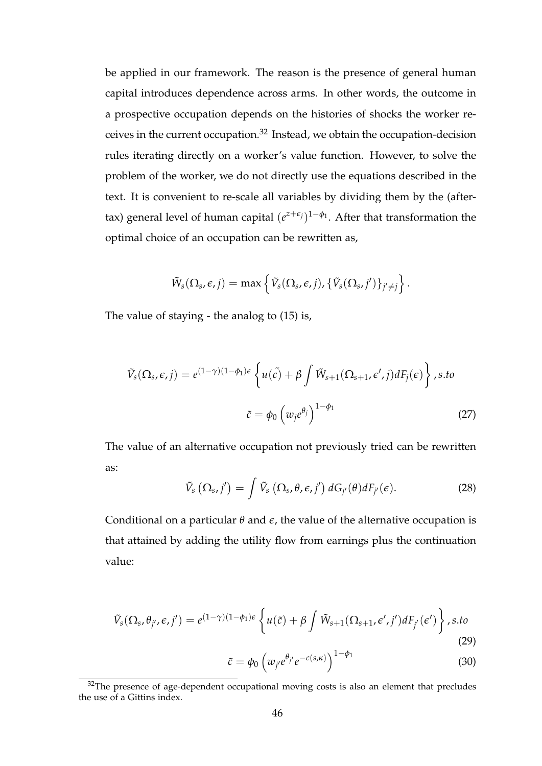be applied in our framework. The reason is the presence of general human capital introduces dependence across arms. In other words, the outcome in a prospective occupation depends on the histories of shocks the worker receives in the current occupation.[32] Instead, we obtain the occupation-decision rules iterating directly on a worker's value function. However, to solve the problem of the worker, we do not directly use the equations described in the text. It is convenient to re-scale all variables by dividing them by the (after-tax) general level of human capital $(e^{z+\epsilon_j})^{1-\phi_1}$. After that transformation the optimal choice of an occupation can be rewritten as,

$$\tilde{W}_s(\Omega_s, \epsilon, j) = \max\left\{\tilde{V}_s(\Omega_s, \epsilon, j), \{\tilde{V}_s(\Omega_s, j')\}_{j' \neq j}\right\}.$$

The value of staying - the analog to (15) is,

$$\tilde{V}_s(\Omega_s, \epsilon, j) = e^{(1-\gamma)(1-\phi_1)\epsilon}\left\{u(\tilde{c}) + \beta \int \tilde{W}_{s+1}(\Omega_{s+1}, \epsilon', j) dF_j(\epsilon)\right\}, s.to$$

$$\tilde{c} = \phi_0 \left(w_j e^{\theta_j}\right)^{1-\phi_1} \tag{27}$$

The value of an alternative occupation not previously tried can be rewritten as:

$$\tilde{V}_s\left(\Omega_s, j'\right) = \int \tilde{V}_s\left(\Omega_s, \theta, \epsilon, j'\right) dG_{j'}(\theta) dF_{j'}(\epsilon). \tag{28}$$

Conditional on a particular $\theta$ and $\epsilon$, the value of the alternative occupation is that attained by adding the utility flow from earnings plus the continuation value:

$$\tilde{V}_s(\Omega_s, \theta_{j'}, \epsilon, j') = e^{(1-\gamma)(1-\phi_1)\epsilon}\left\{u(\tilde{c}) + \beta \int \tilde{W}_{s+1}(\Omega_{s+1}, \epsilon', j') dF_{j'}(\epsilon')\right\}, s.to \tag{29}$$

$$\tilde{c} = \phi_0 \left(w_{j'} e^{\theta_{j'}} e^{-c(s,\kappa)}\right)^{1-\phi_1} \tag{30}$$

[32] The presence of age-dependent occupational moving costs is also an element that precludes the use of a Gittins index.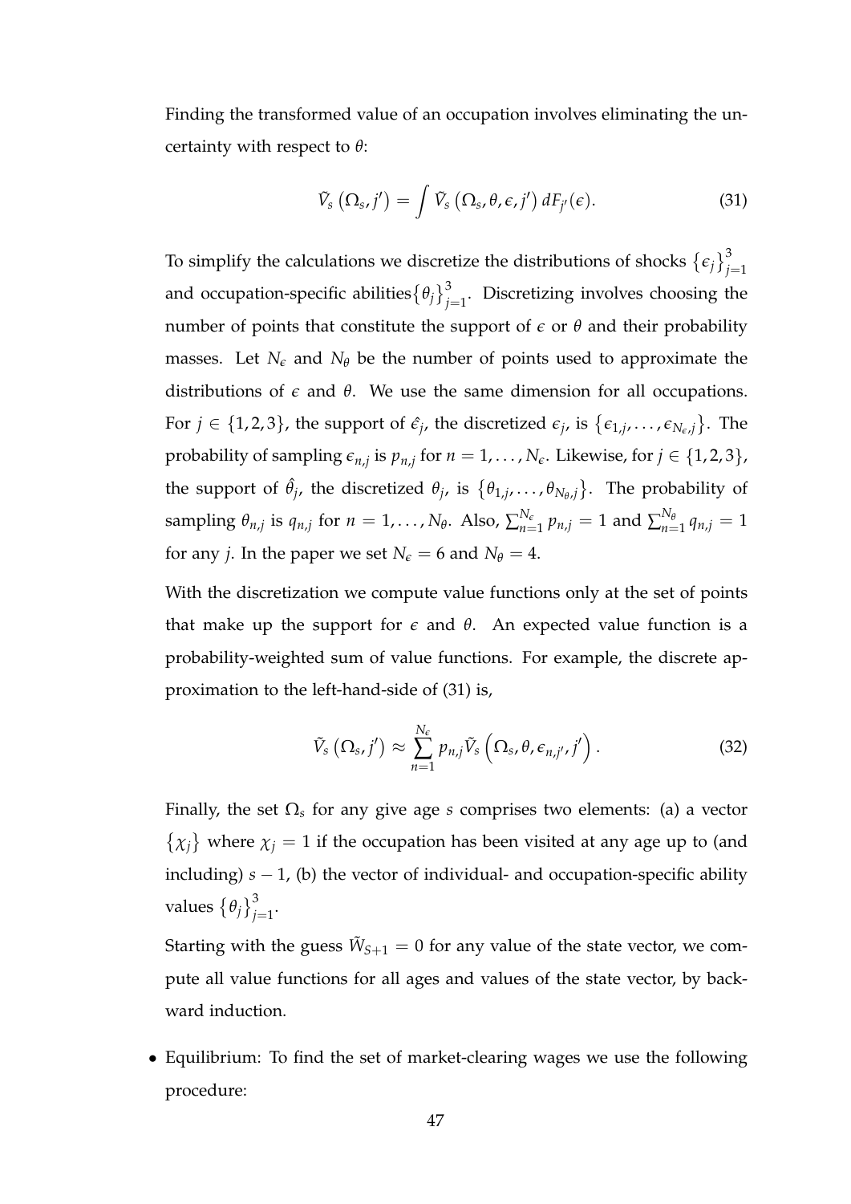Finding the transformed value of an occupation involves eliminating the uncertainty with respect to $\theta$:

$$\tilde{V}_s\left(\Omega_s, j'\right) = \int \tilde{V}_s\left(\Omega_s, \theta, \epsilon, j'\right) dF_{j'}(\epsilon). \tag{31}$$

To simplify the calculations we discretize the distributions of shocks $\left\{\epsilon_j\right\}_{j=1}^{3}$ and occupation-specific abilities$\left\{\theta_j\right\}_{j=1}^{3}$. Discretizing involves choosing the number of points that constitute the support of $\epsilon$ or $\theta$ and their probability masses. Let $N_\epsilon$ and $N_\theta$ be the number of points used to approximate the distributions of $\epsilon$ and $\theta$. We use the same dimension for all occupations. For $j \in \{1,2,3\}$, the support of $\hat{\epsilon_j}$, the discretized $\epsilon_j$, is $\left\{\epsilon_{1,j}, \ldots, \epsilon_{N_\epsilon,j}\right\}$. The probability of sampling $\epsilon_{n,j}$ is $p_{n,j}$ for $n = 1, \ldots, N_\epsilon$. Likewise, for $j \in \{1,2,3\}$, the support of $\hat{\theta}_j$, the discretized $\theta_j$, is $\left\{\theta_{1,j}, \ldots, \theta_{N_\theta,j}\right\}$. The probability of sampling $\theta_{n,j}$ is $q_{n,j}$ for $n = 1, \ldots, N_\theta$. Also, $\sum_{n=1}^{N_\epsilon} p_{n,j} = 1$ and $\sum_{n=1}^{N_\theta} q_{n,j} = 1$ for any $j$. In the paper we set $N_\epsilon = 6$ and $N_\theta = 4$.

With the discretization we compute value functions only at the set of points that make up the support for $\epsilon$ and $\theta$. An expected value function is a probability-weighted sum of value functions. For example, the discrete approximation to the left-hand-side of (31) is,

$$\tilde{V}_s\left(\Omega_s, j'\right) \approx \sum_{n=1}^{N_\epsilon} p_{n,j} \tilde{V}_s\left(\Omega_s, \theta, \epsilon_{n,j'}, j'\right). \tag{32}$$

Finally, the set $\Omega_s$ for any give age $s$ comprises two elements: (a) a vector $\left\{\chi_j\right\}$ where $\chi_j = 1$ if the occupation has been visited at any age up to (and including) $s - 1$, (b) the vector of individual- and occupation-specific ability values $\left\{\theta_j\right\}_{j=1}^{3}$.

Starting with the guess $\tilde{W}_{S+1} = 0$ for any value of the state vector, we compute all value functions for all ages and values of the state vector, by backward induction.

- Equilibrium: To find the set of market-clearing wages we use the following procedure: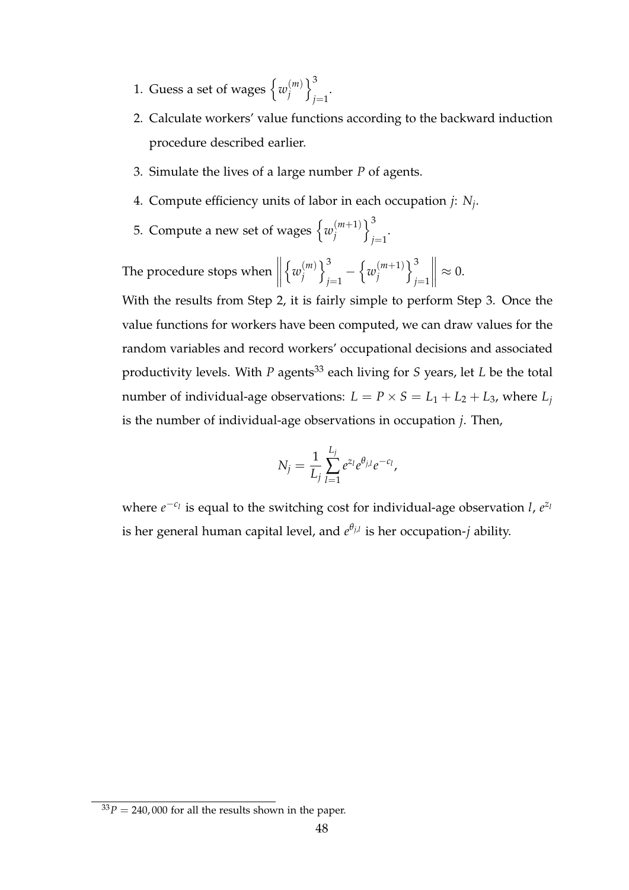1. Guess a set of wages $\left\{w_j^{(m)}\right\}_{j=1}^{3}$.
2. Calculate workers' value functions according to the backward induction procedure described earlier.
3. Simulate the lives of a large number $P$ of agents.
4. Compute efficiency units of labor in each occupation $j$: $N_j$.
5. Compute a new set of wages $\left\{w_j^{(m+1)}\right\}_{j=1}^{3}$.

The procedure stops when $\left\| \left\{w_j^{(m)}\right\}_{j=1}^{3} - \left\{w_j^{(m+1)}\right\}_{j=1}^{3} \right\| \approx 0$.

With the results from Step 2, it is fairly simple to perform Step 3. Once the value functions for workers have been computed, we can draw values for the random variables and record workers' occupational decisions and associated productivity levels. With $P$ agents[33] each living for $S$ years, let $L$ be the total number of individual-age observations: $L = P \times S = L_1 + L_2 + L_3$, where $L_j$ is the number of individual-age observations in occupation $j$. Then,

$$N_j = \frac{1}{L_j} \sum_{l=1}^{L_j} e^{z_l} e^{\theta_{j,l}} e^{-c_l},$$

where $e^{-c_l}$ is equal to the switching cost for individual-age observation $l$, $e^{z_l}$ is her general human capital level, and $e^{\theta_{j,l}}$ is her occupation-$j$ ability.

[33] $P = 240,000$ for all the results shown in the paper.